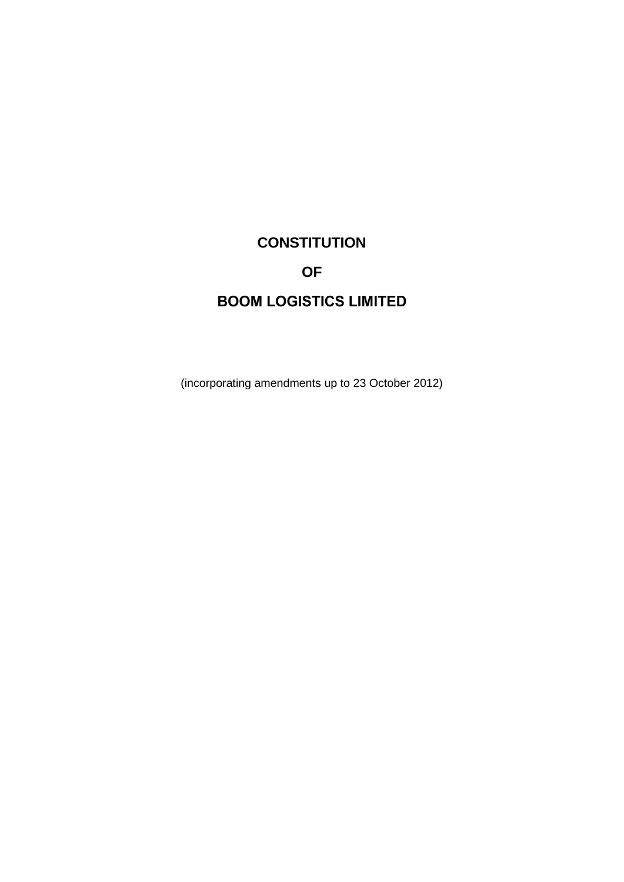# CONSTITUTION

# OF

# BOOM LOGISTICS LIMITED

(incorporating amendments up to 23 October 2012)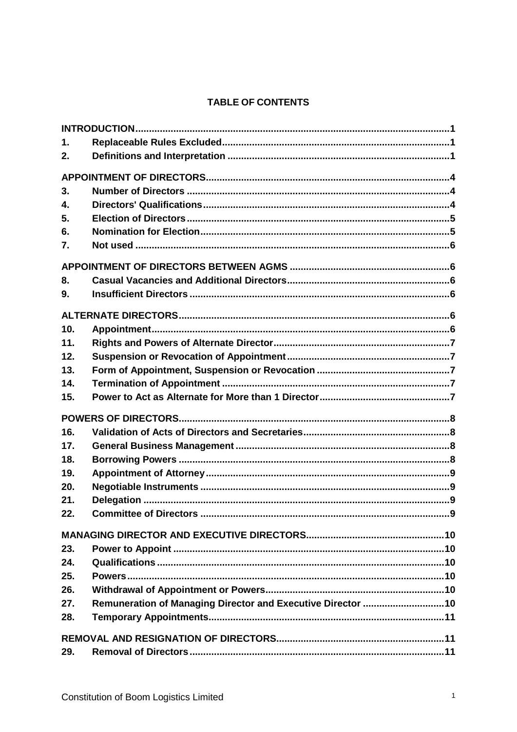# TABLE OF CONTENTS

| | | |
|---|---|---|
| **INTRODUCTION** | | **1** |
| **1.** | **Replaceable Rules Excluded** | **1** |
| **2.** | **Definitions and Interpretation** | **1** |
| **APPOINTMENT OF DIRECTORS** | | **4** |
| **3.** | **Number of Directors** | **4** |
| **4.** | **Directors' Qualifications** | **4** |
| **5.** | **Election of Directors** | **5** |
| **6.** | **Nomination for Election** | **5** |
| **7.** | **Not used** | **6** |
| **APPOINTMENT OF DIRECTORS BETWEEN AGMS** | | **6** |
| **8.** | **Casual Vacancies and Additional Directors** | **6** |
| **9.** | **Insufficient Directors** | **6** |
| **ALTERNATE DIRECTORS** | | **6** |
| **10.** | **Appointment** | **6** |
| **11.** | **Rights and Powers of Alternate Director** | **7** |
| **12.** | **Suspension or Revocation of Appointment** | **7** |
| **13.** | **Form of Appointment, Suspension or Revocation** | **7** |
| **14.** | **Termination of Appointment** | **7** |
| **15.** | **Power to Act as Alternate for More than 1 Director** | **7** |
| **POWERS OF DIRECTORS** | | **8** |
| **16.** | **Validation of Acts of Directors and Secretaries** | **8** |
| **17.** | **General Business Management** | **8** |
| **18.** | **Borrowing Powers** | **8** |
| **19.** | **Appointment of Attorney** | **9** |
| **20.** | **Negotiable Instruments** | **9** |
| **21.** | **Delegation** | **9** |
| **22.** | **Committee of Directors** | **9** |
| **MANAGING DIRECTOR AND EXECUTIVE DIRECTORS** | | **10** |
| **23.** | **Power to Appoint** | **10** |
| **24.** | **Qualifications** | **10** |
| **25.** | **Powers** | **10** |
| **26.** | **Withdrawal of Appointment or Powers** | **10** |
| **27.** | **Remuneration of Managing Director and Executive Director** | **10** |
| **28.** | **Temporary Appointments** | **11** |
| **REMOVAL AND RESIGNATION OF DIRECTORS** | | **11** |
| **29.** | **Removal of Directors** | **11** |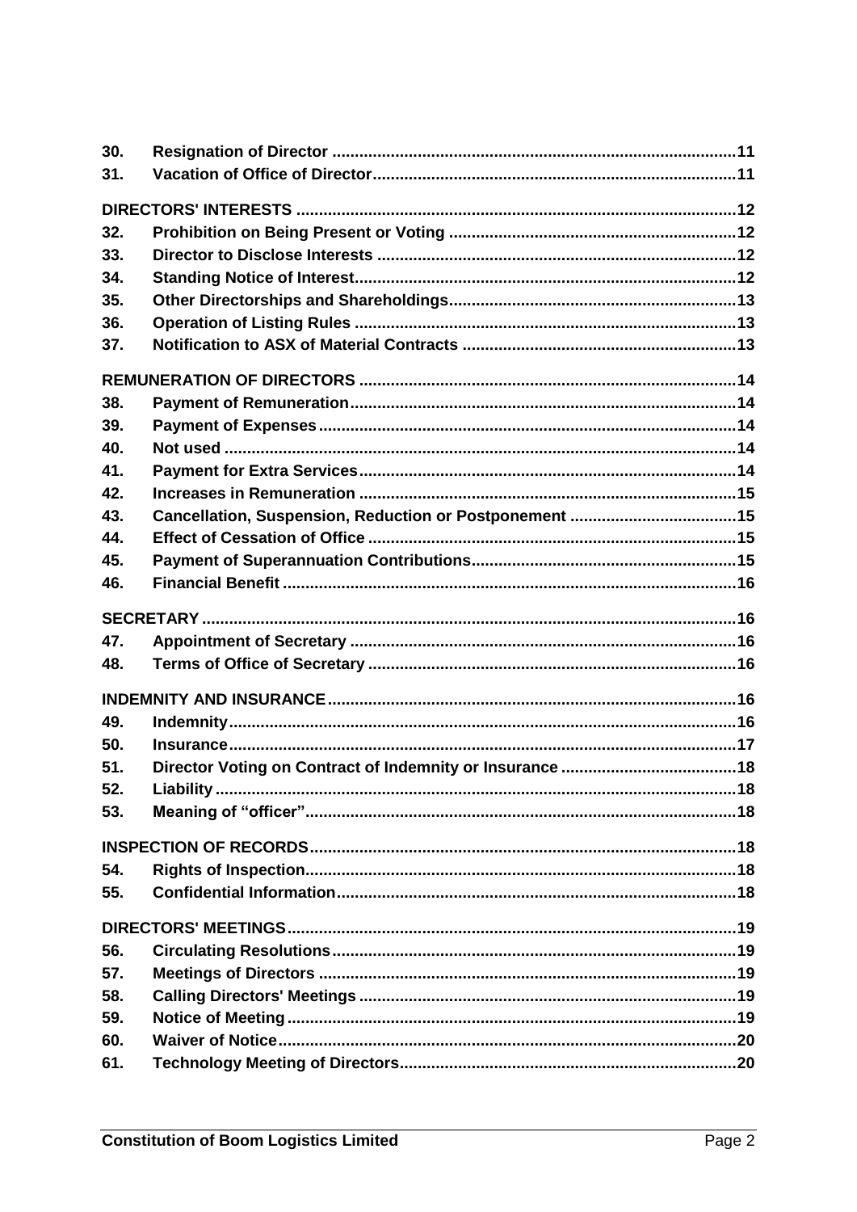| | | |
|---|---|---|
| **30.** | **Resignation of Director** | **11** |
| **31.** | **Vacation of Office of Director** | **11** |
| | **DIRECTORS' INTERESTS** | **12** |
| **32.** | **Prohibition on Being Present or Voting** | **12** |
| **33.** | **Director to Disclose Interests** | **12** |
| **34.** | **Standing Notice of Interest** | **12** |
| **35.** | **Other Directorships and Shareholdings** | **13** |
| **36.** | **Operation of Listing Rules** | **13** |
| **37.** | **Notification to ASX of Material Contracts** | **13** |
| | **REMUNERATION OF DIRECTORS** | **14** |
| **38.** | **Payment of Remuneration** | **14** |
| **39.** | **Payment of Expenses** | **14** |
| **40.** | **Not used** | **14** |
| **41.** | **Payment for Extra Services** | **14** |
| **42.** | **Increases in Remuneration** | **15** |
| **43.** | **Cancellation, Suspension, Reduction or Postponement** | **15** |
| **44.** | **Effect of Cessation of Office** | **15** |
| **45.** | **Payment of Superannuation Contributions** | **15** |
| **46.** | **Financial Benefit** | **16** |
| | **SECRETARY** | **16** |
| **47.** | **Appointment of Secretary** | **16** |
| **48.** | **Terms of Office of Secretary** | **16** |
| | **INDEMNITY AND INSURANCE** | **16** |
| **49.** | **Indemnity** | **16** |
| **50.** | **Insurance** | **17** |
| **51.** | **Director Voting on Contract of Indemnity or Insurance** | **18** |
| **52.** | **Liability** | **18** |
| **53.** | **Meaning of "officer"** | **18** |
| | **INSPECTION OF RECORDS** | **18** |
| **54.** | **Rights of Inspection** | **18** |
| **55.** | **Confidential Information** | **18** |
| | **DIRECTORS' MEETINGS** | **19** |
| **56.** | **Circulating Resolutions** | **19** |
| **57.** | **Meetings of Directors** | **19** |
| **58.** | **Calling Directors' Meetings** | **19** |
| **59.** | **Notice of Meeting** | **19** |
| **60.** | **Waiver of Notice** | **20** |
| **61.** | **Technology Meeting of Directors** | **20** |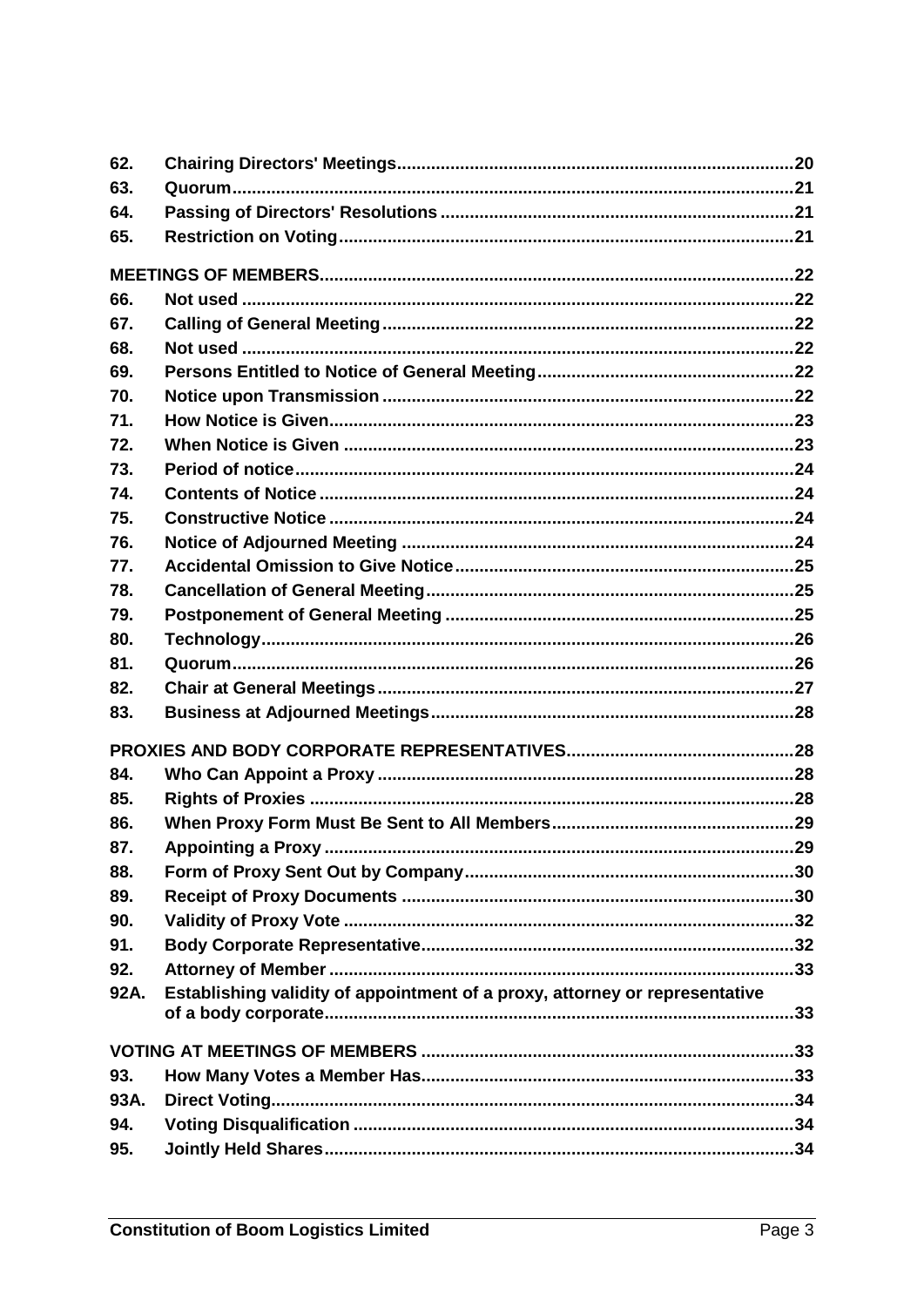| | | |
|---|---|---|
| 62. | Chairing Directors' Meetings | 20 |
| 63. | Quorum | 21 |
| 64. | Passing of Directors' Resolutions | 21 |
| 65. | Restriction on Voting | 21 |
| **MEETINGS OF MEMBERS** | | 22 |
| 66. | Not used | 22 |
| 67. | Calling of General Meeting | 22 |
| 68. | Not used | 22 |
| 69. | Persons Entitled to Notice of General Meeting | 22 |
| 70. | Notice upon Transmission | 22 |
| 71. | How Notice is Given | 23 |
| 72. | When Notice is Given | 23 |
| 73. | Period of notice | 24 |
| 74. | Contents of Notice | 24 |
| 75. | Constructive Notice | 24 |
| 76. | Notice of Adjourned Meeting | 24 |
| 77. | Accidental Omission to Give Notice | 25 |
| 78. | Cancellation of General Meeting | 25 |
| 79. | Postponement of General Meeting | 25 |
| 80. | Technology | 26 |
| 81. | Quorum | 26 |
| 82. | Chair at General Meetings | 27 |
| 83. | Business at Adjourned Meetings | 28 |
| **PROXIES AND BODY CORPORATE REPRESENTATIVES** | | 28 |
| 84. | Who Can Appoint a Proxy | 28 |
| 85. | Rights of Proxies | 28 |
| 86. | When Proxy Form Must Be Sent to All Members | 29 |
| 87. | Appointing a Proxy | 29 |
| 88. | Form of Proxy Sent Out by Company | 30 |
| 89. | Receipt of Proxy Documents | 30 |
| 90. | Validity of Proxy Vote | 32 |
| 91. | Body Corporate Representative | 32 |
| 92. | Attorney of Member | 33 |
| 92A. | Establishing validity of appointment of a proxy, attorney or representative of a body corporate | 33 |
| **VOTING AT MEETINGS OF MEMBERS** | | 33 |
| 93. | How Many Votes a Member Has | 33 |
| 93A. | Direct Voting | 34 |
| 94. | Voting Disqualification | 34 |
| 95. | Jointly Held Shares | 34 |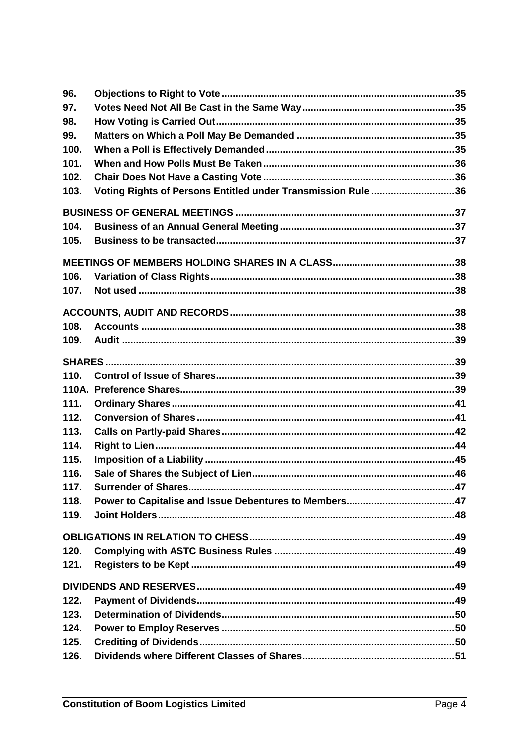| | | |
|---|---|---|
| 96. | Objections to Right to Vote | 35 |
| 97. | Votes Need Not All Be Cast in the Same Way | 35 |
| 98. | How Voting is Carried Out | 35 |
| 99. | Matters on Which a Poll May Be Demanded | 35 |
| 100. | When a Poll is Effectively Demanded | 35 |
| 101. | When and How Polls Must Be Taken | 36 |
| 102. | Chair Does Not Have a Casting Vote | 36 |
| 103. | Voting Rights of Persons Entitled under Transmission Rule | 36 |
| **BUSINESS OF GENERAL MEETINGS** | | 37 |
| 104. | Business of an Annual General Meeting | 37 |
| 105. | Business to be transacted | 37 |
| **MEETINGS OF MEMBERS HOLDING SHARES IN A CLASS** | | 38 |
| 106. | Variation of Class Rights | 38 |
| 107. | Not used | 38 |
| **ACCOUNTS, AUDIT AND RECORDS** | | 38 |
| 108. | Accounts | 38 |
| 109. | Audit | 39 |
| **SHARES** | | 39 |
| 110. | Control of Issue of Shares | 39 |
| 110A. | Preference Shares | 39 |
| 111. | Ordinary Shares | 41 |
| 112. | Conversion of Shares | 41 |
| 113. | Calls on Partly-paid Shares | 42 |
| 114. | Right to Lien | 44 |
| 115. | Imposition of a Liability | 45 |
| 116. | Sale of Shares the Subject of Lien | 46 |
| 117. | Surrender of Shares | 47 |
| 118. | Power to Capitalise and Issue Debentures to Members | 47 |
| 119. | Joint Holders | 48 |
| **OBLIGATIONS IN RELATION TO CHESS** | | 49 |
| 120. | Complying with ASTC Business Rules | 49 |
| 121. | Registers to be Kept | 49 |
| **DIVIDENDS AND RESERVES** | | 49 |
| 122. | Payment of Dividends | 49 |
| 123. | Determination of Dividends | 50 |
| 124. | Power to Employ Reserves | 50 |
| 125. | Crediting of Dividends | 50 |
| 126. | Dividends where Different Classes of Shares | 51 |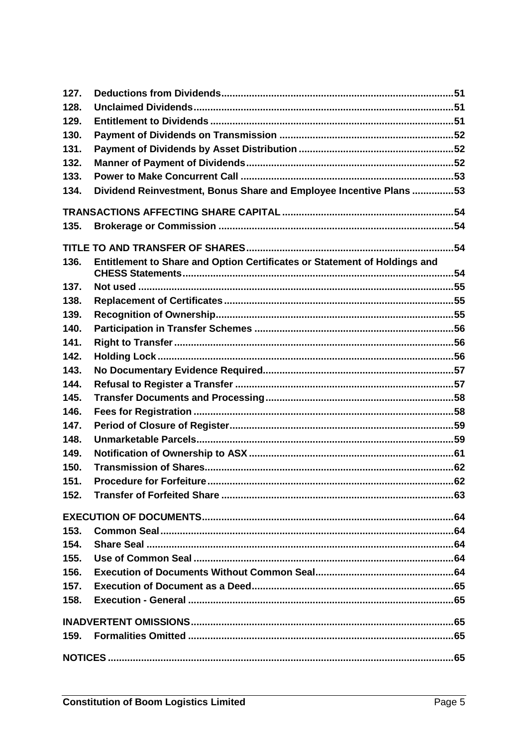| | | |
|---|---|---|
| **127.** | **Deductions from Dividends** | **51** |
| **128.** | **Unclaimed Dividends** | **51** |
| **129.** | **Entitlement to Dividends** | **51** |
| **130.** | **Payment of Dividends on Transmission** | **52** |
| **131.** | **Payment of Dividends by Asset Distribution** | **52** |
| **132.** | **Manner of Payment of Dividends** | **52** |
| **133.** | **Power to Make Concurrent Call** | **53** |
| **134.** | **Dividend Reinvestment, Bonus Share and Employee Incentive Plans** | **53** |
| **TRANSACTIONS AFFECTING SHARE CAPITAL** | | **54** |
| **135.** | **Brokerage or Commission** | **54** |
| **TITLE TO AND TRANSFER OF SHARES** | | **54** |
| **136.** | **Entitlement to Share and Option Certificates or Statement of Holdings and CHESS Statements** | **54** |
| **137.** | **Not used** | **55** |
| **138.** | **Replacement of Certificates** | **55** |
| **139.** | **Recognition of Ownership** | **55** |
| **140.** | **Participation in Transfer Schemes** | **56** |
| **141.** | **Right to Transfer** | **56** |
| **142.** | **Holding Lock** | **56** |
| **143.** | **No Documentary Evidence Required** | **57** |
| **144.** | **Refusal to Register a Transfer** | **57** |
| **145.** | **Transfer Documents and Processing** | **58** |
| **146.** | **Fees for Registration** | **58** |
| **147.** | **Period of Closure of Register** | **59** |
| **148.** | **Unmarketable Parcels** | **59** |
| **149.** | **Notification of Ownership to ASX** | **61** |
| **150.** | **Transmission of Shares** | **62** |
| **151.** | **Procedure for Forfeiture** | **62** |
| **152.** | **Transfer of Forfeited Share** | **63** |
| **EXECUTION OF DOCUMENTS** | | **64** |
| **153.** | **Common Seal** | **64** |
| **154.** | **Share Seal** | **64** |
| **155.** | **Use of Common Seal** | **64** |
| **156.** | **Execution of Documents Without Common Seal** | **64** |
| **157.** | **Execution of Document as a Deed** | **65** |
| **158.** | **Execution - General** | **65** |
| **INADVERTENT OMISSIONS** | | **65** |
| **159.** | **Formalities Omitted** | **65** |
| **NOTICES** | | **65** |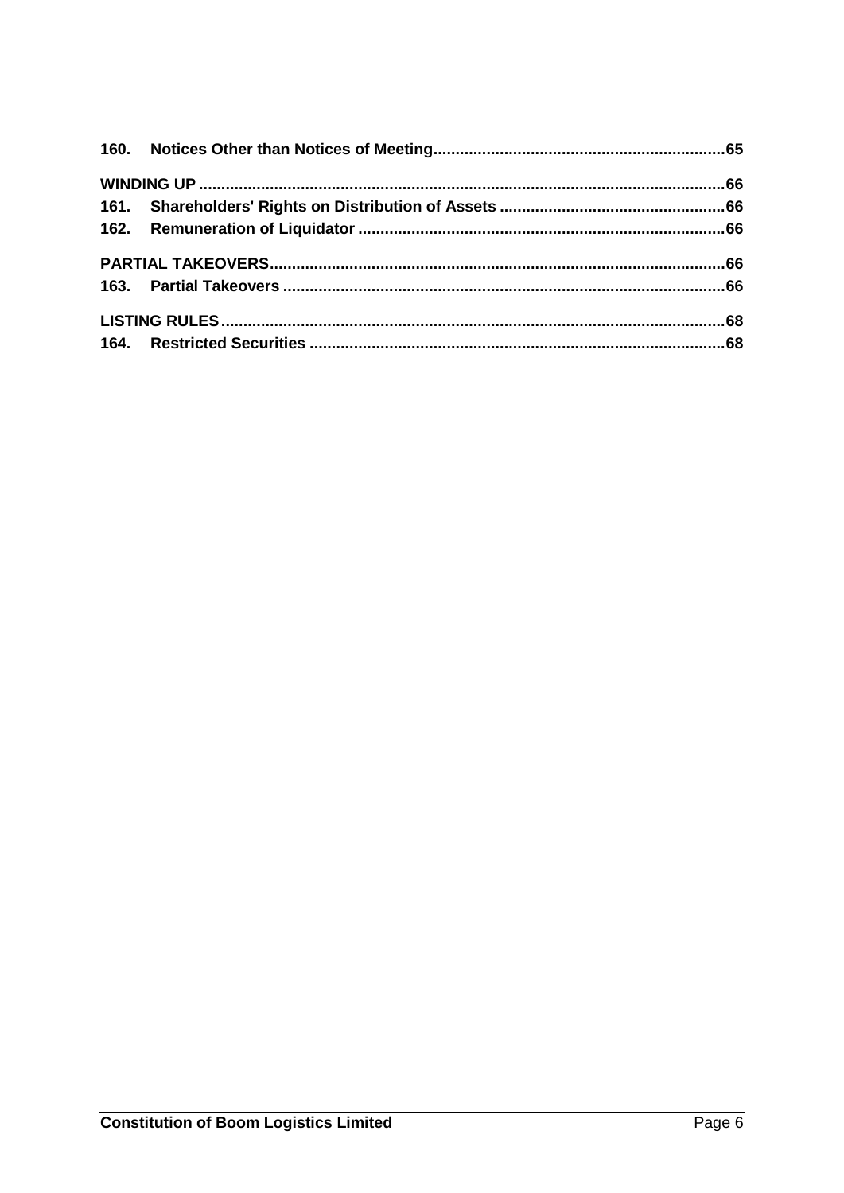| | | |
|---|---|---|
| **160.** | **Notices Other than Notices of Meeting** | **65** |
| **WINDING UP** | | **66** |
| **161.** | **Shareholders' Rights on Distribution of Assets** | **66** |
| **162.** | **Remuneration of Liquidator** | **66** |
| **PARTIAL TAKEOVERS** | | **66** |
| **163.** | **Partial Takeovers** | **66** |
| **LISTING RULES** | | **68** |
| **164.** | **Restricted Securities** | **68** |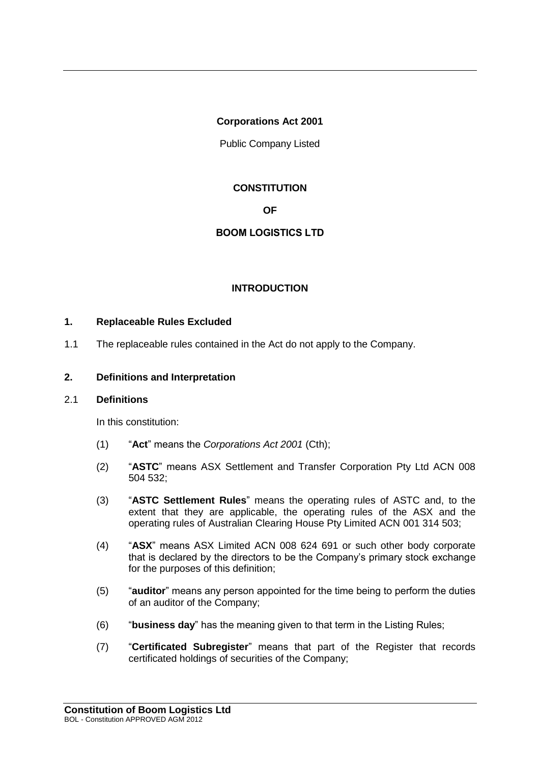**Corporations Act 2001**

Public Company Listed

**CONSTITUTION**

**OF**

**BOOM LOGISTICS LTD**

**INTRODUCTION**

## 1. Replaceable Rules Excluded

1.1 The replaceable rules contained in the Act do not apply to the Company.

## 2. Definitions and Interpretation

### 2.1 Definitions

In this constitution:

(1) "**Act**" means the *Corporations Act 2001* (Cth);

(2) "**ASTC**" means ASX Settlement and Transfer Corporation Pty Ltd ACN 008 504 532;

(3) "**ASTC Settlement Rules**" means the operating rules of ASTC and, to the extent that they are applicable, the operating rules of the ASX and the operating rules of Australian Clearing House Pty Limited ACN 001 314 503;

(4) "**ASX**" means ASX Limited ACN 008 624 691 or such other body corporate that is declared by the directors to be the Company's primary stock exchange for the purposes of this definition;

(5) "**auditor**" means any person appointed for the time being to perform the duties of an auditor of the Company;

(6) "**business day**" has the meaning given to that term in the Listing Rules;

(7) "**Certificated Subregister**" means that part of the Register that records certificated holdings of securities of the Company;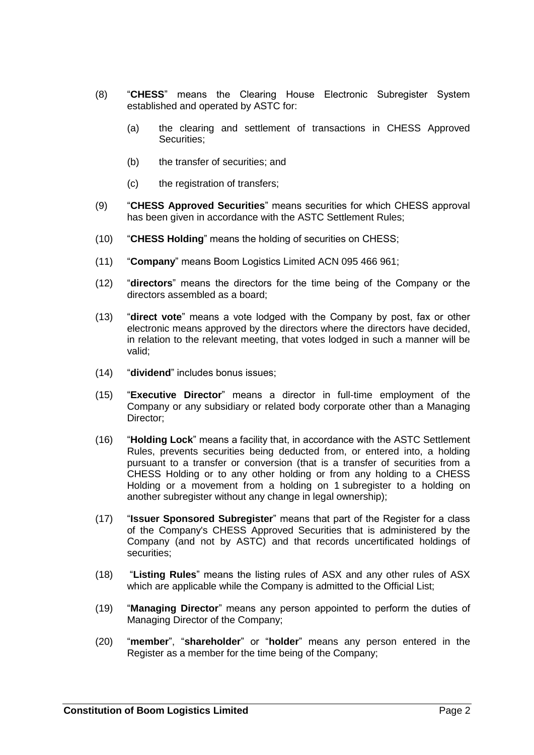(8) "**CHESS**" means the Clearing House Electronic Subregister System established and operated by ASTC for:

    (a) the clearing and settlement of transactions in CHESS Approved Securities;

    (b) the transfer of securities; and

    (c) the registration of transfers;

(9) "**CHESS Approved Securities**" means securities for which CHESS approval has been given in accordance with the ASTC Settlement Rules;

(10) "**CHESS Holding**" means the holding of securities on CHESS;

(11) "**Company**" means Boom Logistics Limited ACN 095 466 961;

(12) "**directors**" means the directors for the time being of the Company or the directors assembled as a board;

(13) "**direct vote**" means a vote lodged with the Company by post, fax or other electronic means approved by the directors where the directors have decided, in relation to the relevant meeting, that votes lodged in such a manner will be valid;

(14) "**dividend**" includes bonus issues;

(15) "**Executive Director**" means a director in full-time employment of the Company or any subsidiary or related body corporate other than a Managing Director;

(16) "**Holding Lock**" means a facility that, in accordance with the ASTC Settlement Rules, prevents securities being deducted from, or entered into, a holding pursuant to a transfer or conversion (that is a transfer of securities from a CHESS Holding or to any other holding or from any holding to a CHESS Holding or a movement from a holding on 1 subregister to a holding on another subregister without any change in legal ownership);

(17) "**Issuer Sponsored Subregister**" means that part of the Register for a class of the Company's CHESS Approved Securities that is administered by the Company (and not by ASTC) and that records uncertificated holdings of securities;

(18) "**Listing Rules**" means the listing rules of ASX and any other rules of ASX which are applicable while the Company is admitted to the Official List;

(19) "**Managing Director**" means any person appointed to perform the duties of Managing Director of the Company;

(20) "**member**", "**shareholder**" or "**holder**" means any person entered in the Register as a member for the time being of the Company;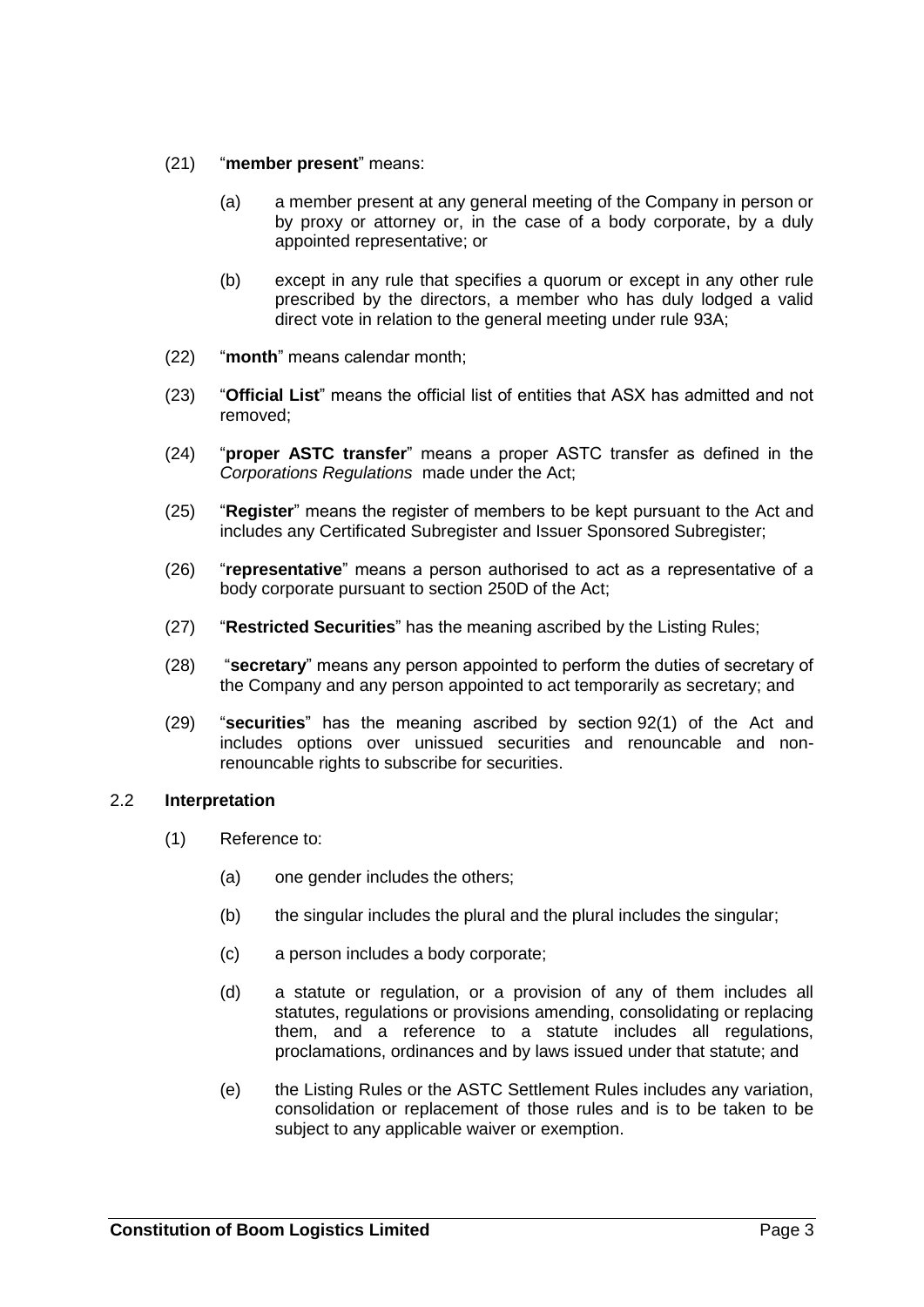(21) "**member present**" means:

   (a) a member present at any general meeting of the Company in person or by proxy or attorney or, in the case of a body corporate, by a duly appointed representative; or

   (b) except in any rule that specifies a quorum or except in any other rule prescribed by the directors, a member who has duly lodged a valid direct vote in relation to the general meeting under rule 93A;

(22) "**month**" means calendar month;

(23) "**Official List**" means the official list of entities that ASX has admitted and not removed;

(24) "**proper ASTC transfer**" means a proper ASTC transfer as defined in the *Corporations Regulations* made under the Act;

(25) "**Register**" means the register of members to be kept pursuant to the Act and includes any Certificated Subregister and Issuer Sponsored Subregister;

(26) "**representative**" means a person authorised to act as a representative of a body corporate pursuant to section 250D of the Act;

(27) "**Restricted Securities**" has the meaning ascribed by the Listing Rules;

(28) "**secretary**" means any person appointed to perform the duties of secretary of the Company and any person appointed to act temporarily as secretary; and

(29) "**securities**" has the meaning ascribed by section 92(1) of the Act and includes options over unissued securities and renouncable and non-renouncable rights to subscribe for securities.

## 2.2 Interpretation

(1) Reference to:

   (a) one gender includes the others;

   (b) the singular includes the plural and the plural includes the singular;

   (c) a person includes a body corporate;

   (d) a statute or regulation, or a provision of any of them includes all statutes, regulations or provisions amending, consolidating or replacing them, and a reference to a statute includes all regulations, proclamations, ordinances and by laws issued under that statute; and

   (e) the Listing Rules or the ASTC Settlement Rules includes any variation, consolidation or replacement of those rules and is to be taken to be subject to any applicable waiver or exemption.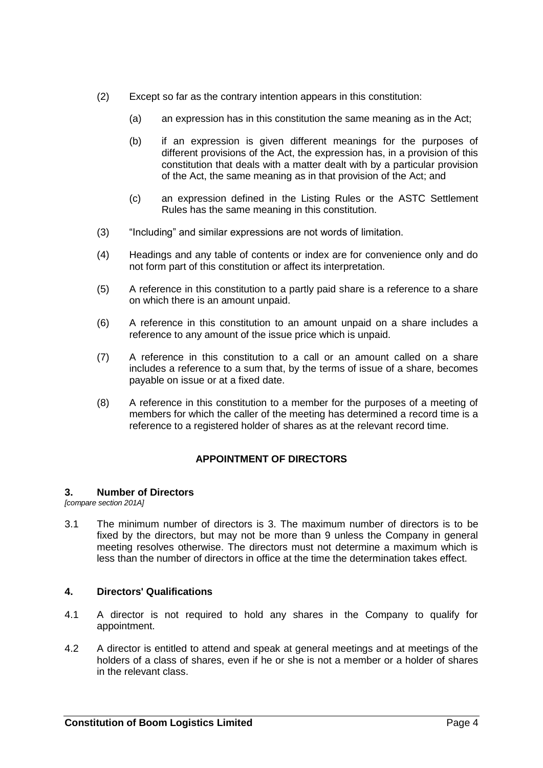(2) Except so far as the contrary intention appears in this constitution:

(a) an expression has in this constitution the same meaning as in the Act;

(b) if an expression is given different meanings for the purposes of different provisions of the Act, the expression has, in a provision of this constitution that deals with a matter dealt with by a particular provision of the Act, the same meaning as in that provision of the Act; and

(c) an expression defined in the Listing Rules or the ASTC Settlement Rules has the same meaning in this constitution.

(3) "Including" and similar expressions are not words of limitation.

(4) Headings and any table of contents or index are for convenience only and do not form part of this constitution or affect its interpretation.

(5) A reference in this constitution to a partly paid share is a reference to a share on which there is an amount unpaid.

(6) A reference in this constitution to an amount unpaid on a share includes a reference to any amount of the issue price which is unpaid.

(7) A reference in this constitution to a call or an amount called on a share includes a reference to a sum that, by the terms of issue of a share, becomes payable on issue or at a fixed date.

(8) A reference in this constitution to a member for the purposes of a meeting of members for which the caller of the meeting has determined a record time is a reference to a registered holder of shares as at the relevant record time.

## APPOINTMENT OF DIRECTORS

### 3. Number of Directors

*[compare section 201A]*

3.1 The minimum number of directors is 3. The maximum number of directors is to be fixed by the directors, but may not be more than 9 unless the Company in general meeting resolves otherwise. The directors must not determine a maximum which is less than the number of directors in office at the time the determination takes effect.

### 4. Directors' Qualifications

4.1 A director is not required to hold any shares in the Company to qualify for appointment.

4.2 A director is entitled to attend and speak at general meetings and at meetings of the holders of a class of shares, even if he or she is not a member or a holder of shares in the relevant class.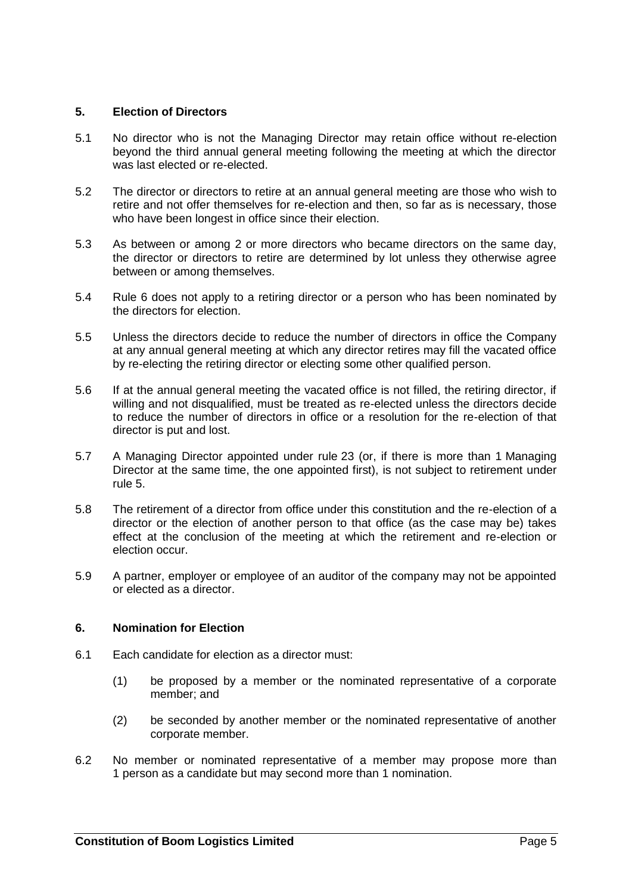## 5. Election of Directors

5.1 No director who is not the Managing Director may retain office without re-election beyond the third annual general meeting following the meeting at which the director was last elected or re-elected.

5.2 The director or directors to retire at an annual general meeting are those who wish to retire and not offer themselves for re-election and then, so far as is necessary, those who have been longest in office since their election.

5.3 As between or among 2 or more directors who became directors on the same day, the director or directors to retire are determined by lot unless they otherwise agree between or among themselves.

5.4 Rule 6 does not apply to a retiring director or a person who has been nominated by the directors for election.

5.5 Unless the directors decide to reduce the number of directors in office the Company at any annual general meeting at which any director retires may fill the vacated office by re-electing the retiring director or electing some other qualified person.

5.6 If at the annual general meeting the vacated office is not filled, the retiring director, if willing and not disqualified, must be treated as re-elected unless the directors decide to reduce the number of directors in office or a resolution for the re-election of that director is put and lost.

5.7 A Managing Director appointed under rule 23 (or, if there is more than 1 Managing Director at the same time, the one appointed first), is not subject to retirement under rule 5.

5.8 The retirement of a director from office under this constitution and the re-election of a director or the election of another person to that office (as the case may be) takes effect at the conclusion of the meeting at which the retirement and re-election or election occur.

5.9 A partner, employer or employee of an auditor of the company may not be appointed or elected as a director.

## 6. Nomination for Election

6.1 Each candidate for election as a director must:

(1) be proposed by a member or the nominated representative of a corporate member; and

(2) be seconded by another member or the nominated representative of another corporate member.

6.2 No member or nominated representative of a member may propose more than 1 person as a candidate but may second more than 1 nomination.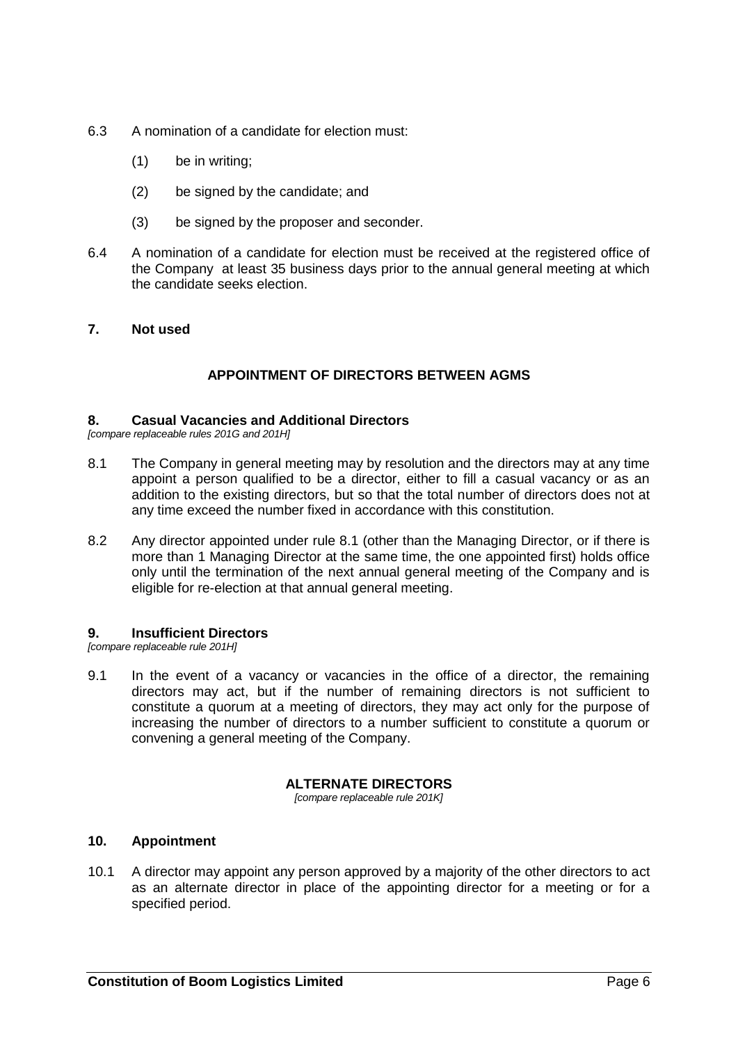6.3 A nomination of a candidate for election must:

(1) be in writing;

(2) be signed by the candidate; and

(3) be signed by the proposer and seconder.

6.4 A nomination of a candidate for election must be received at the registered office of the Company at least 35 business days prior to the annual general meeting at which the candidate seeks election.

## 7. Not used

## APPOINTMENT OF DIRECTORS BETWEEN AGMS

### 8. Casual Vacancies and Additional Directors

*[compare replaceable rules 201G and 201H]*

8.1 The Company in general meeting may by resolution and the directors may at any time appoint a person qualified to be a director, either to fill a casual vacancy or as an addition to the existing directors, but so that the total number of directors does not at any time exceed the number fixed in accordance with this constitution.

8.2 Any director appointed under rule 8.1 (other than the Managing Director, or if there is more than 1 Managing Director at the same time, the one appointed first) holds office only until the termination of the next annual general meeting of the Company and is eligible for re-election at that annual general meeting.

### 9. Insufficient Directors

*[compare replaceable rule 201H]*

9.1 In the event of a vacancy or vacancies in the office of a director, the remaining directors may act, but if the number of remaining directors is not sufficient to constitute a quorum at a meeting of directors, they may act only for the purpose of increasing the number of directors to a number sufficient to constitute a quorum or convening a general meeting of the Company.

## ALTERNATE DIRECTORS

*[compare replaceable rule 201K]*

### 10. Appointment

10.1 A director may appoint any person approved by a majority of the other directors to act as an alternate director in place of the appointing director for a meeting or for a specified period.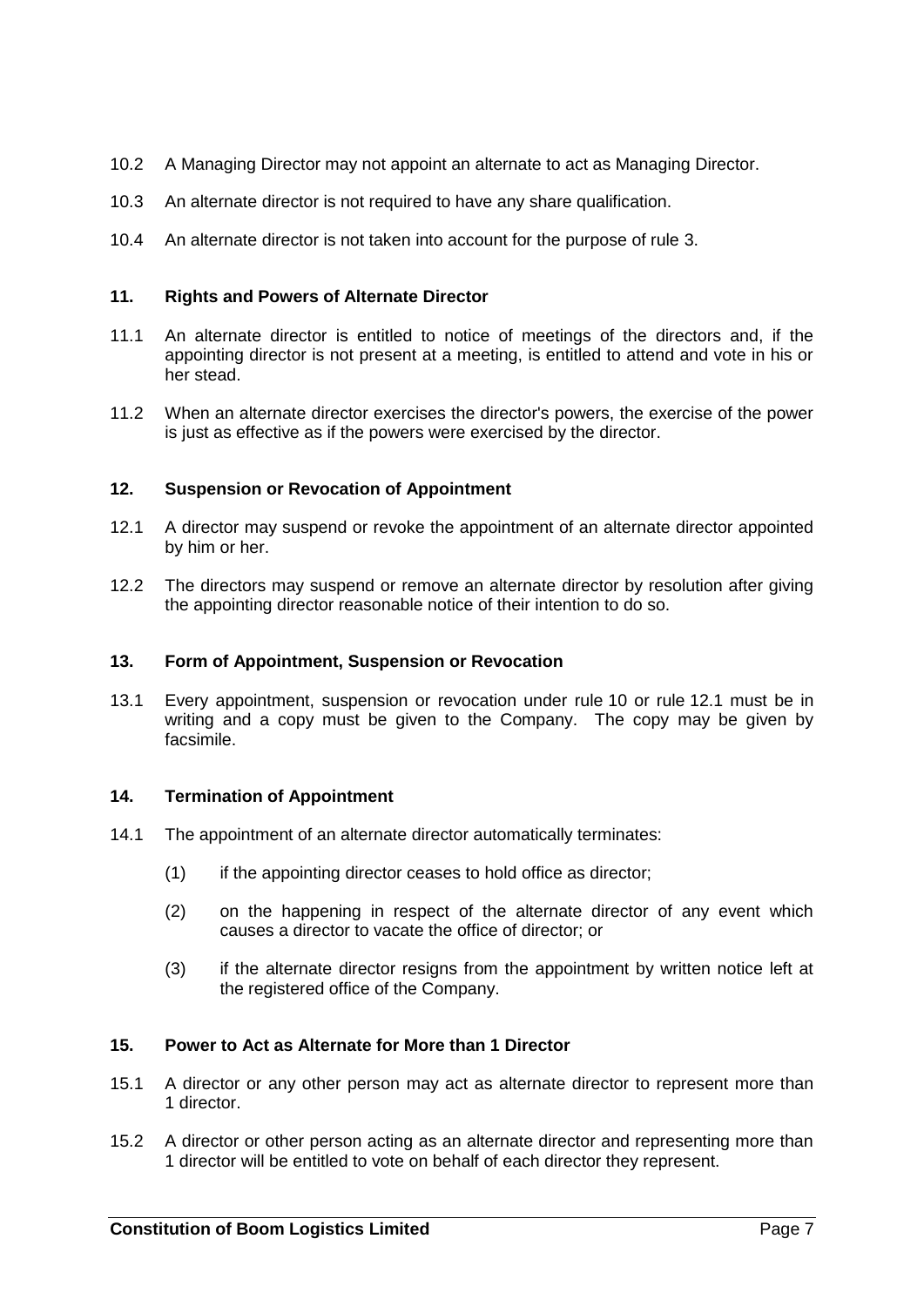10.2 A Managing Director may not appoint an alternate to act as Managing Director.

10.3 An alternate director is not required to have any share qualification.

10.4 An alternate director is not taken into account for the purpose of rule 3.

## 11. Rights and Powers of Alternate Director

11.1 An alternate director is entitled to notice of meetings of the directors and, if the appointing director is not present at a meeting, is entitled to attend and vote in his or her stead.

11.2 When an alternate director exercises the director's powers, the exercise of the power is just as effective as if the powers were exercised by the director.

## 12. Suspension or Revocation of Appointment

12.1 A director may suspend or revoke the appointment of an alternate director appointed by him or her.

12.2 The directors may suspend or remove an alternate director by resolution after giving the appointing director reasonable notice of their intention to do so.

## 13. Form of Appointment, Suspension or Revocation

13.1 Every appointment, suspension or revocation under rule 10 or rule 12.1 must be in writing and a copy must be given to the Company. The copy may be given by facsimile.

## 14. Termination of Appointment

14.1 The appointment of an alternate director automatically terminates:

(1) if the appointing director ceases to hold office as director;

(2) on the happening in respect of the alternate director of any event which causes a director to vacate the office of director; or

(3) if the alternate director resigns from the appointment by written notice left at the registered office of the Company.

## 15. Power to Act as Alternate for More than 1 Director

15.1 A director or any other person may act as alternate director to represent more than 1 director.

15.2 A director or other person acting as an alternate director and representing more than 1 director will be entitled to vote on behalf of each director they represent.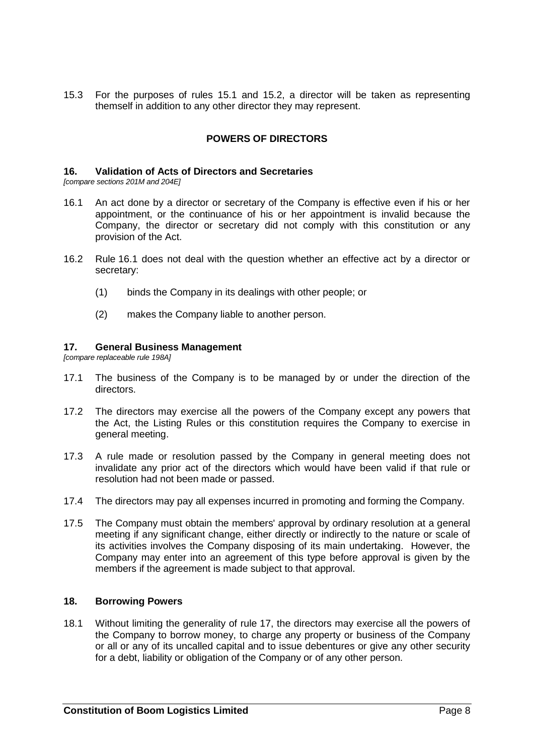15.3 For the purposes of rules 15.1 and 15.2, a director will be taken as representing themself in addition to any other director they may represent.

## POWERS OF DIRECTORS

### 16. Validation of Acts of Directors and Secretaries

*[compare sections 201M and 204E]*

16.1 An act done by a director or secretary of the Company is effective even if his or her appointment, or the continuance of his or her appointment is invalid because the Company, the director or secretary did not comply with this constitution or any provision of the Act.

16.2 Rule 16.1 does not deal with the question whether an effective act by a director or secretary:

(1) binds the Company in its dealings with other people; or

(2) makes the Company liable to another person.

### 17. General Business Management

*[compare replaceable rule 198A]*

17.1 The business of the Company is to be managed by or under the direction of the directors.

17.2 The directors may exercise all the powers of the Company except any powers that the Act, the Listing Rules or this constitution requires the Company to exercise in general meeting.

17.3 A rule made or resolution passed by the Company in general meeting does not invalidate any prior act of the directors which would have been valid if that rule or resolution had not been made or passed.

17.4 The directors may pay all expenses incurred in promoting and forming the Company.

17.5 The Company must obtain the members' approval by ordinary resolution at a general meeting if any significant change, either directly or indirectly to the nature or scale of its activities involves the Company disposing of its main undertaking. However, the Company may enter into an agreement of this type before approval is given by the members if the agreement is made subject to that approval.

### 18. Borrowing Powers

18.1 Without limiting the generality of rule 17, the directors may exercise all the powers of the Company to borrow money, to charge any property or business of the Company or all or any of its uncalled capital and to issue debentures or give any other security for a debt, liability or obligation of the Company or of any other person.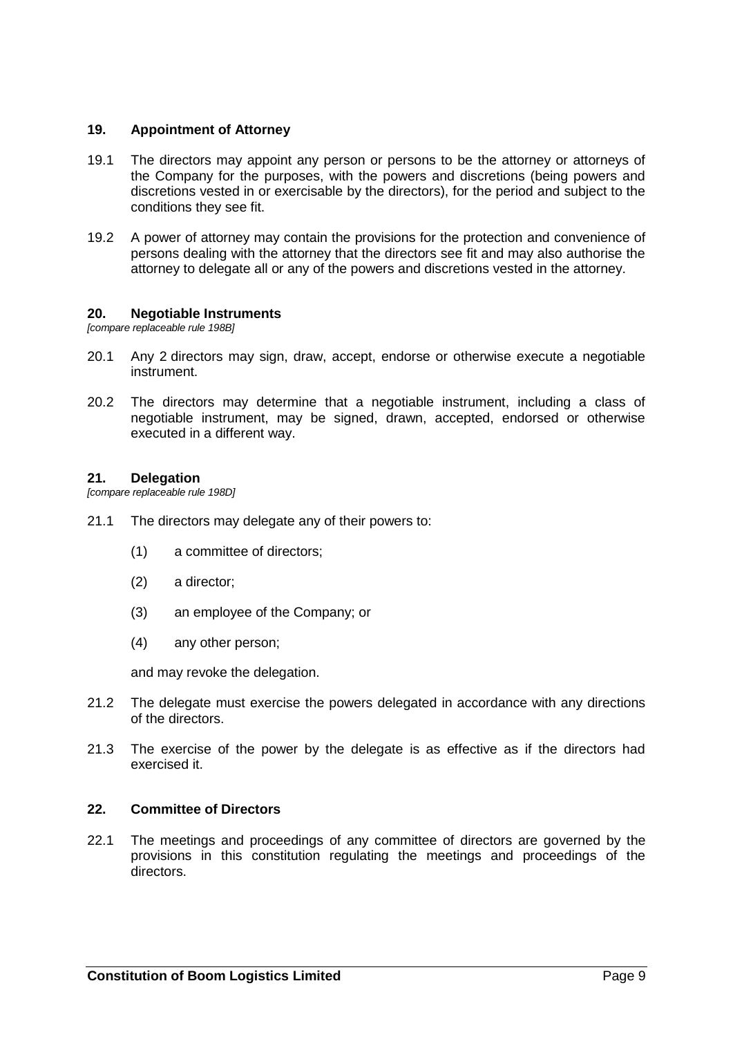## 19. Appointment of Attorney

19.1 The directors may appoint any person or persons to be the attorney or attorneys of the Company for the purposes, with the powers and discretions (being powers and discretions vested in or exercisable by the directors), for the period and subject to the conditions they see fit.

19.2 A power of attorney may contain the provisions for the protection and convenience of persons dealing with the attorney that the directors see fit and may also authorise the attorney to delegate all or any of the powers and discretions vested in the attorney.

## 20. Negotiable Instruments

*[compare replaceable rule 198B]*

20.1 Any 2 directors may sign, draw, accept, endorse or otherwise execute a negotiable instrument.

20.2 The directors may determine that a negotiable instrument, including a class of negotiable instrument, may be signed, drawn, accepted, endorsed or otherwise executed in a different way.

## 21. Delegation

*[compare replaceable rule 198D]*

21.1 The directors may delegate any of their powers to:

(1) a committee of directors;

(2) a director;

(3) an employee of the Company; or

(4) any other person;

and may revoke the delegation.

21.2 The delegate must exercise the powers delegated in accordance with any directions of the directors.

21.3 The exercise of the power by the delegate is as effective as if the directors had exercised it.

## 22. Committee of Directors

22.1 The meetings and proceedings of any committee of directors are governed by the provisions in this constitution regulating the meetings and proceedings of the directors.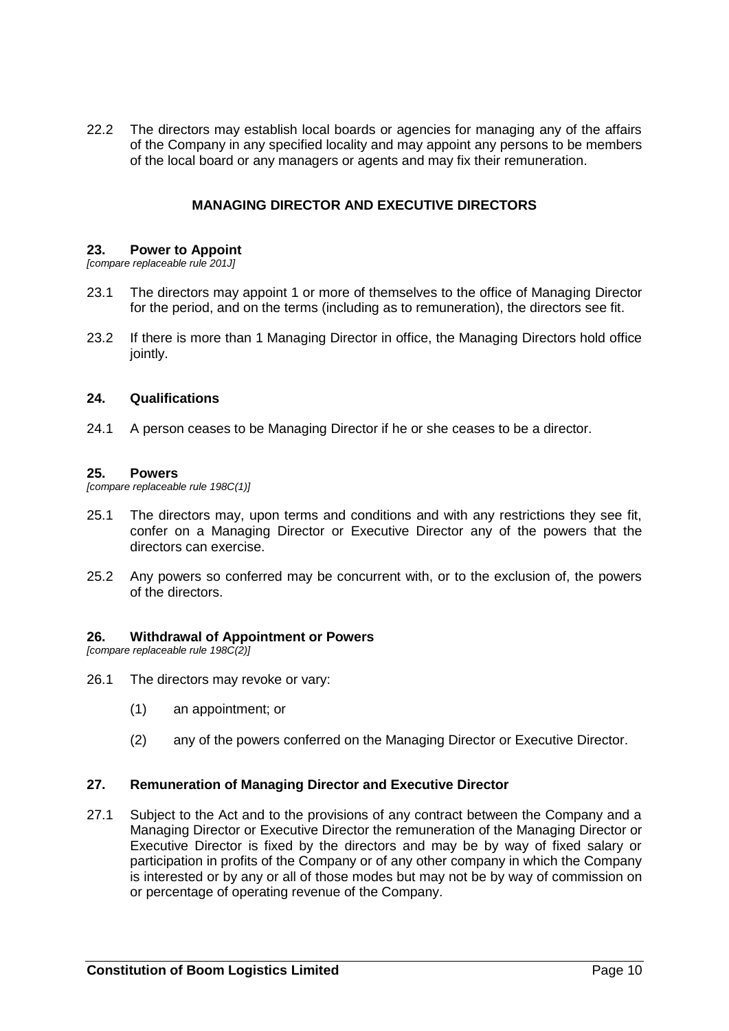22.2 The directors may establish local boards or agencies for managing any of the affairs of the Company in any specified locality and may appoint any persons to be members of the local board or any managers or agents and may fix their remuneration.

## MANAGING DIRECTOR AND EXECUTIVE DIRECTORS

### 23. Power to Appoint

*[compare replaceable rule 201J]*

23.1 The directors may appoint 1 or more of themselves to the office of Managing Director for the period, and on the terms (including as to remuneration), the directors see fit.

23.2 If there is more than 1 Managing Director in office, the Managing Directors hold office jointly.

### 24. Qualifications

24.1 A person ceases to be Managing Director if he or she ceases to be a director.

### 25. Powers

*[compare replaceable rule 198C(1)]*

25.1 The directors may, upon terms and conditions and with any restrictions they see fit, confer on a Managing Director or Executive Director any of the powers that the directors can exercise.

25.2 Any powers so conferred may be concurrent with, or to the exclusion of, the powers of the directors.

### 26. Withdrawal of Appointment or Powers

*[compare replaceable rule 198C(2)]*

26.1 The directors may revoke or vary:

(1) an appointment; or

(2) any of the powers conferred on the Managing Director or Executive Director.

### 27. Remuneration of Managing Director and Executive Director

27.1 Subject to the Act and to the provisions of any contract between the Company and a Managing Director or Executive Director the remuneration of the Managing Director or Executive Director is fixed by the directors and may be by way of fixed salary or participation in profits of the Company or of any other company in which the Company is interested or by any or all of those modes but may not be by way of commission on or percentage of operating revenue of the Company.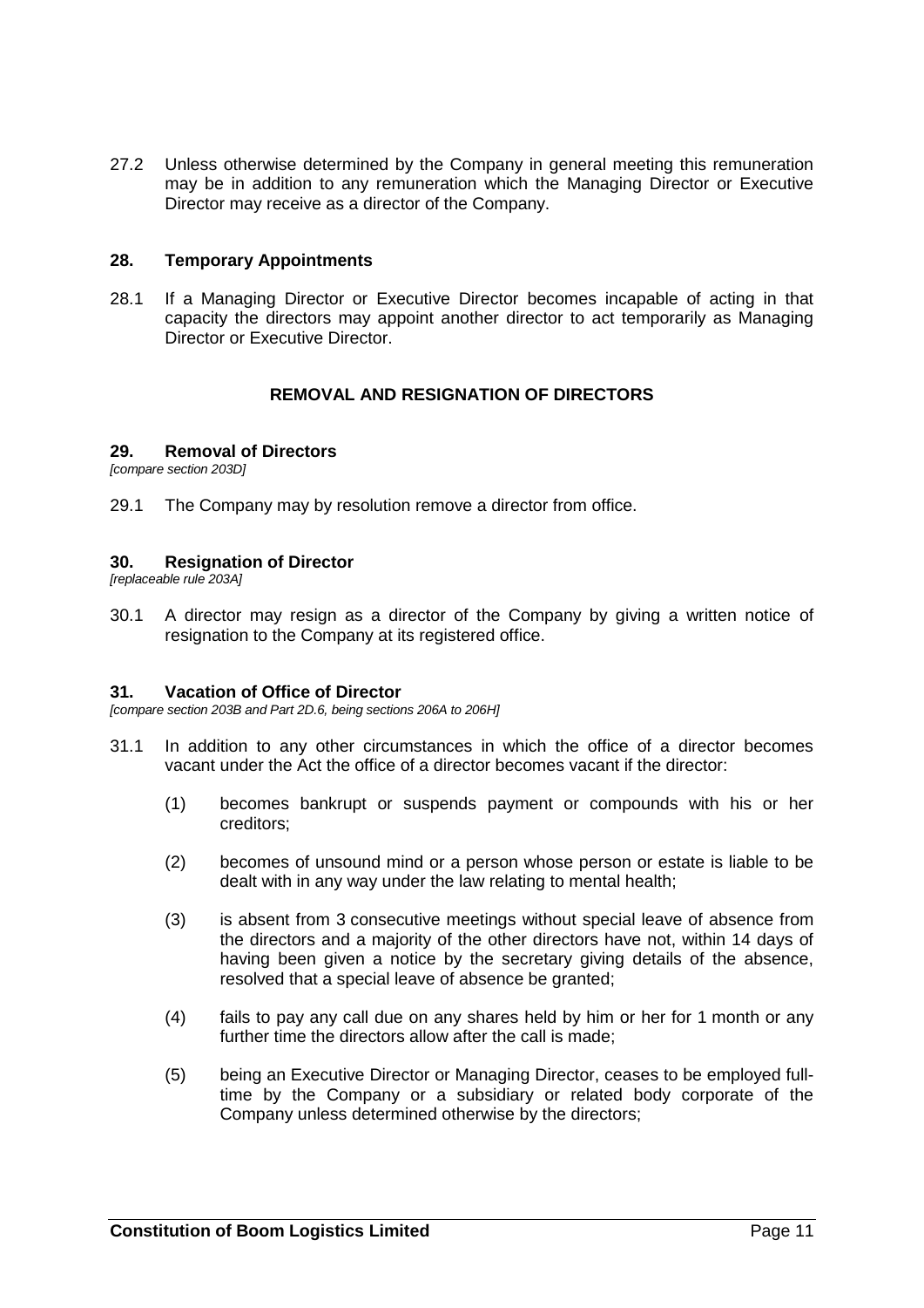27.2 Unless otherwise determined by the Company in general meeting this remuneration may be in addition to any remuneration which the Managing Director or Executive Director may receive as a director of the Company.

### 28. Temporary Appointments

28.1 If a Managing Director or Executive Director becomes incapable of acting in that capacity the directors may appoint another director to act temporarily as Managing Director or Executive Director.

## REMOVAL AND RESIGNATION OF DIRECTORS

### 29. Removal of Directors

*[compare section 203D]*

29.1 The Company may by resolution remove a director from office.

### 30. Resignation of Director

*[replaceable rule 203A]*

30.1 A director may resign as a director of the Company by giving a written notice of resignation to the Company at its registered office.

### 31. Vacation of Office of Director

*[compare section 203B and Part 2D.6, being sections 206A to 206H]*

31.1 In addition to any other circumstances in which the office of a director becomes vacant under the Act the office of a director becomes vacant if the director:

(1) becomes bankrupt or suspends payment or compounds with his or her creditors;

(2) becomes of unsound mind or a person whose person or estate is liable to be dealt with in any way under the law relating to mental health;

(3) is absent from 3 consecutive meetings without special leave of absence from the directors and a majority of the other directors have not, within 14 days of having been given a notice by the secretary giving details of the absence, resolved that a special leave of absence be granted;

(4) fails to pay any call due on any shares held by him or her for 1 month or any further time the directors allow after the call is made;

(5) being an Executive Director or Managing Director, ceases to be employed full-time by the Company or a subsidiary or related body corporate of the Company unless determined otherwise by the directors;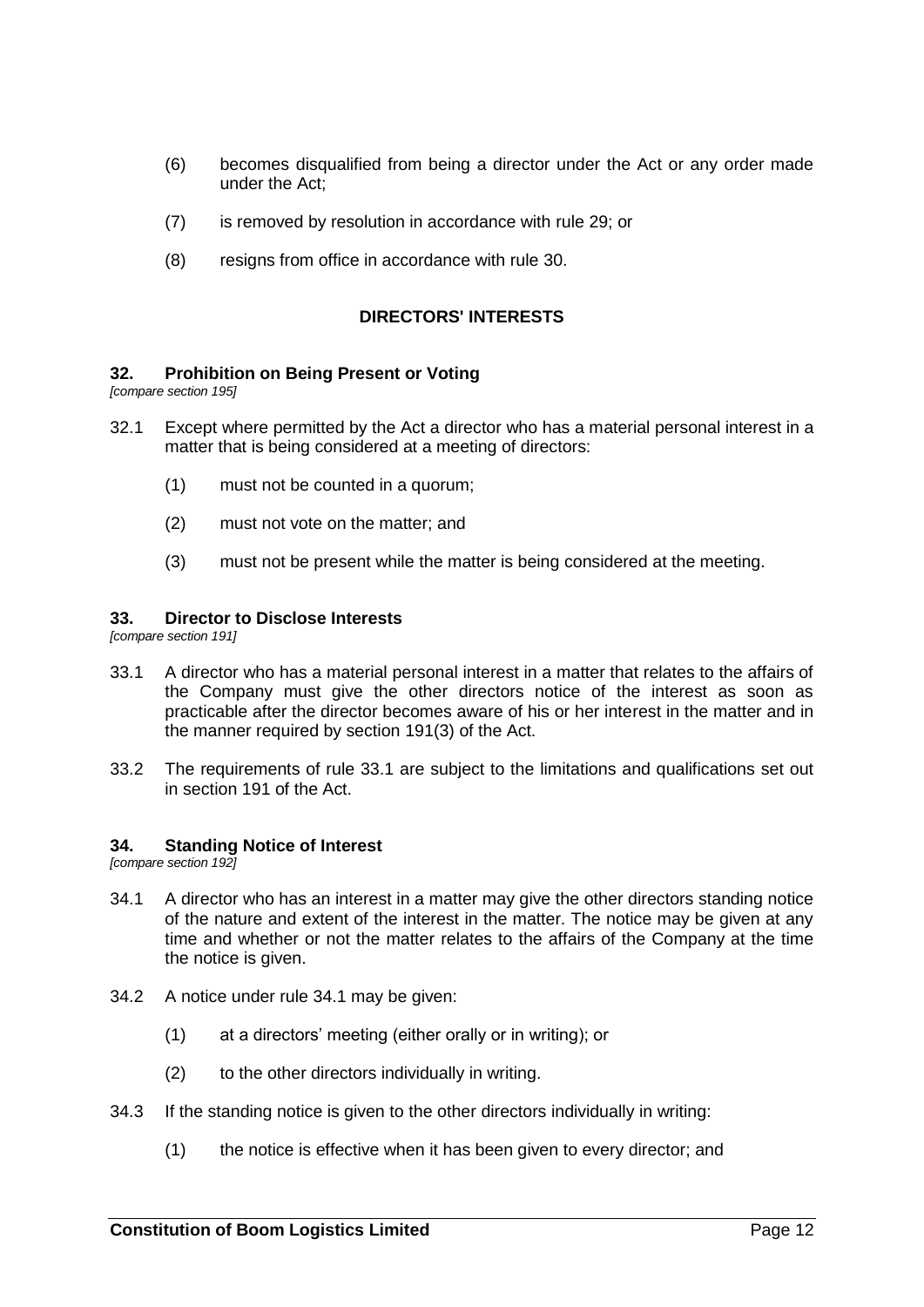(6) becomes disqualified from being a director under the Act or any order made under the Act;

(7) is removed by resolution in accordance with rule 29; or

(8) resigns from office in accordance with rule 30.

## DIRECTORS' INTERESTS

### 32. Prohibition on Being Present or Voting

*[compare section 195]*

32.1 Except where permitted by the Act a director who has a material personal interest in a matter that is being considered at a meeting of directors:

(1) must not be counted in a quorum;

(2) must not vote on the matter; and

(3) must not be present while the matter is being considered at the meeting.

### 33. Director to Disclose Interests

*[compare section 191]*

33.1 A director who has a material personal interest in a matter that relates to the affairs of the Company must give the other directors notice of the interest as soon as practicable after the director becomes aware of his or her interest in the matter and in the manner required by section 191(3) of the Act.

33.2 The requirements of rule 33.1 are subject to the limitations and qualifications set out in section 191 of the Act.

### 34. Standing Notice of Interest

*[compare section 192]*

34.1 A director who has an interest in a matter may give the other directors standing notice of the nature and extent of the interest in the matter. The notice may be given at any time and whether or not the matter relates to the affairs of the Company at the time the notice is given.

34.2 A notice under rule 34.1 may be given:

(1) at a directors' meeting (either orally or in writing); or

(2) to the other directors individually in writing.

34.3 If the standing notice is given to the other directors individually in writing:

(1) the notice is effective when it has been given to every director; and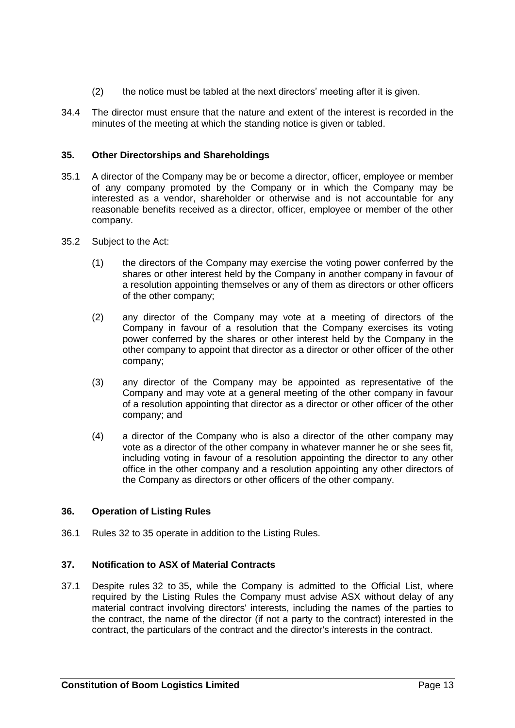(2) the notice must be tabled at the next directors' meeting after it is given.

34.4 The director must ensure that the nature and extent of the interest is recorded in the minutes of the meeting at which the standing notice is given or tabled.

## 35. Other Directorships and Shareholdings

35.1 A director of the Company may be or become a director, officer, employee or member of any company promoted by the Company or in which the Company may be interested as a vendor, shareholder or otherwise and is not accountable for any reasonable benefits received as a director, officer, employee or member of the other company.

35.2 Subject to the Act:

(1) the directors of the Company may exercise the voting power conferred by the shares or other interest held by the Company in another company in favour of a resolution appointing themselves or any of them as directors or other officers of the other company;

(2) any director of the Company may vote at a meeting of directors of the Company in favour of a resolution that the Company exercises its voting power conferred by the shares or other interest held by the Company in the other company to appoint that director as a director or other officer of the other company;

(3) any director of the Company may be appointed as representative of the Company and may vote at a general meeting of the other company in favour of a resolution appointing that director as a director or other officer of the other company; and

(4) a director of the Company who is also a director of the other company may vote as a director of the other company in whatever manner he or she sees fit, including voting in favour of a resolution appointing the director to any other office in the other company and a resolution appointing any other directors of the Company as directors or other officers of the other company.

## 36. Operation of Listing Rules

36.1 Rules 32 to 35 operate in addition to the Listing Rules.

## 37. Notification to ASX of Material Contracts

37.1 Despite rules 32 to 35, while the Company is admitted to the Official List, where required by the Listing Rules the Company must advise ASX without delay of any material contract involving directors' interests, including the names of the parties to the contract, the name of the director (if not a party to the contract) interested in the contract, the particulars of the contract and the director's interests in the contract.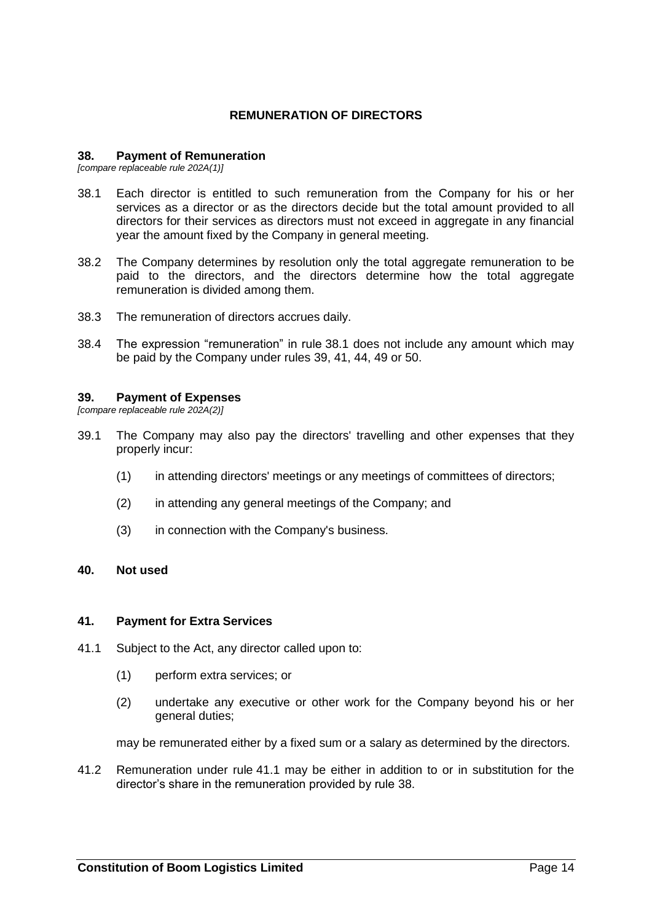## REMUNERATION OF DIRECTORS

### 38. Payment of Remuneration

*[compare replaceable rule 202A(1)]*

38.1 Each director is entitled to such remuneration from the Company for his or her services as a director or as the directors decide but the total amount provided to all directors for their services as directors must not exceed in aggregate in any financial year the amount fixed by the Company in general meeting.

38.2 The Company determines by resolution only the total aggregate remuneration to be paid to the directors, and the directors determine how the total aggregate remuneration is divided among them.

38.3 The remuneration of directors accrues daily.

38.4 The expression "remuneration" in rule 38.1 does not include any amount which may be paid by the Company under rules 39, 41, 44, 49 or 50.

### 39. Payment of Expenses

*[compare replaceable rule 202A(2)]*

39.1 The Company may also pay the directors' travelling and other expenses that they properly incur:

(1) in attending directors' meetings or any meetings of committees of directors;

(2) in attending any general meetings of the Company; and

(3) in connection with the Company's business.

### 40. Not used

### 41. Payment for Extra Services

41.1 Subject to the Act, any director called upon to:

(1) perform extra services; or

(2) undertake any executive or other work for the Company beyond his or her general duties;

may be remunerated either by a fixed sum or a salary as determined by the directors.

41.2 Remuneration under rule 41.1 may be either in addition to or in substitution for the director's share in the remuneration provided by rule 38.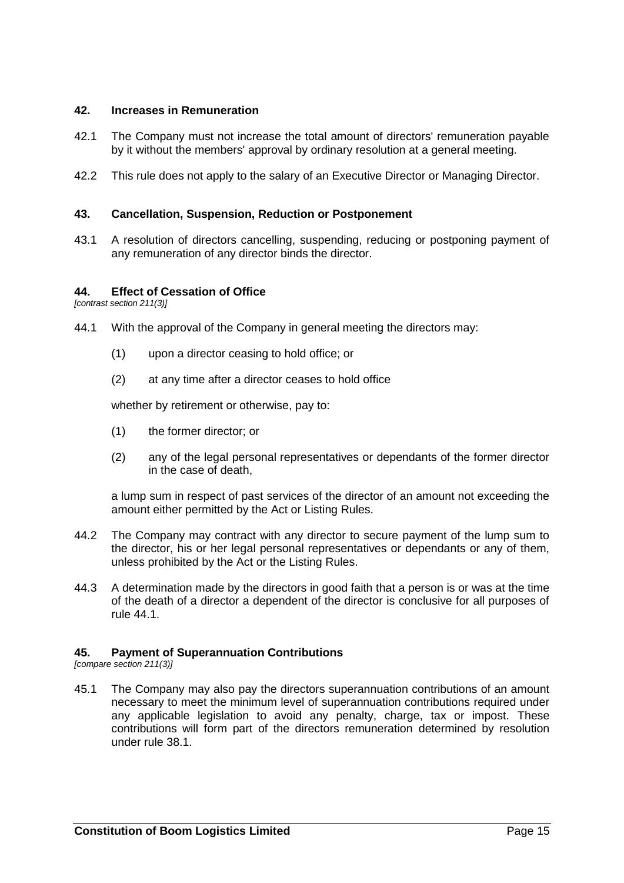## 42. Increases in Remuneration

42.1 The Company must not increase the total amount of directors' remuneration payable by it without the members' approval by ordinary resolution at a general meeting.

42.2 This rule does not apply to the salary of an Executive Director or Managing Director.

## 43. Cancellation, Suspension, Reduction or Postponement

43.1 A resolution of directors cancelling, suspending, reducing or postponing payment of any remuneration of any director binds the director.

## 44. Effect of Cessation of Office

*[contrast section 211(3)]*

44.1 With the approval of the Company in general meeting the directors may:

(1) upon a director ceasing to hold office; or

(2) at any time after a director ceases to hold office

whether by retirement or otherwise, pay to:

(1) the former director; or

(2) any of the legal personal representatives or dependants of the former director in the case of death,

a lump sum in respect of past services of the director of an amount not exceeding the amount either permitted by the Act or Listing Rules.

44.2 The Company may contract with any director to secure payment of the lump sum to the director, his or her legal personal representatives or dependants or any of them, unless prohibited by the Act or the Listing Rules.

44.3 A determination made by the directors in good faith that a person is or was at the time of the death of a director a dependent of the director is conclusive for all purposes of rule 44.1.

## 45. Payment of Superannuation Contributions

*[compare section 211(3)]*

45.1 The Company may also pay the directors superannuation contributions of an amount necessary to meet the minimum level of superannuation contributions required under any applicable legislation to avoid any penalty, charge, tax or impost. These contributions will form part of the directors remuneration determined by resolution under rule 38.1.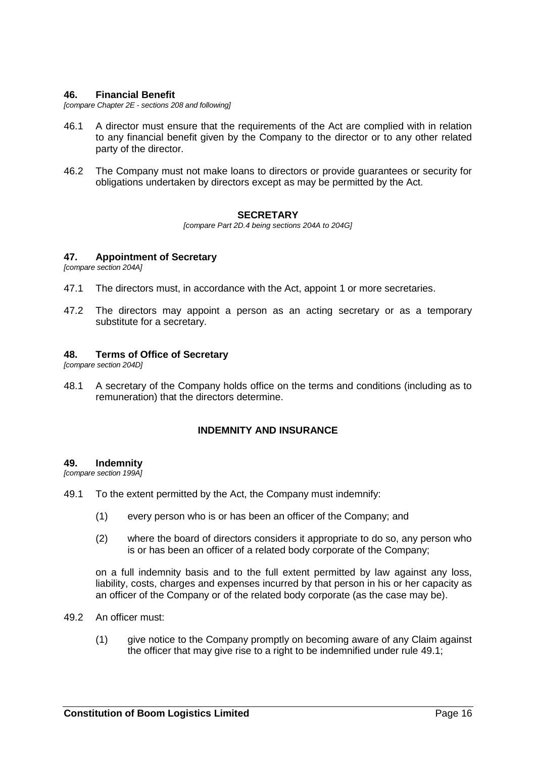### 46. Financial Benefit

*[compare Chapter 2E - sections 208 and following]*

46.1 A director must ensure that the requirements of the Act are complied with in relation to any financial benefit given by the Company to the director or to any other related party of the director.

46.2 The Company must not make loans to directors or provide guarantees or security for obligations undertaken by directors except as may be permitted by the Act.

## SECRETARY

*[compare Part 2D.4 being sections 204A to 204G]*

### 47. Appointment of Secretary

*[compare section 204A]*

47.1 The directors must, in accordance with the Act, appoint 1 or more secretaries.

47.2 The directors may appoint a person as an acting secretary or as a temporary substitute for a secretary.

### 48. Terms of Office of Secretary

*[compare section 204D]*

48.1 A secretary of the Company holds office on the terms and conditions (including as to remuneration) that the directors determine.

## INDEMNITY AND INSURANCE

### 49. Indemnity

*[compare section 199A]*

49.1 To the extent permitted by the Act, the Company must indemnify:

(1) every person who is or has been an officer of the Company; and

(2) where the board of directors considers it appropriate to do so, any person who is or has been an officer of a related body corporate of the Company;

on a full indemnity basis and to the full extent permitted by law against any loss, liability, costs, charges and expenses incurred by that person in his or her capacity as an officer of the Company or of the related body corporate (as the case may be).

49.2 An officer must:

(1) give notice to the Company promptly on becoming aware of any Claim against the officer that may give rise to a right to be indemnified under rule 49.1;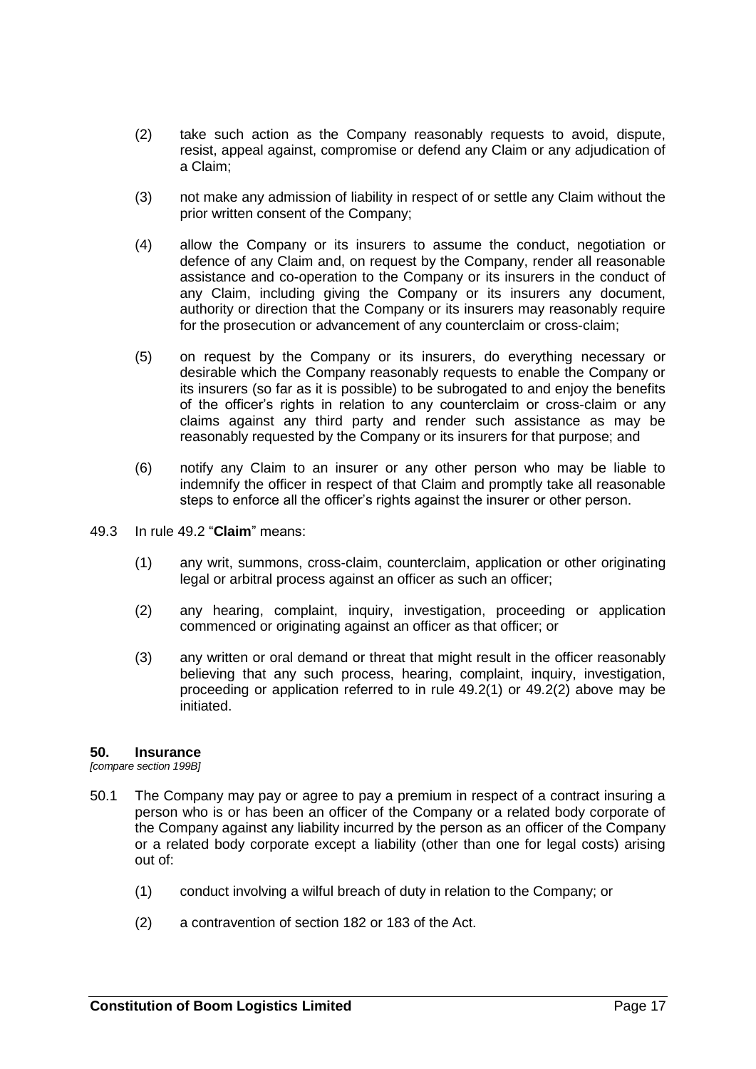(2) take such action as the Company reasonably requests to avoid, dispute, resist, appeal against, compromise or defend any Claim or any adjudication of a Claim;

(3) not make any admission of liability in respect of or settle any Claim without the prior written consent of the Company;

(4) allow the Company or its insurers to assume the conduct, negotiation or defence of any Claim and, on request by the Company, render all reasonable assistance and co-operation to the Company or its insurers in the conduct of any Claim, including giving the Company or its insurers any document, authority or direction that the Company or its insurers may reasonably require for the prosecution or advancement of any counterclaim or cross-claim;

(5) on request by the Company or its insurers, do everything necessary or desirable which the Company reasonably requests to enable the Company or its insurers (so far as it is possible) to be subrogated to and enjoy the benefits of the officer's rights in relation to any counterclaim or cross-claim or any claims against any third party and render such assistance as may be reasonably requested by the Company or its insurers for that purpose; and

(6) notify any Claim to an insurer or any other person who may be liable to indemnify the officer in respect of that Claim and promptly take all reasonable steps to enforce all the officer's rights against the insurer or other person.

49.3 In rule 49.2 "**Claim**" means:

(1) any writ, summons, cross-claim, counterclaim, application or other originating legal or arbitral process against an officer as such an officer;

(2) any hearing, complaint, inquiry, investigation, proceeding or application commenced or originating against an officer as that officer; or

(3) any written or oral demand or threat that might result in the officer reasonably believing that any such process, hearing, complaint, inquiry, investigation, proceeding or application referred to in rule 49.2(1) or 49.2(2) above may be initiated.

## 50. Insurance

*[compare section 199B]*

50.1 The Company may pay or agree to pay a premium in respect of a contract insuring a person who is or has been an officer of the Company or a related body corporate of the Company against any liability incurred by the person as an officer of the Company or a related body corporate except a liability (other than one for legal costs) arising out of:

(1) conduct involving a wilful breach of duty in relation to the Company; or

(2) a contravention of section 182 or 183 of the Act.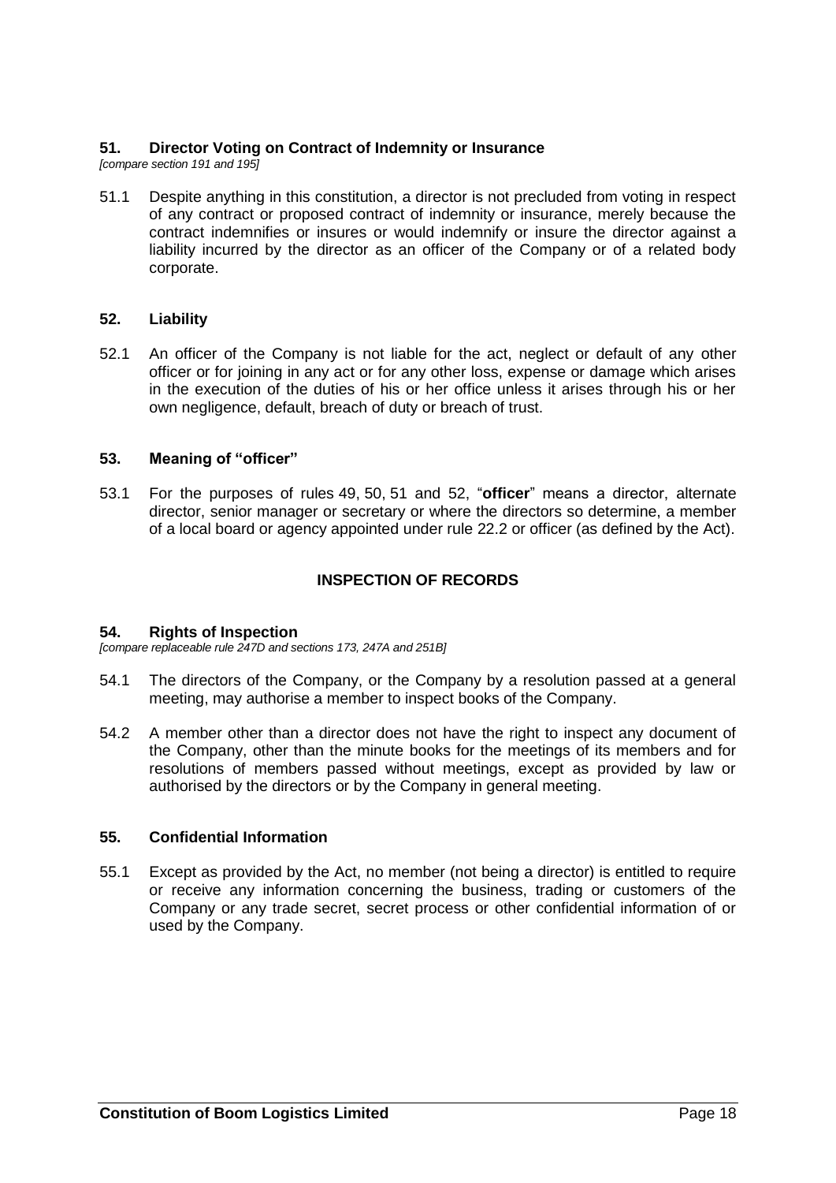## 51. Director Voting on Contract of Indemnity or Insurance

*[compare section 191 and 195]*

51.1 Despite anything in this constitution, a director is not precluded from voting in respect of any contract or proposed contract of indemnity or insurance, merely because the contract indemnifies or insures or would indemnify or insure the director against a liability incurred by the director as an officer of the Company or of a related body corporate.

## 52. Liability

52.1 An officer of the Company is not liable for the act, neglect or default of any other officer or for joining in any act or for any other loss, expense or damage which arises in the execution of the duties of his or her office unless it arises through his or her own negligence, default, breach of duty or breach of trust.

## 53. Meaning of "officer"

53.1 For the purposes of rules 49, 50, 51 and 52, "**officer**" means a director, alternate director, senior manager or secretary or where the directors so determine, a member of a local board or agency appointed under rule 22.2 or officer (as defined by the Act).

# INSPECTION OF RECORDS

## 54. Rights of Inspection

*[compare replaceable rule 247D and sections 173, 247A and 251B]*

54.1 The directors of the Company, or the Company by a resolution passed at a general meeting, may authorise a member to inspect books of the Company.

54.2 A member other than a director does not have the right to inspect any document of the Company, other than the minute books for the meetings of its members and for resolutions of members passed without meetings, except as provided by law or authorised by the directors or by the Company in general meeting.

## 55. Confidential Information

55.1 Except as provided by the Act, no member (not being a director) is entitled to require or receive any information concerning the business, trading or customers of the Company or any trade secret, secret process or other confidential information of or used by the Company.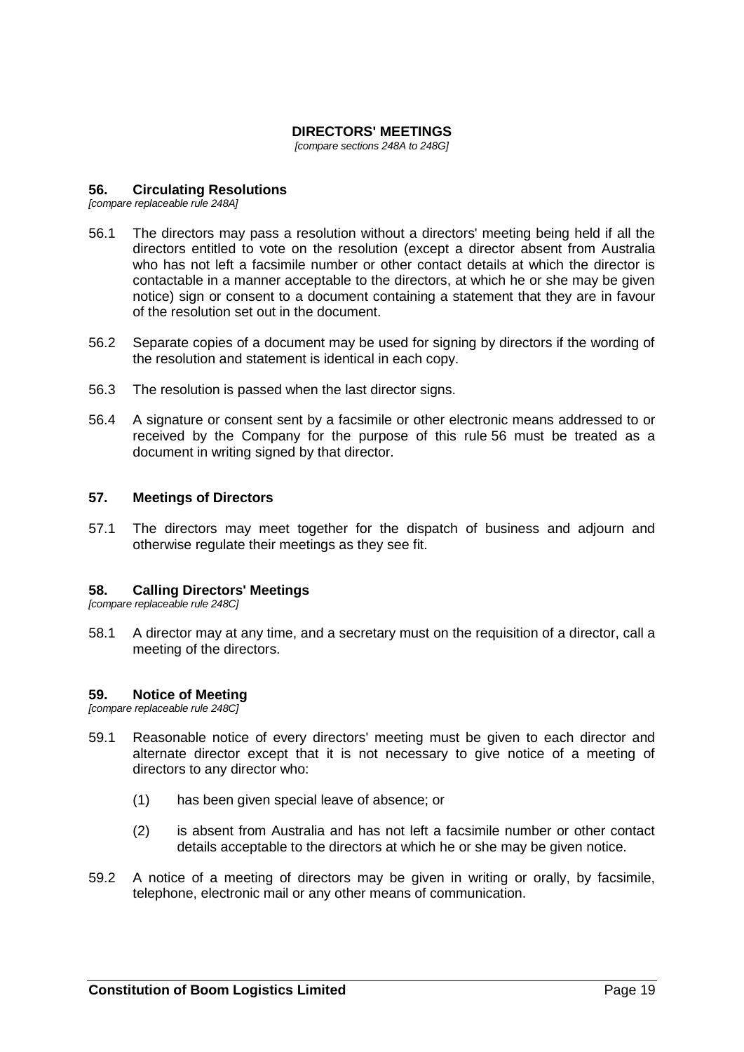## DIRECTORS' MEETINGS

*[compare sections 248A to 248G]*

### 56. Circulating Resolutions

*[compare replaceable rule 248A]*

56.1 The directors may pass a resolution without a directors' meeting being held if all the directors entitled to vote on the resolution (except a director absent from Australia who has not left a facsimile number or other contact details at which the director is contactable in a manner acceptable to the directors, at which he or she may be given notice) sign or consent to a document containing a statement that they are in favour of the resolution set out in the document.

56.2 Separate copies of a document may be used for signing by directors if the wording of the resolution and statement is identical in each copy.

56.3 The resolution is passed when the last director signs.

56.4 A signature or consent sent by a facsimile or other electronic means addressed to or received by the Company for the purpose of this rule 56 must be treated as a document in writing signed by that director.

### 57. Meetings of Directors

57.1 The directors may meet together for the dispatch of business and adjourn and otherwise regulate their meetings as they see fit.

### 58. Calling Directors' Meetings

*[compare replaceable rule 248C]*

58.1 A director may at any time, and a secretary must on the requisition of a director, call a meeting of the directors.

### 59. Notice of Meeting

*[compare replaceable rule 248C]*

59.1 Reasonable notice of every directors' meeting must be given to each director and alternate director except that it is not necessary to give notice of a meeting of directors to any director who:

(1) has been given special leave of absence; or

(2) is absent from Australia and has not left a facsimile number or other contact details acceptable to the directors at which he or she may be given notice.

59.2 A notice of a meeting of directors may be given in writing or orally, by facsimile, telephone, electronic mail or any other means of communication.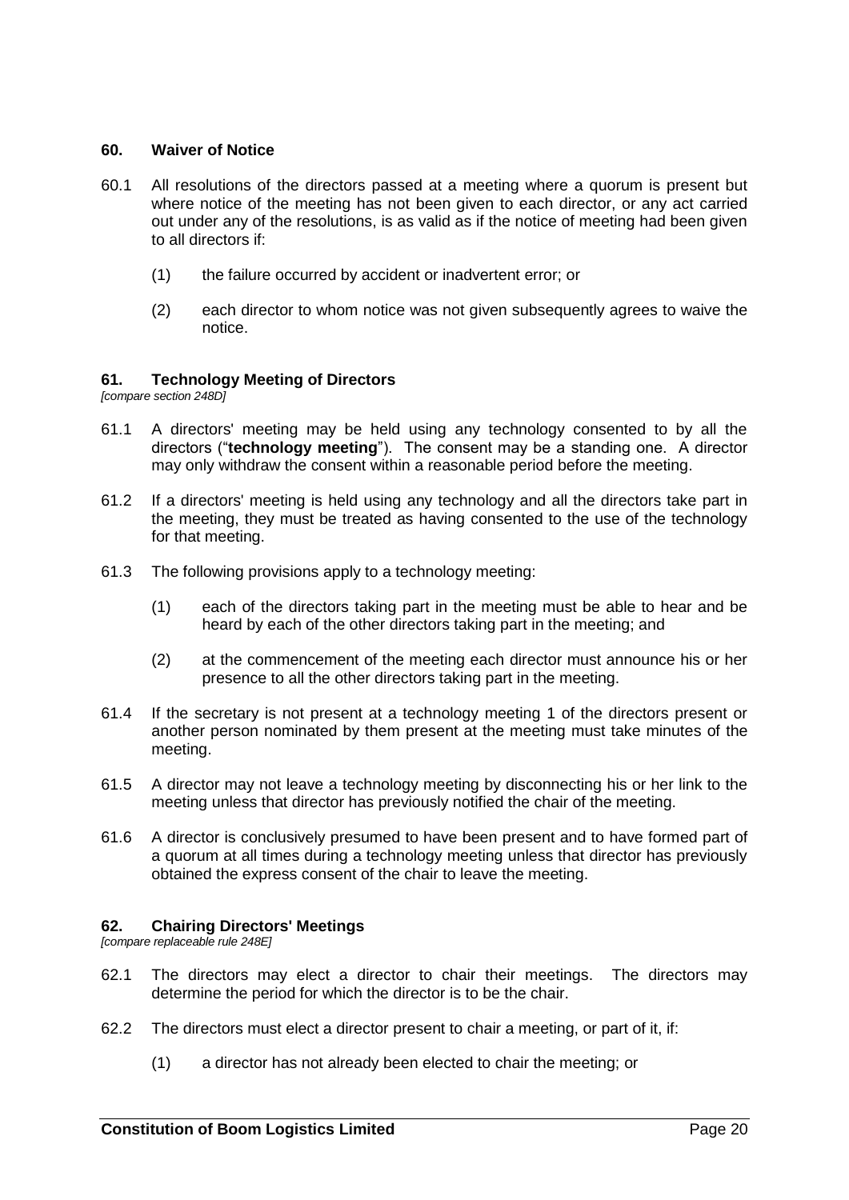## 60. Waiver of Notice

60.1 All resolutions of the directors passed at a meeting where a quorum is present but where notice of the meeting has not been given to each director, or any act carried out under any of the resolutions, is as valid as if the notice of meeting had been given to all directors if:

(1) the failure occurred by accident or inadvertent error; or

(2) each director to whom notice was not given subsequently agrees to waive the notice.

## 61. Technology Meeting of Directors

*[compare section 248D]*

61.1 A directors' meeting may be held using any technology consented to by all the directors ("**technology meeting**"). The consent may be a standing one. A director may only withdraw the consent within a reasonable period before the meeting.

61.2 If a directors' meeting is held using any technology and all the directors take part in the meeting, they must be treated as having consented to the use of the technology for that meeting.

61.3 The following provisions apply to a technology meeting:

(1) each of the directors taking part in the meeting must be able to hear and be heard by each of the other directors taking part in the meeting; and

(2) at the commencement of the meeting each director must announce his or her presence to all the other directors taking part in the meeting.

61.4 If the secretary is not present at a technology meeting 1 of the directors present or another person nominated by them present at the meeting must take minutes of the meeting.

61.5 A director may not leave a technology meeting by disconnecting his or her link to the meeting unless that director has previously notified the chair of the meeting.

61.6 A director is conclusively presumed to have been present and to have formed part of a quorum at all times during a technology meeting unless that director has previously obtained the express consent of the chair to leave the meeting.

## 62. Chairing Directors' Meetings

*[compare replaceable rule 248E]*

62.1 The directors may elect a director to chair their meetings. The directors may determine the period for which the director is to be the chair.

62.2 The directors must elect a director present to chair a meeting, or part of it, if:

(1) a director has not already been elected to chair the meeting; or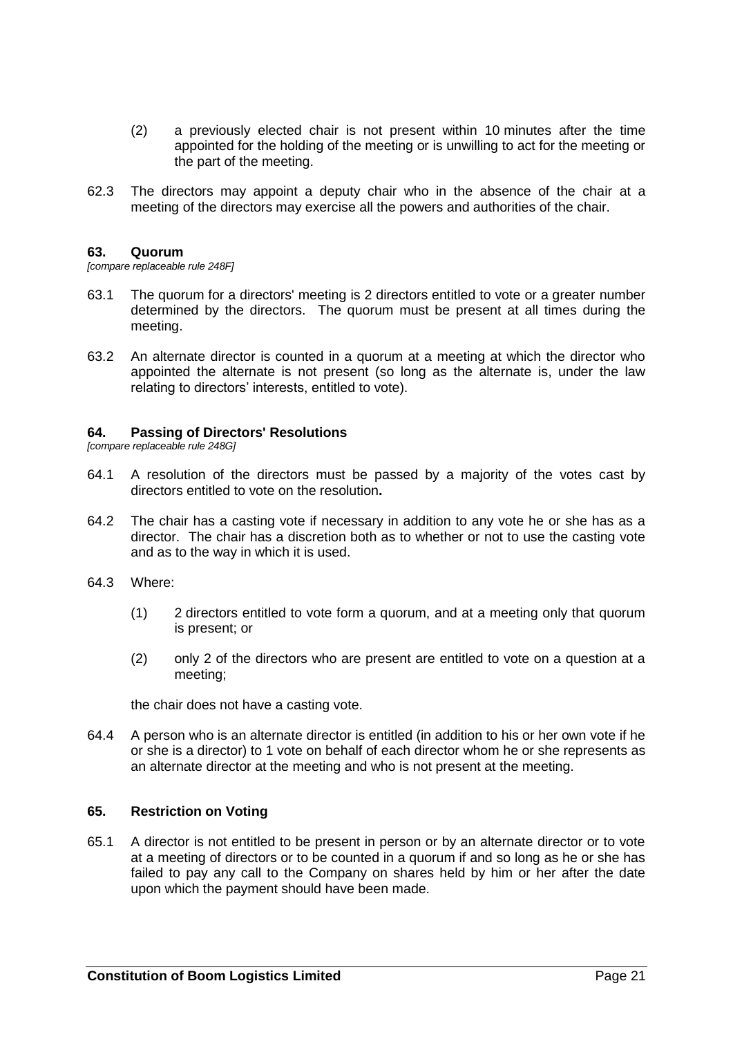(2) a previously elected chair is not present within 10 minutes after the time appointed for the holding of the meeting or is unwilling to act for the meeting or the part of the meeting.

62.3 The directors may appoint a deputy chair who in the absence of the chair at a meeting of the directors may exercise all the powers and authorities of the chair.

## 63. Quorum

*[compare replaceable rule 248F]*

63.1 The quorum for a directors' meeting is 2 directors entitled to vote or a greater number determined by the directors. The quorum must be present at all times during the meeting.

63.2 An alternate director is counted in a quorum at a meeting at which the director who appointed the alternate is not present (so long as the alternate is, under the law relating to directors' interests, entitled to vote).

## 64. Passing of Directors' Resolutions

*[compare replaceable rule 248G]*

64.1 A resolution of the directors must be passed by a majority of the votes cast by directors entitled to vote on the resolution**.**

64.2 The chair has a casting vote if necessary in addition to any vote he or she has as a director. The chair has a discretion both as to whether or not to use the casting vote and as to the way in which it is used.

64.3 Where:

(1) 2 directors entitled to vote form a quorum, and at a meeting only that quorum is present; or

(2) only 2 of the directors who are present are entitled to vote on a question at a meeting;

the chair does not have a casting vote.

64.4 A person who is an alternate director is entitled (in addition to his or her own vote if he or she is a director) to 1 vote on behalf of each director whom he or she represents as an alternate director at the meeting and who is not present at the meeting.

## 65. Restriction on Voting

65.1 A director is not entitled to be present in person or by an alternate director or to vote at a meeting of directors or to be counted in a quorum if and so long as he or she has failed to pay any call to the Company on shares held by him or her after the date upon which the payment should have been made.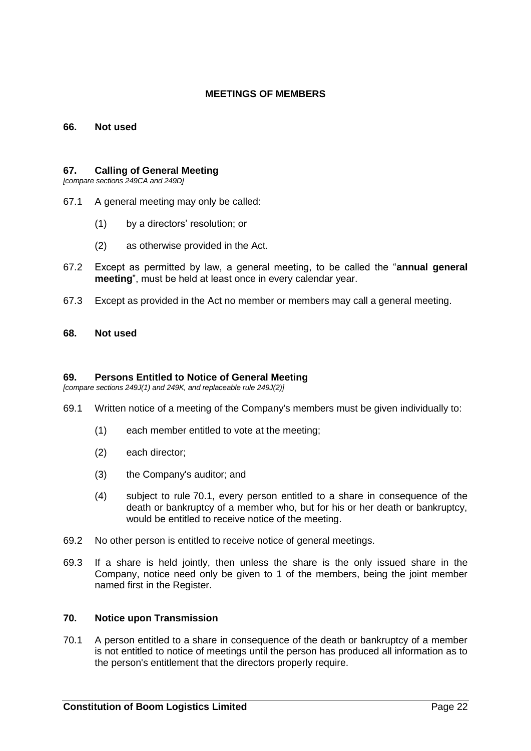## MEETINGS OF MEMBERS

### 66. Not used

### 67. Calling of General Meeting

*[compare sections 249CA and 249D]*

67.1 A general meeting may only be called:

(1) by a directors' resolution; or

(2) as otherwise provided in the Act.

67.2 Except as permitted by law, a general meeting, to be called the "**annual general meeting**", must be held at least once in every calendar year.

67.3 Except as provided in the Act no member or members may call a general meeting.

### 68. Not used

### 69. Persons Entitled to Notice of General Meeting

*[compare sections 249J(1) and 249K, and replaceable rule 249J(2)]*

69.1 Written notice of a meeting of the Company's members must be given individually to:

(1) each member entitled to vote at the meeting;

(2) each director;

(3) the Company's auditor; and

(4) subject to rule 70.1, every person entitled to a share in consequence of the death or bankruptcy of a member who, but for his or her death or bankruptcy, would be entitled to receive notice of the meeting.

69.2 No other person is entitled to receive notice of general meetings.

69.3 If a share is held jointly, then unless the share is the only issued share in the Company, notice need only be given to 1 of the members, being the joint member named first in the Register.

### 70. Notice upon Transmission

70.1 A person entitled to a share in consequence of the death or bankruptcy of a member is not entitled to notice of meetings until the person has produced all information as to the person's entitlement that the directors properly require.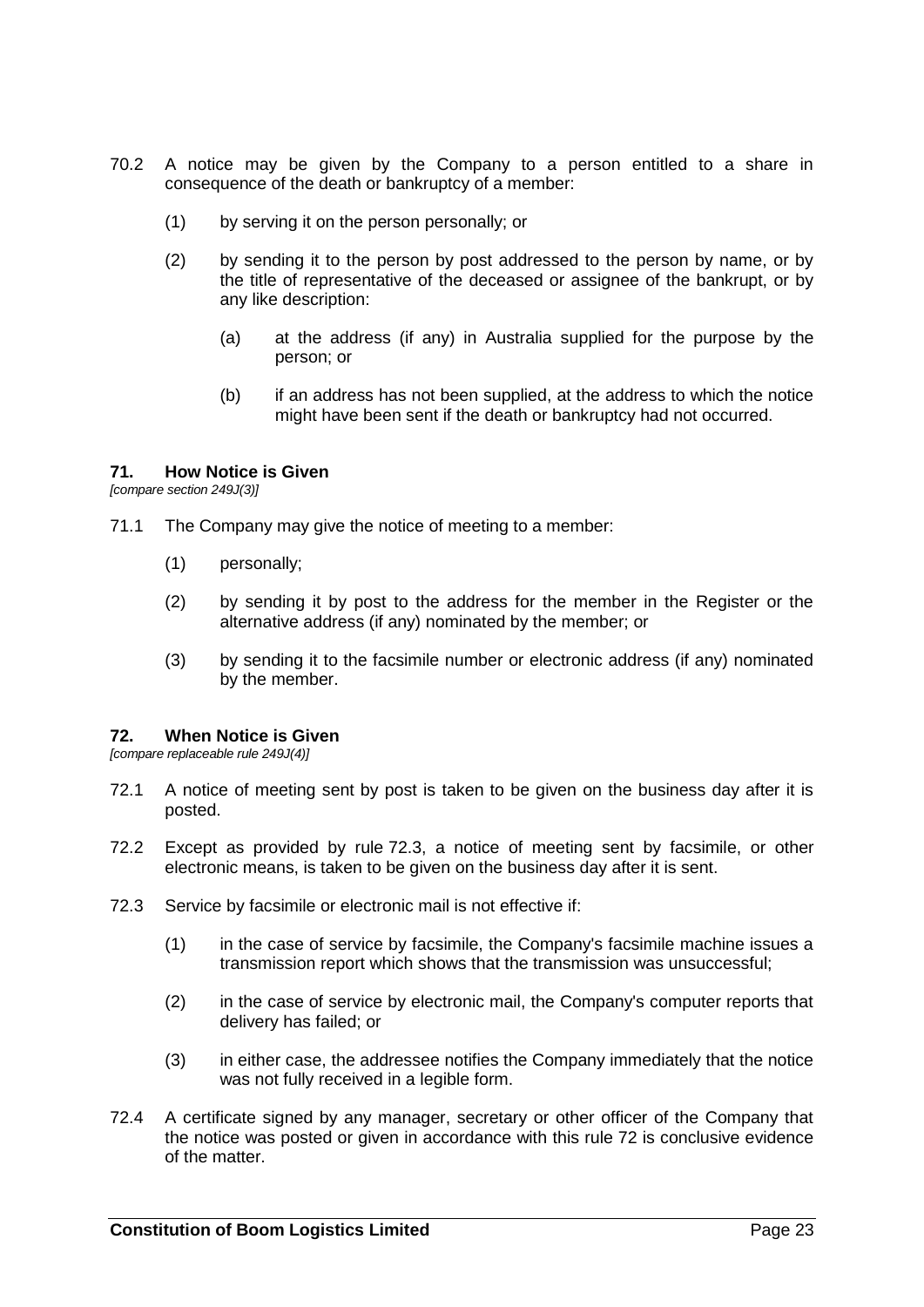70.2 A notice may be given by the Company to a person entitled to a share in consequence of the death or bankruptcy of a member:

(1) by serving it on the person personally; or

(2) by sending it to the person by post addressed to the person by name, or by the title of representative of the deceased or assignee of the bankrupt, or by any like description:

(a) at the address (if any) in Australia supplied for the purpose by the person; or

(b) if an address has not been supplied, at the address to which the notice might have been sent if the death or bankruptcy had not occurred.

## 71. How Notice is Given

*[compare section 249J(3)]*

71.1 The Company may give the notice of meeting to a member:

(1) personally;

(2) by sending it by post to the address for the member in the Register or the alternative address (if any) nominated by the member; or

(3) by sending it to the facsimile number or electronic address (if any) nominated by the member.

## 72. When Notice is Given

*[compare replaceable rule 249J(4)]*

72.1 A notice of meeting sent by post is taken to be given on the business day after it is posted.

72.2 Except as provided by rule 72.3, a notice of meeting sent by facsimile, or other electronic means, is taken to be given on the business day after it is sent.

72.3 Service by facsimile or electronic mail is not effective if:

(1) in the case of service by facsimile, the Company's facsimile machine issues a transmission report which shows that the transmission was unsuccessful;

(2) in the case of service by electronic mail, the Company's computer reports that delivery has failed; or

(3) in either case, the addressee notifies the Company immediately that the notice was not fully received in a legible form.

72.4 A certificate signed by any manager, secretary or other officer of the Company that the notice was posted or given in accordance with this rule 72 is conclusive evidence of the matter.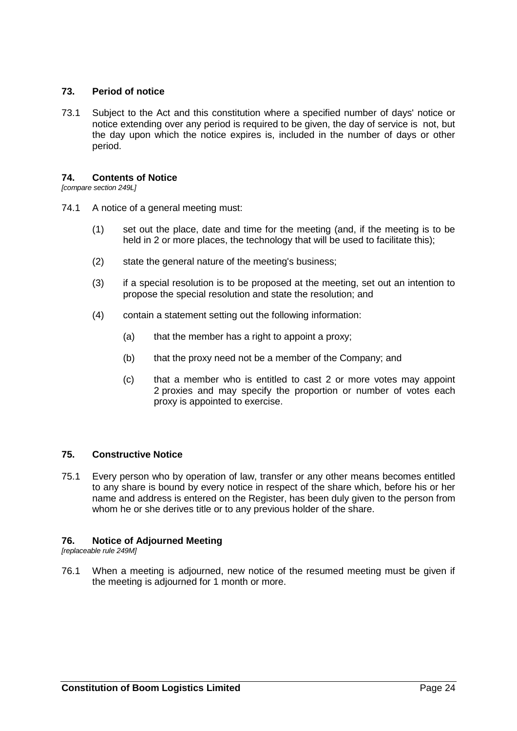## 73. Period of notice

73.1 Subject to the Act and this constitution where a specified number of days' notice or notice extending over any period is required to be given, the day of service is not, but the day upon which the notice expires is, included in the number of days or other period.

## 74. Contents of Notice

*[compare section 249L]*

74.1 A notice of a general meeting must:

(1) set out the place, date and time for the meeting (and, if the meeting is to be held in 2 or more places, the technology that will be used to facilitate this);

(2) state the general nature of the meeting's business;

(3) if a special resolution is to be proposed at the meeting, set out an intention to propose the special resolution and state the resolution; and

(4) contain a statement setting out the following information:

(a) that the member has a right to appoint a proxy;

(b) that the proxy need not be a member of the Company; and

(c) that a member who is entitled to cast 2 or more votes may appoint 2 proxies and may specify the proportion or number of votes each proxy is appointed to exercise.

## 75. Constructive Notice

75.1 Every person who by operation of law, transfer or any other means becomes entitled to any share is bound by every notice in respect of the share which, before his or her name and address is entered on the Register, has been duly given to the person from whom he or she derives title or to any previous holder of the share.

## 76. Notice of Adjourned Meeting

*[replaceable rule 249M]*

76.1 When a meeting is adjourned, new notice of the resumed meeting must be given if the meeting is adjourned for 1 month or more.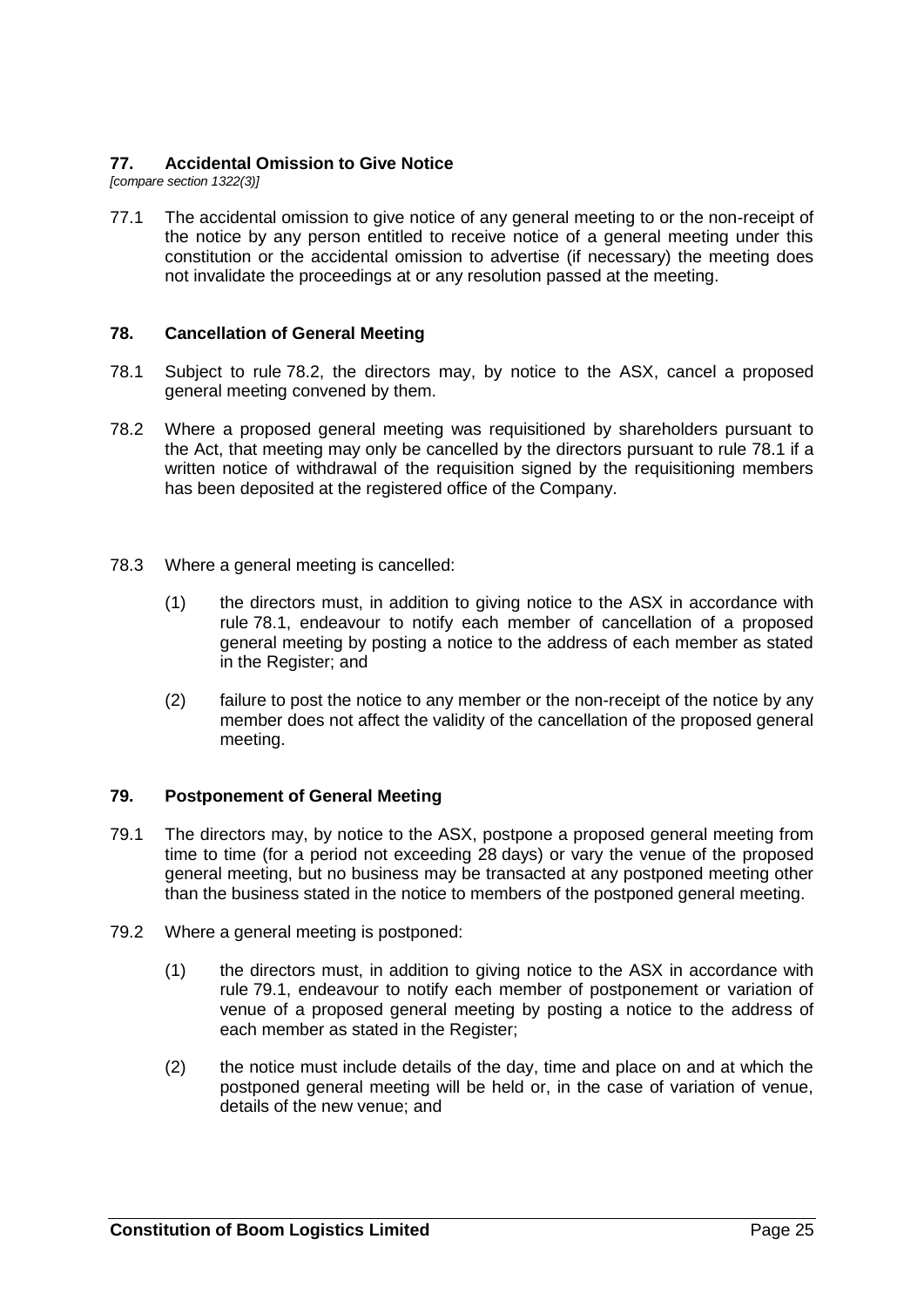## 77. Accidental Omission to Give Notice

*[compare section 1322(3)]*

77.1 The accidental omission to give notice of any general meeting to or the non-receipt of the notice by any person entitled to receive notice of a general meeting under this constitution or the accidental omission to advertise (if necessary) the meeting does not invalidate the proceedings at or any resolution passed at the meeting.

## 78. Cancellation of General Meeting

78.1 Subject to rule 78.2, the directors may, by notice to the ASX, cancel a proposed general meeting convened by them.

78.2 Where a proposed general meeting was requisitioned by shareholders pursuant to the Act, that meeting may only be cancelled by the directors pursuant to rule 78.1 if a written notice of withdrawal of the requisition signed by the requisitioning members has been deposited at the registered office of the Company.

78.3 Where a general meeting is cancelled:

(1) the directors must, in addition to giving notice to the ASX in accordance with rule 78.1, endeavour to notify each member of cancellation of a proposed general meeting by posting a notice to the address of each member as stated in the Register; and

(2) failure to post the notice to any member or the non-receipt of the notice by any member does not affect the validity of the cancellation of the proposed general meeting.

## 79. Postponement of General Meeting

79.1 The directors may, by notice to the ASX, postpone a proposed general meeting from time to time (for a period not exceeding 28 days) or vary the venue of the proposed general meeting, but no business may be transacted at any postponed meeting other than the business stated in the notice to members of the postponed general meeting.

79.2 Where a general meeting is postponed:

(1) the directors must, in addition to giving notice to the ASX in accordance with rule 79.1, endeavour to notify each member of postponement or variation of venue of a proposed general meeting by posting a notice to the address of each member as stated in the Register;

(2) the notice must include details of the day, time and place on and at which the postponed general meeting will be held or, in the case of variation of venue, details of the new venue; and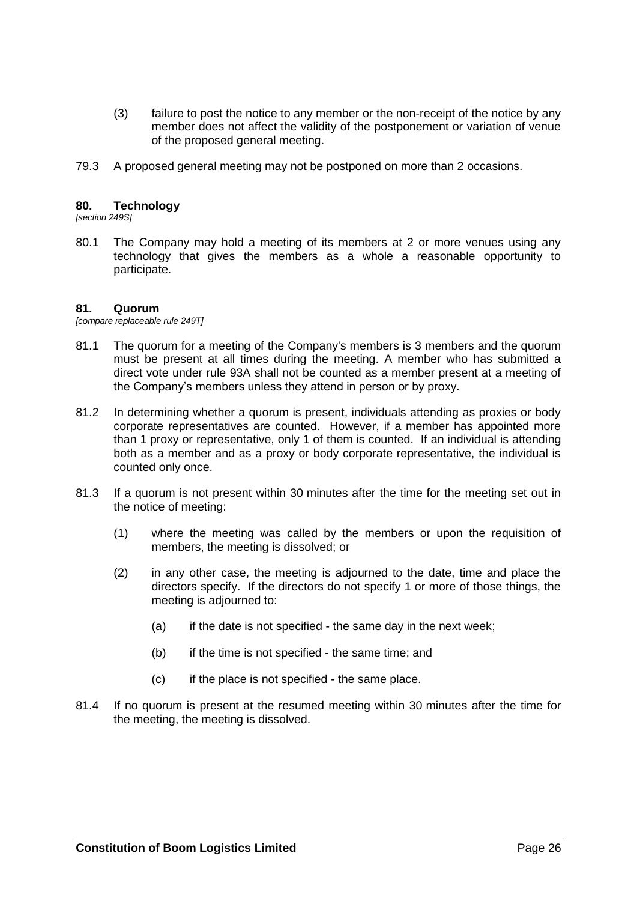(3) failure to post the notice to any member or the non-receipt of the notice by any member does not affect the validity of the postponement or variation of venue of the proposed general meeting.

79.3 A proposed general meeting may not be postponed on more than 2 occasions.

## 80. Technology

*[section 249S]*

80.1 The Company may hold a meeting of its members at 2 or more venues using any technology that gives the members as a whole a reasonable opportunity to participate.

## 81. Quorum

*[compare replaceable rule 249T]*

81.1 The quorum for a meeting of the Company's members is 3 members and the quorum must be present at all times during the meeting. A member who has submitted a direct vote under rule 93A shall not be counted as a member present at a meeting of the Company's members unless they attend in person or by proxy.

81.2 In determining whether a quorum is present, individuals attending as proxies or body corporate representatives are counted. However, if a member has appointed more than 1 proxy or representative, only 1 of them is counted. If an individual is attending both as a member and as a proxy or body corporate representative, the individual is counted only once.

81.3 If a quorum is not present within 30 minutes after the time for the meeting set out in the notice of meeting:

(1) where the meeting was called by the members or upon the requisition of members, the meeting is dissolved; or

(2) in any other case, the meeting is adjourned to the date, time and place the directors specify. If the directors do not specify 1 or more of those things, the meeting is adjourned to:

(a) if the date is not specified - the same day in the next week;

(b) if the time is not specified - the same time; and

(c) if the place is not specified - the same place.

81.4 If no quorum is present at the resumed meeting within 30 minutes after the time for the meeting, the meeting is dissolved.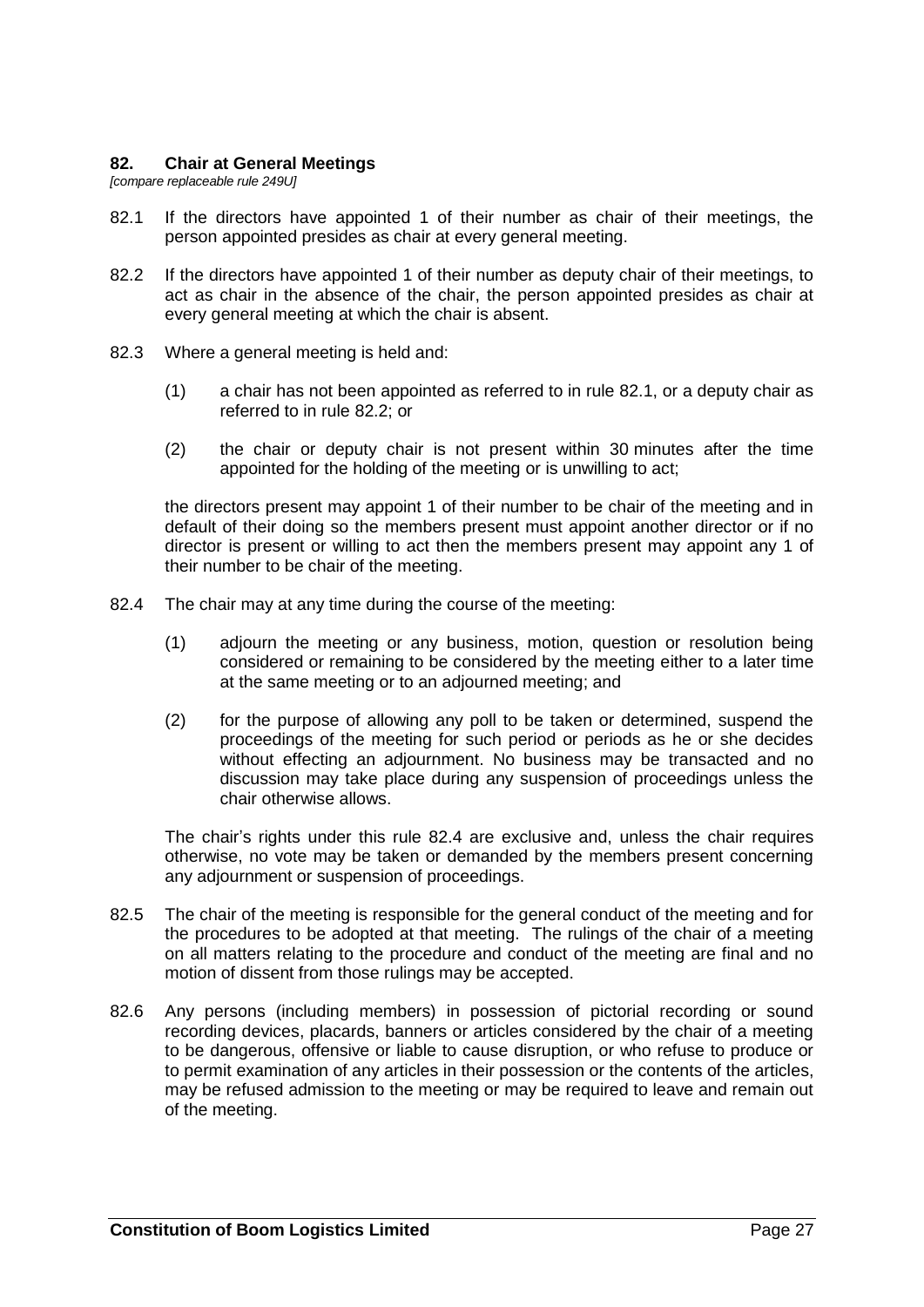## 82. Chair at General Meetings

*[compare replaceable rule 249U]*

82.1 If the directors have appointed 1 of their number as chair of their meetings, the person appointed presides as chair at every general meeting.

82.2 If the directors have appointed 1 of their number as deputy chair of their meetings, to act as chair in the absence of the chair, the person appointed presides as chair at every general meeting at which the chair is absent.

82.3 Where a general meeting is held and:

(1) a chair has not been appointed as referred to in rule 82.1, or a deputy chair as referred to in rule 82.2; or

(2) the chair or deputy chair is not present within 30 minutes after the time appointed for the holding of the meeting or is unwilling to act;

the directors present may appoint 1 of their number to be chair of the meeting and in default of their doing so the members present must appoint another director or if no director is present or willing to act then the members present may appoint any 1 of their number to be chair of the meeting.

82.4 The chair may at any time during the course of the meeting:

(1) adjourn the meeting or any business, motion, question or resolution being considered or remaining to be considered by the meeting either to a later time at the same meeting or to an adjourned meeting; and

(2) for the purpose of allowing any poll to be taken or determined, suspend the proceedings of the meeting for such period or periods as he or she decides without effecting an adjournment. No business may be transacted and no discussion may take place during any suspension of proceedings unless the chair otherwise allows.

The chair's rights under this rule 82.4 are exclusive and, unless the chair requires otherwise, no vote may be taken or demanded by the members present concerning any adjournment or suspension of proceedings.

82.5 The chair of the meeting is responsible for the general conduct of the meeting and for the procedures to be adopted at that meeting. The rulings of the chair of a meeting on all matters relating to the procedure and conduct of the meeting are final and no motion of dissent from those rulings may be accepted.

82.6 Any persons (including members) in possession of pictorial recording or sound recording devices, placards, banners or articles considered by the chair of a meeting to be dangerous, offensive or liable to cause disruption, or who refuse to produce or to permit examination of any articles in their possession or the contents of the articles, may be refused admission to the meeting or may be required to leave and remain out of the meeting.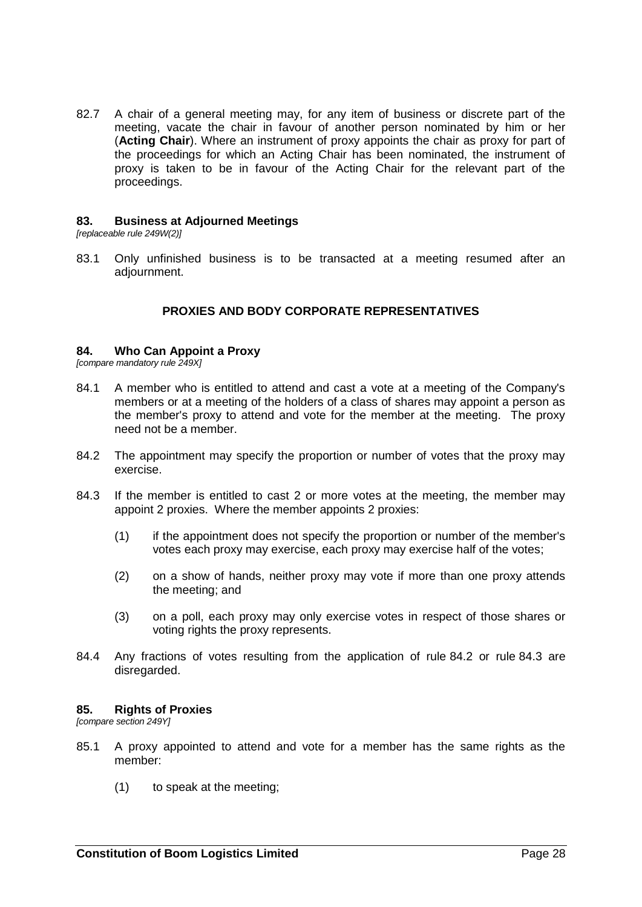82.7 A chair of a general meeting may, for any item of business or discrete part of the meeting, vacate the chair in favour of another person nominated by him or her (**Acting Chair**). Where an instrument of proxy appoints the chair as proxy for part of the proceedings for which an Acting Chair has been nominated, the instrument of proxy is taken to be in favour of the Acting Chair for the relevant part of the proceedings.

### 83. Business at Adjourned Meetings

*[replaceable rule 249W(2)]*

83.1 Only unfinished business is to be transacted at a meeting resumed after an adjournment.

## PROXIES AND BODY CORPORATE REPRESENTATIVES

### 84. Who Can Appoint a Proxy

*[compare mandatory rule 249X]*

84.1 A member who is entitled to attend and cast a vote at a meeting of the Company's members or at a meeting of the holders of a class of shares may appoint a person as the member's proxy to attend and vote for the member at the meeting. The proxy need not be a member.

84.2 The appointment may specify the proportion or number of votes that the proxy may exercise.

84.3 If the member is entitled to cast 2 or more votes at the meeting, the member may appoint 2 proxies. Where the member appoints 2 proxies:

(1) if the appointment does not specify the proportion or number of the member's votes each proxy may exercise, each proxy may exercise half of the votes;

(2) on a show of hands, neither proxy may vote if more than one proxy attends the meeting; and

(3) on a poll, each proxy may only exercise votes in respect of those shares or voting rights the proxy represents.

84.4 Any fractions of votes resulting from the application of rule 84.2 or rule 84.3 are disregarded.

### 85. Rights of Proxies

*[compare section 249Y]*

85.1 A proxy appointed to attend and vote for a member has the same rights as the member:

(1) to speak at the meeting;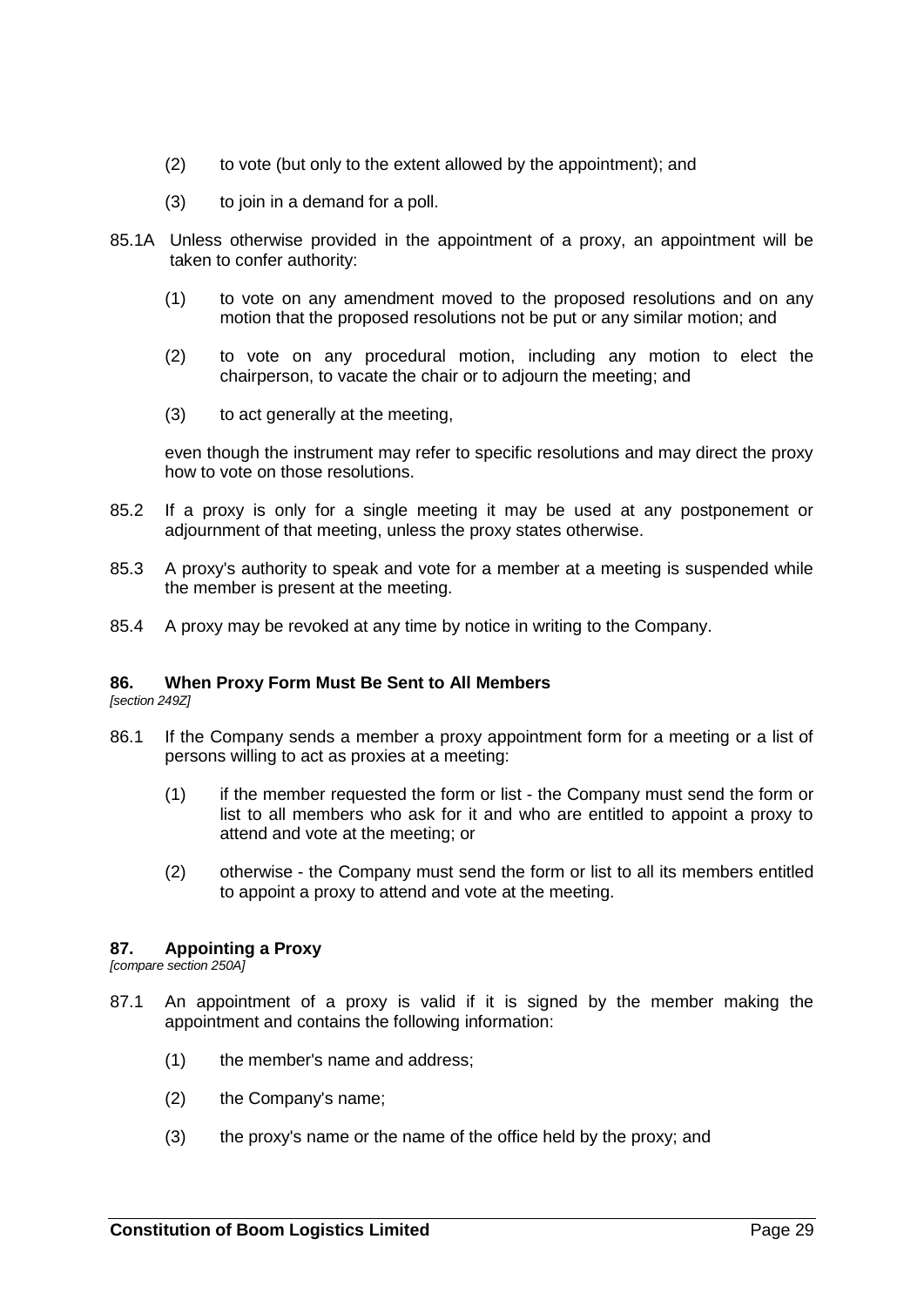(2) to vote (but only to the extent allowed by the appointment); and

(3) to join in a demand for a poll.

85.1A Unless otherwise provided in the appointment of a proxy, an appointment will be taken to confer authority:

(1) to vote on any amendment moved to the proposed resolutions and on any motion that the proposed resolutions not be put or any similar motion; and

(2) to vote on any procedural motion, including any motion to elect the chairperson, to vacate the chair or to adjourn the meeting; and

(3) to act generally at the meeting,

even though the instrument may refer to specific resolutions and may direct the proxy how to vote on those resolutions.

85.2 If a proxy is only for a single meeting it may be used at any postponement or adjournment of that meeting, unless the proxy states otherwise.

85.3 A proxy's authority to speak and vote for a member at a meeting is suspended while the member is present at the meeting.

85.4 A proxy may be revoked at any time by notice in writing to the Company.

### 86. When Proxy Form Must Be Sent to All Members

*[section 249Z]*

86.1 If the Company sends a member a proxy appointment form for a meeting or a list of persons willing to act as proxies at a meeting:

(1) if the member requested the form or list - the Company must send the form or list to all members who ask for it and who are entitled to appoint a proxy to attend and vote at the meeting; or

(2) otherwise - the Company must send the form or list to all its members entitled to appoint a proxy to attend and vote at the meeting.

### 87. Appointing a Proxy

*[compare section 250A]*

87.1 An appointment of a proxy is valid if it is signed by the member making the appointment and contains the following information:

(1) the member's name and address;

(2) the Company's name;

(3) the proxy's name or the name of the office held by the proxy; and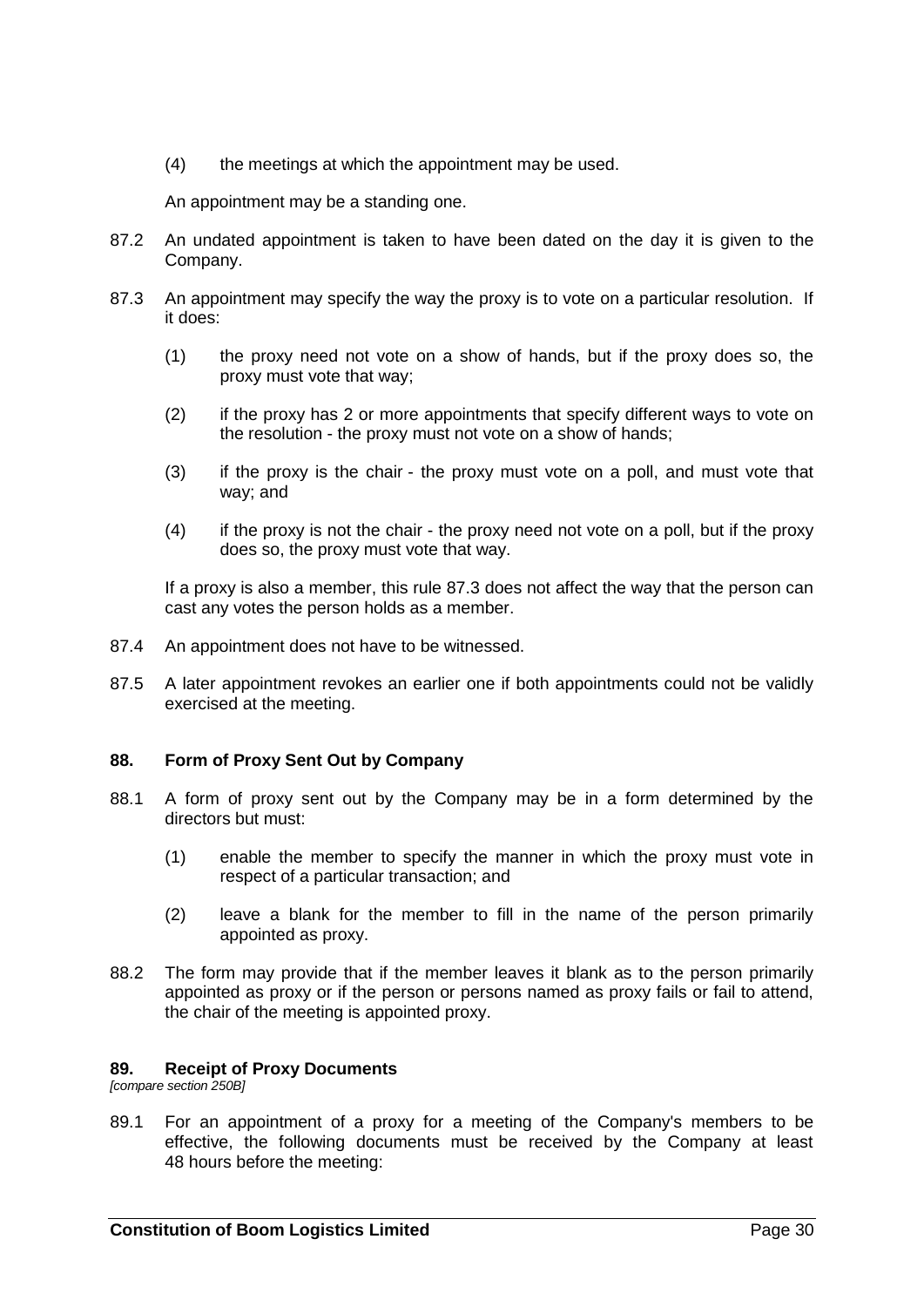(4) the meetings at which the appointment may be used.

An appointment may be a standing one.

87.2 An undated appointment is taken to have been dated on the day it is given to the Company.

87.3 An appointment may specify the way the proxy is to vote on a particular resolution. If it does:

(1) the proxy need not vote on a show of hands, but if the proxy does so, the proxy must vote that way;

(2) if the proxy has 2 or more appointments that specify different ways to vote on the resolution - the proxy must not vote on a show of hands;

(3) if the proxy is the chair - the proxy must vote on a poll, and must vote that way; and

(4) if the proxy is not the chair - the proxy need not vote on a poll, but if the proxy does so, the proxy must vote that way.

If a proxy is also a member, this rule 87.3 does not affect the way that the person can cast any votes the person holds as a member.

87.4 An appointment does not have to be witnessed.

87.5 A later appointment revokes an earlier one if both appointments could not be validly exercised at the meeting.

## 88. Form of Proxy Sent Out by Company

88.1 A form of proxy sent out by the Company may be in a form determined by the directors but must:

(1) enable the member to specify the manner in which the proxy must vote in respect of a particular transaction; and

(2) leave a blank for the member to fill in the name of the person primarily appointed as proxy.

88.2 The form may provide that if the member leaves it blank as to the person primarily appointed as proxy or if the person or persons named as proxy fails or fail to attend, the chair of the meeting is appointed proxy.

## 89. Receipt of Proxy Documents

*[compare section 250B]*

89.1 For an appointment of a proxy for a meeting of the Company's members to be effective, the following documents must be received by the Company at least 48 hours before the meeting: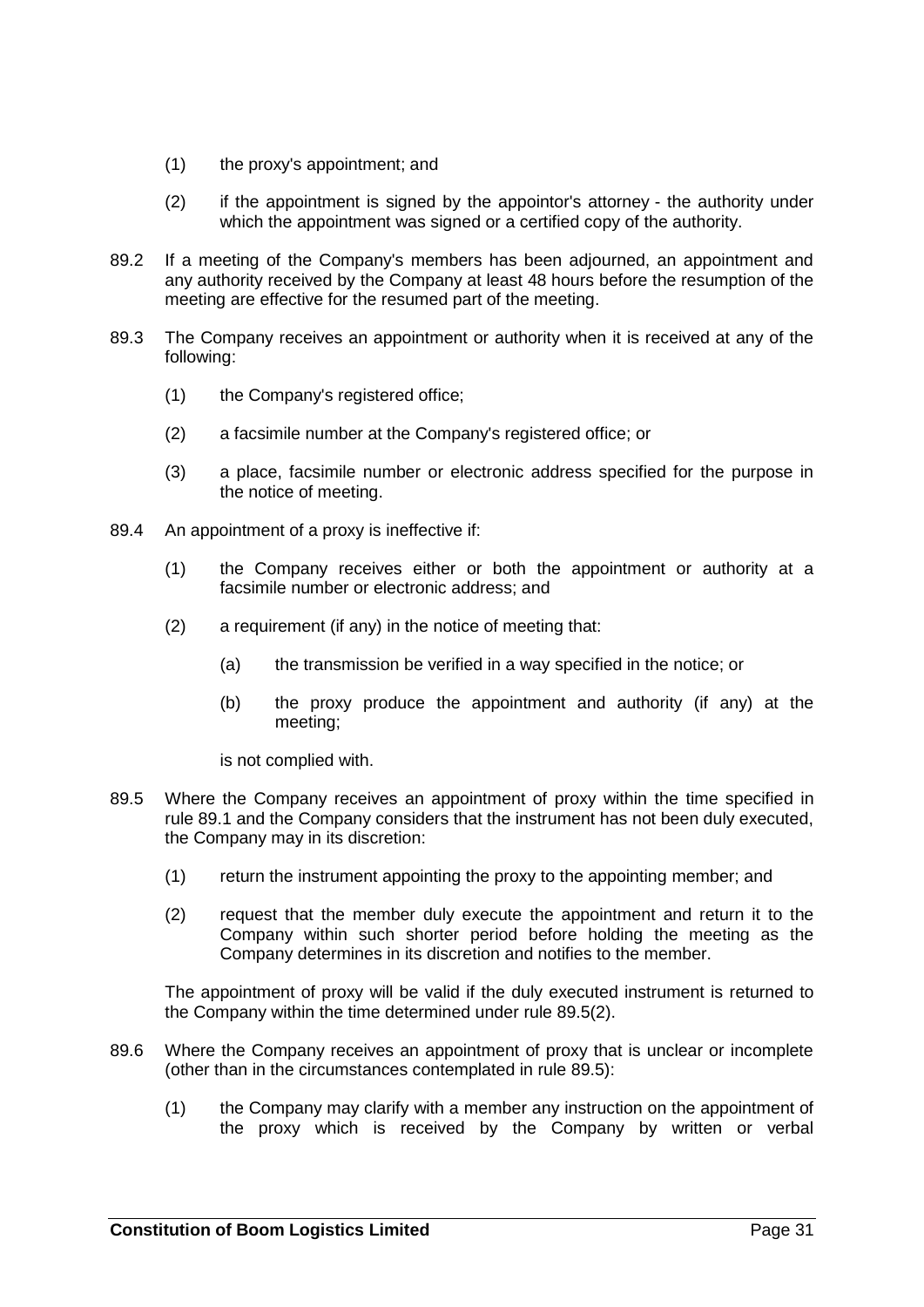(1) the proxy's appointment; and

(2) if the appointment is signed by the appointor's attorney - the authority under which the appointment was signed or a certified copy of the authority.

89.2 If a meeting of the Company's members has been adjourned, an appointment and any authority received by the Company at least 48 hours before the resumption of the meeting are effective for the resumed part of the meeting.

89.3 The Company receives an appointment or authority when it is received at any of the following:

(1) the Company's registered office;

(2) a facsimile number at the Company's registered office; or

(3) a place, facsimile number or electronic address specified for the purpose in the notice of meeting.

89.4 An appointment of a proxy is ineffective if:

(1) the Company receives either or both the appointment or authority at a facsimile number or electronic address; and

(2) a requirement (if any) in the notice of meeting that:

(a) the transmission be verified in a way specified in the notice; or

(b) the proxy produce the appointment and authority (if any) at the meeting;

is not complied with.

89.5 Where the Company receives an appointment of proxy within the time specified in rule 89.1 and the Company considers that the instrument has not been duly executed, the Company may in its discretion:

(1) return the instrument appointing the proxy to the appointing member; and

(2) request that the member duly execute the appointment and return it to the Company within such shorter period before holding the meeting as the Company determines in its discretion and notifies to the member.

The appointment of proxy will be valid if the duly executed instrument is returned to the Company within the time determined under rule 89.5(2).

89.6 Where the Company receives an appointment of proxy that is unclear or incomplete (other than in the circumstances contemplated in rule 89.5):

(1) the Company may clarify with a member any instruction on the appointment of the proxy which is received by the Company by written or verbal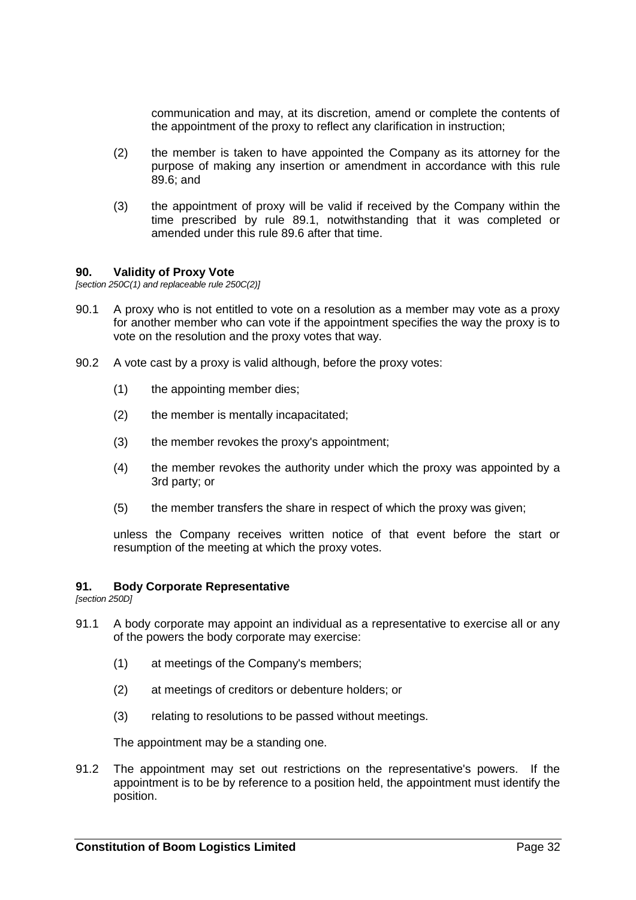communication and may, at its discretion, amend or complete the contents of the appointment of the proxy to reflect any clarification in instruction;

(2) the member is taken to have appointed the Company as its attorney for the purpose of making any insertion or amendment in accordance with this rule 89.6; and

(3) the appointment of proxy will be valid if received by the Company within the time prescribed by rule 89.1, notwithstanding that it was completed or amended under this rule 89.6 after that time.

## 90. Validity of Proxy Vote

*[section 250C(1) and replaceable rule 250C(2)]*

90.1 A proxy who is not entitled to vote on a resolution as a member may vote as a proxy for another member who can vote if the appointment specifies the way the proxy is to vote on the resolution and the proxy votes that way.

90.2 A vote cast by a proxy is valid although, before the proxy votes:

(1) the appointing member dies;

(2) the member is mentally incapacitated;

(3) the member revokes the proxy's appointment;

(4) the member revokes the authority under which the proxy was appointed by a 3rd party; or

(5) the member transfers the share in respect of which the proxy was given;

unless the Company receives written notice of that event before the start or resumption of the meeting at which the proxy votes.

## 91. Body Corporate Representative

*[section 250D]*

91.1 A body corporate may appoint an individual as a representative to exercise all or any of the powers the body corporate may exercise:

(1) at meetings of the Company's members;

(2) at meetings of creditors or debenture holders; or

(3) relating to resolutions to be passed without meetings.

The appointment may be a standing one.

91.2 The appointment may set out restrictions on the representative's powers. If the appointment is to be by reference to a position held, the appointment must identify the position.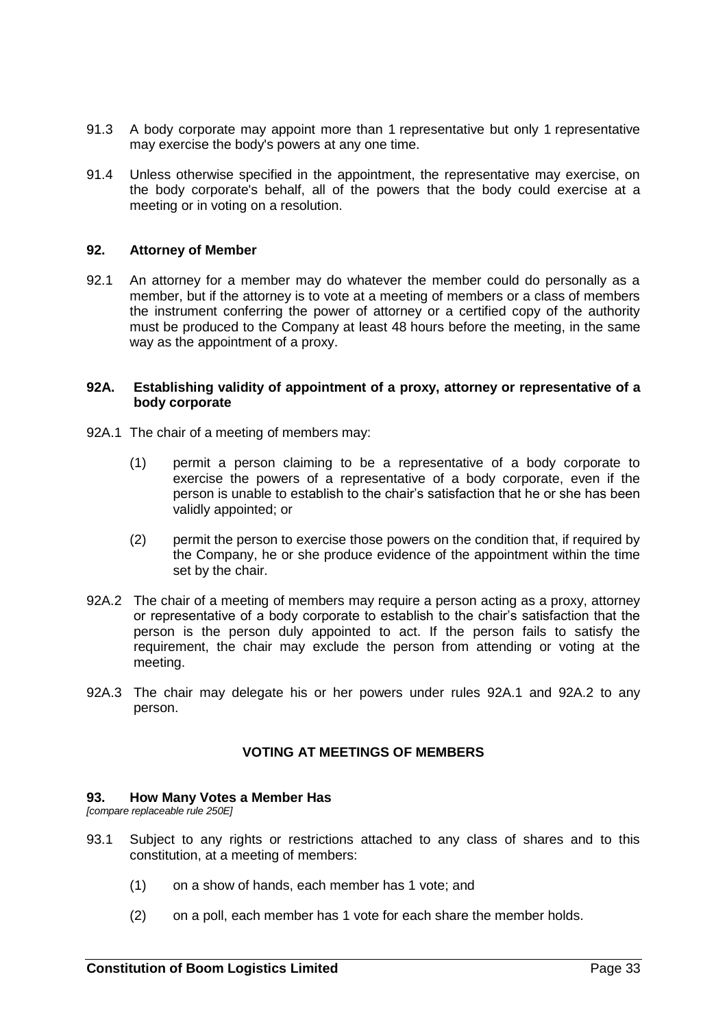91.3 A body corporate may appoint more than 1 representative but only 1 representative may exercise the body's powers at any one time.

91.4 Unless otherwise specified in the appointment, the representative may exercise, on the body corporate's behalf, all of the powers that the body could exercise at a meeting or in voting on a resolution.

### 92. Attorney of Member

92.1 An attorney for a member may do whatever the member could do personally as a member, but if the attorney is to vote at a meeting of members or a class of members the instrument conferring the power of attorney or a certified copy of the authority must be produced to the Company at least 48 hours before the meeting, in the same way as the appointment of a proxy.

### 92A. Establishing validity of appointment of a proxy, attorney or representative of a body corporate

92A.1 The chair of a meeting of members may:

(1) permit a person claiming to be a representative of a body corporate to exercise the powers of a representative of a body corporate, even if the person is unable to establish to the chair's satisfaction that he or she has been validly appointed; or

(2) permit the person to exercise those powers on the condition that, if required by the Company, he or she produce evidence of the appointment within the time set by the chair.

92A.2 The chair of a meeting of members may require a person acting as a proxy, attorney or representative of a body corporate to establish to the chair's satisfaction that the person is the person duly appointed to act. If the person fails to satisfy the requirement, the chair may exclude the person from attending or voting at the meeting.

92A.3 The chair may delegate his or her powers under rules 92A.1 and 92A.2 to any person.

## VOTING AT MEETINGS OF MEMBERS

### 93. How Many Votes a Member Has

*[compare replaceable rule 250E]*

93.1 Subject to any rights or restrictions attached to any class of shares and to this constitution, at a meeting of members:

(1) on a show of hands, each member has 1 vote; and

(2) on a poll, each member has 1 vote for each share the member holds.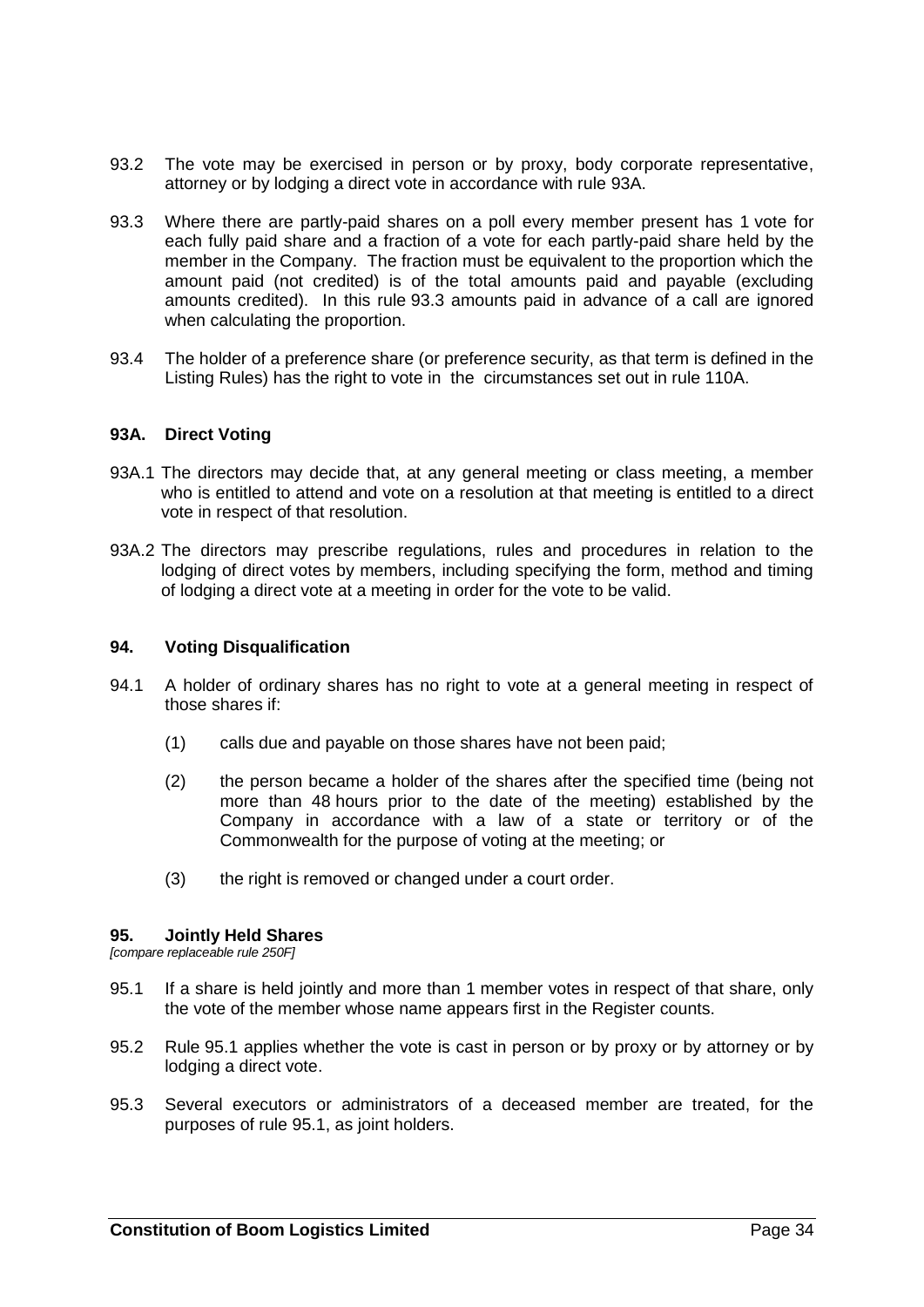93.2 The vote may be exercised in person or by proxy, body corporate representative, attorney or by lodging a direct vote in accordance with rule 93A.

93.3 Where there are partly-paid shares on a poll every member present has 1 vote for each fully paid share and a fraction of a vote for each partly-paid share held by the member in the Company. The fraction must be equivalent to the proportion which the amount paid (not credited) is of the total amounts paid and payable (excluding amounts credited). In this rule 93.3 amounts paid in advance of a call are ignored when calculating the proportion.

93.4 The holder of a preference share (or preference security, as that term is defined in the Listing Rules) has the right to vote in the circumstances set out in rule 110A.

### 93A. Direct Voting

93A.1 The directors may decide that, at any general meeting or class meeting, a member who is entitled to attend and vote on a resolution at that meeting is entitled to a direct vote in respect of that resolution.

93A.2 The directors may prescribe regulations, rules and procedures in relation to the lodging of direct votes by members, including specifying the form, method and timing of lodging a direct vote at a meeting in order for the vote to be valid.

### 94. Voting Disqualification

94.1 A holder of ordinary shares has no right to vote at a general meeting in respect of those shares if:

(1) calls due and payable on those shares have not been paid;

(2) the person became a holder of the shares after the specified time (being not more than 48 hours prior to the date of the meeting) established by the Company in accordance with a law of a state or territory or of the Commonwealth for the purpose of voting at the meeting; or

(3) the right is removed or changed under a court order.

### 95. Jointly Held Shares

*[compare replaceable rule 250F]*

95.1 If a share is held jointly and more than 1 member votes in respect of that share, only the vote of the member whose name appears first in the Register counts.

95.2 Rule 95.1 applies whether the vote is cast in person or by proxy or by attorney or by lodging a direct vote.

95.3 Several executors or administrators of a deceased member are treated, for the purposes of rule 95.1, as joint holders.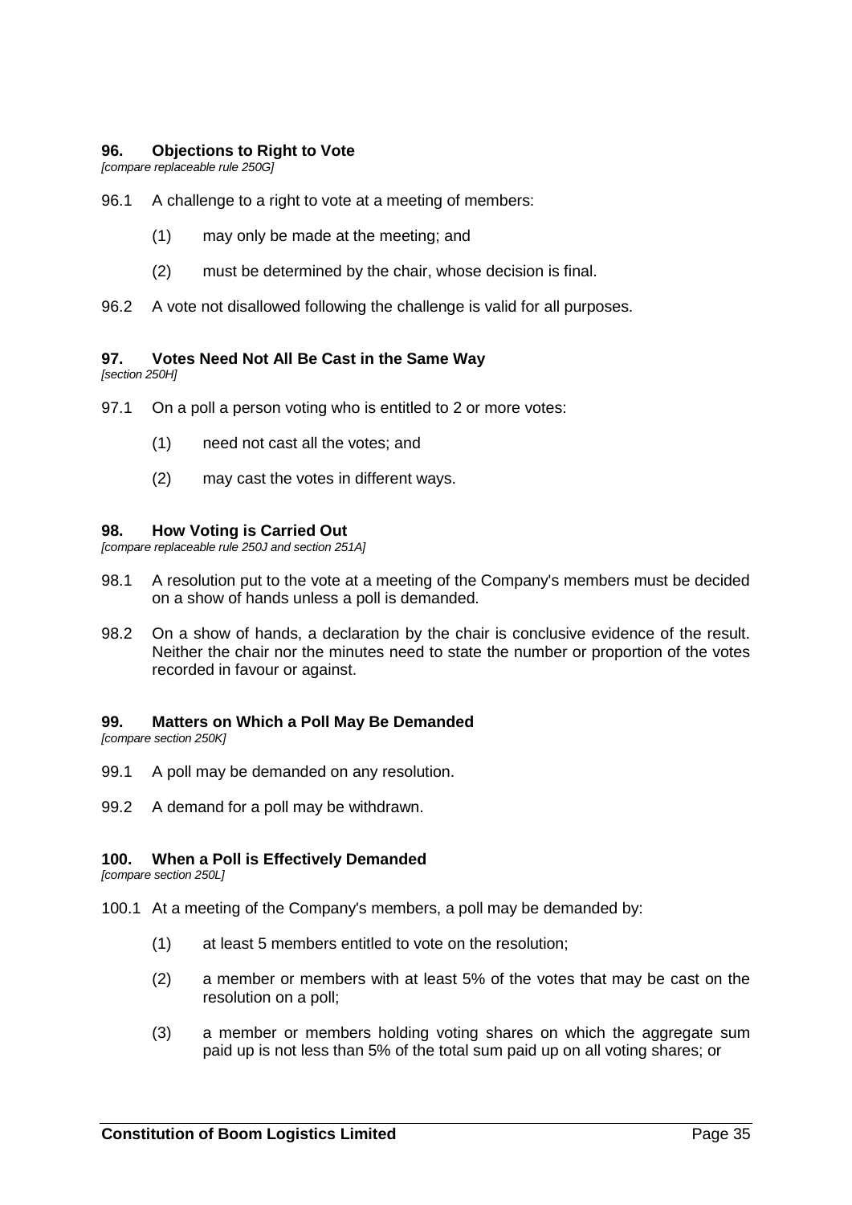### 96. Objections to Right to Vote

*[compare replaceable rule 250G]*

96.1 A challenge to a right to vote at a meeting of members:

(1) may only be made at the meeting; and

(2) must be determined by the chair, whose decision is final.

96.2 A vote not disallowed following the challenge is valid for all purposes.

### 97. Votes Need Not All Be Cast in the Same Way

*[section 250H]*

97.1 On a poll a person voting who is entitled to 2 or more votes:

(1) need not cast all the votes; and

(2) may cast the votes in different ways.

### 98. How Voting is Carried Out

*[compare replaceable rule 250J and section 251A]*

98.1 A resolution put to the vote at a meeting of the Company's members must be decided on a show of hands unless a poll is demanded.

98.2 On a show of hands, a declaration by the chair is conclusive evidence of the result. Neither the chair nor the minutes need to state the number or proportion of the votes recorded in favour or against.

### 99. Matters on Which a Poll May Be Demanded

*[compare section 250K]*

99.1 A poll may be demanded on any resolution.

99.2 A demand for a poll may be withdrawn.

### 100. When a Poll is Effectively Demanded

*[compare section 250L]*

100.1 At a meeting of the Company's members, a poll may be demanded by:

(1) at least 5 members entitled to vote on the resolution;

(2) a member or members with at least 5% of the votes that may be cast on the resolution on a poll;

(3) a member or members holding voting shares on which the aggregate sum paid up is not less than 5% of the total sum paid up on all voting shares; or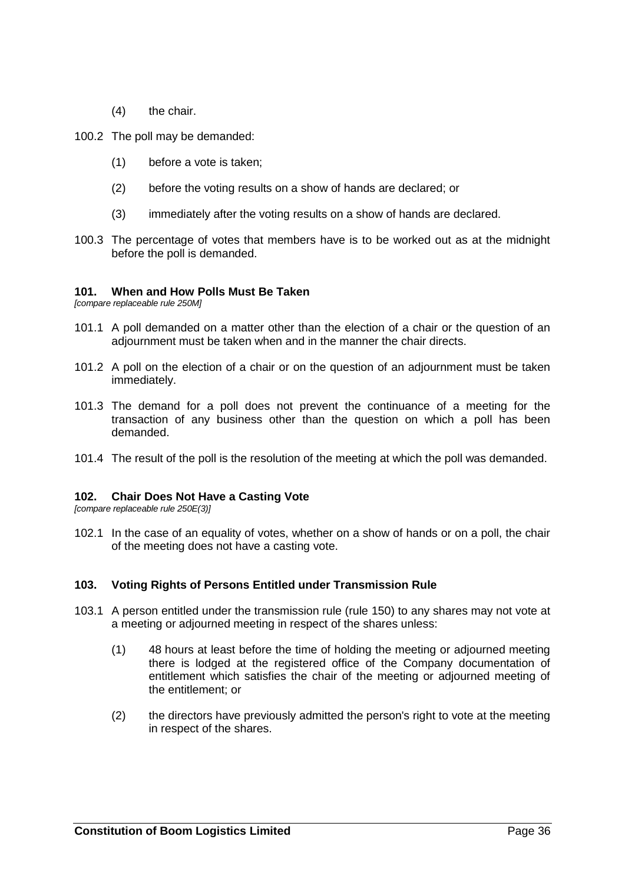(4) the chair.

100.2 The poll may be demanded:

(1) before a vote is taken;

(2) before the voting results on a show of hands are declared; or

(3) immediately after the voting results on a show of hands are declared.

100.3 The percentage of votes that members have is to be worked out as at the midnight before the poll is demanded.

### 101. When and How Polls Must Be Taken

*[compare replaceable rule 250M]*

101.1 A poll demanded on a matter other than the election of a chair or the question of an adjournment must be taken when and in the manner the chair directs.

101.2 A poll on the election of a chair or on the question of an adjournment must be taken immediately.

101.3 The demand for a poll does not prevent the continuance of a meeting for the transaction of any business other than the question on which a poll has been demanded.

101.4 The result of the poll is the resolution of the meeting at which the poll was demanded.

### 102. Chair Does Not Have a Casting Vote

*[compare replaceable rule 250E(3)]*

102.1 In the case of an equality of votes, whether on a show of hands or on a poll, the chair of the meeting does not have a casting vote.

### 103. Voting Rights of Persons Entitled under Transmission Rule

103.1 A person entitled under the transmission rule (rule 150) to any shares may not vote at a meeting or adjourned meeting in respect of the shares unless:

(1) 48 hours at least before the time of holding the meeting or adjourned meeting there is lodged at the registered office of the Company documentation of entitlement which satisfies the chair of the meeting or adjourned meeting of the entitlement; or

(2) the directors have previously admitted the person's right to vote at the meeting in respect of the shares.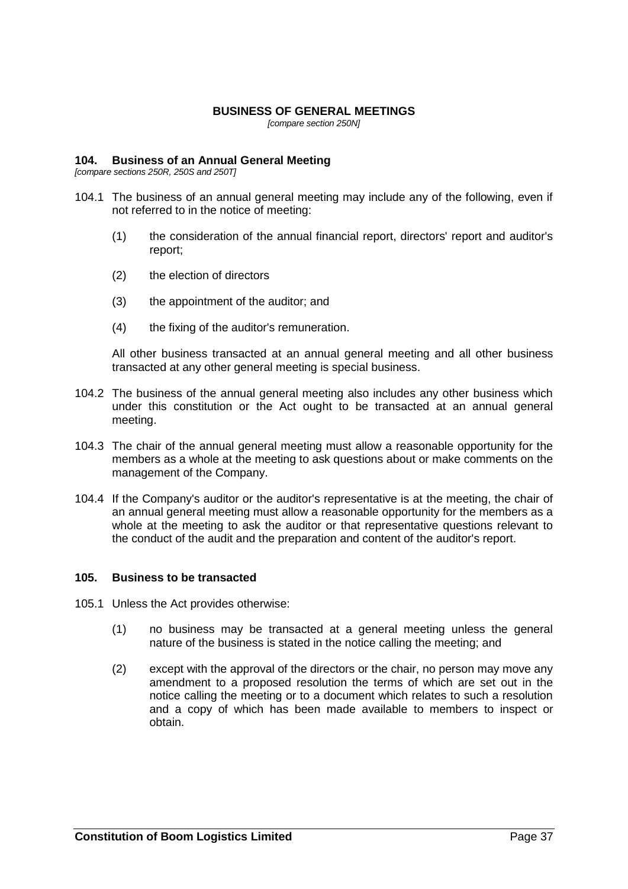## BUSINESS OF GENERAL MEETINGS

*[compare section 250N]*

### 104. Business of an Annual General Meeting

*[compare sections 250R, 250S and 250T]*

104.1 The business of an annual general meeting may include any of the following, even if not referred to in the notice of meeting:

(1) the consideration of the annual financial report, directors' report and auditor's report;

(2) the election of directors

(3) the appointment of the auditor; and

(4) the fixing of the auditor's remuneration.

All other business transacted at an annual general meeting and all other business transacted at any other general meeting is special business.

104.2 The business of the annual general meeting also includes any other business which under this constitution or the Act ought to be transacted at an annual general meeting.

104.3 The chair of the annual general meeting must allow a reasonable opportunity for the members as a whole at the meeting to ask questions about or make comments on the management of the Company.

104.4 If the Company's auditor or the auditor's representative is at the meeting, the chair of an annual general meeting must allow a reasonable opportunity for the members as a whole at the meeting to ask the auditor or that representative questions relevant to the conduct of the audit and the preparation and content of the auditor's report.

### 105. Business to be transacted

105.1 Unless the Act provides otherwise:

(1) no business may be transacted at a general meeting unless the general nature of the business is stated in the notice calling the meeting; and

(2) except with the approval of the directors or the chair, no person may move any amendment to a proposed resolution the terms of which are set out in the notice calling the meeting or to a document which relates to such a resolution and a copy of which has been made available to members to inspect or obtain.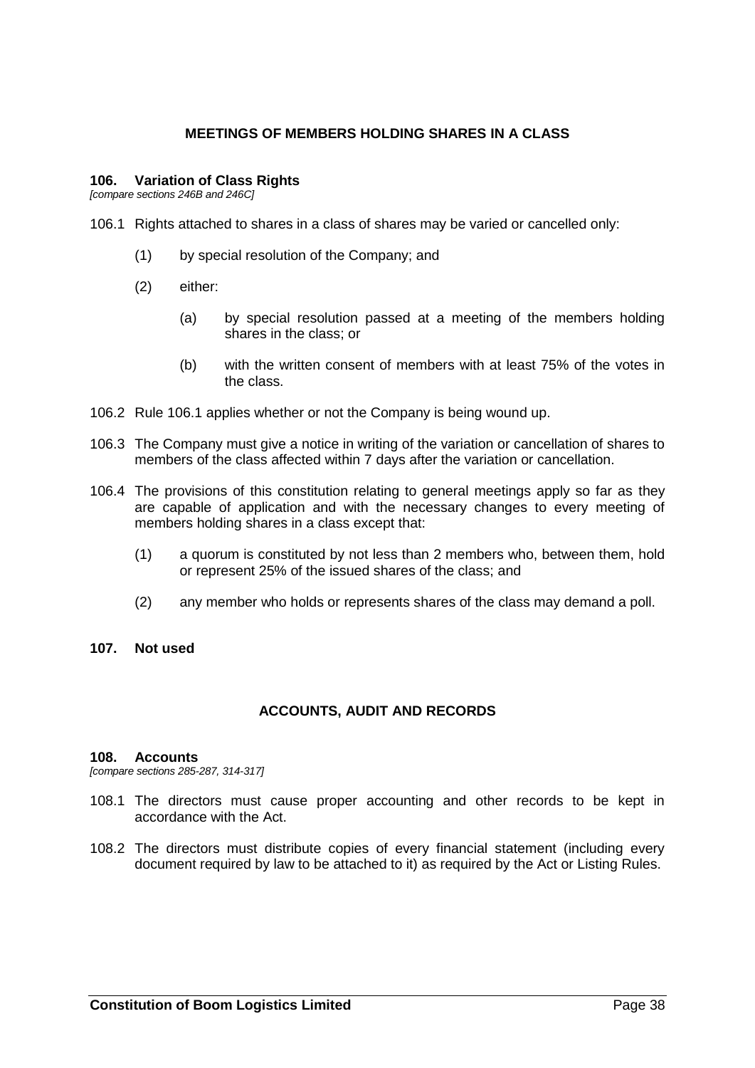## MEETINGS OF MEMBERS HOLDING SHARES IN A CLASS

### 106. Variation of Class Rights

*[compare sections 246B and 246C]*

106.1 Rights attached to shares in a class of shares may be varied or cancelled only:

(1) by special resolution of the Company; and

(2) either:

(a) by special resolution passed at a meeting of the members holding shares in the class; or

(b) with the written consent of members with at least 75% of the votes in the class.

106.2 Rule 106.1 applies whether or not the Company is being wound up.

106.3 The Company must give a notice in writing of the variation or cancellation of shares to members of the class affected within 7 days after the variation or cancellation.

106.4 The provisions of this constitution relating to general meetings apply so far as they are capable of application and with the necessary changes to every meeting of members holding shares in a class except that:

(1) a quorum is constituted by not less than 2 members who, between them, hold or represent 25% of the issued shares of the class; and

(2) any member who holds or represents shares of the class may demand a poll.

### 107. Not used

## ACCOUNTS, AUDIT AND RECORDS

### 108. Accounts

*[compare sections 285-287, 314-317]*

108.1 The directors must cause proper accounting and other records to be kept in accordance with the Act.

108.2 The directors must distribute copies of every financial statement (including every document required by law to be attached to it) as required by the Act or Listing Rules.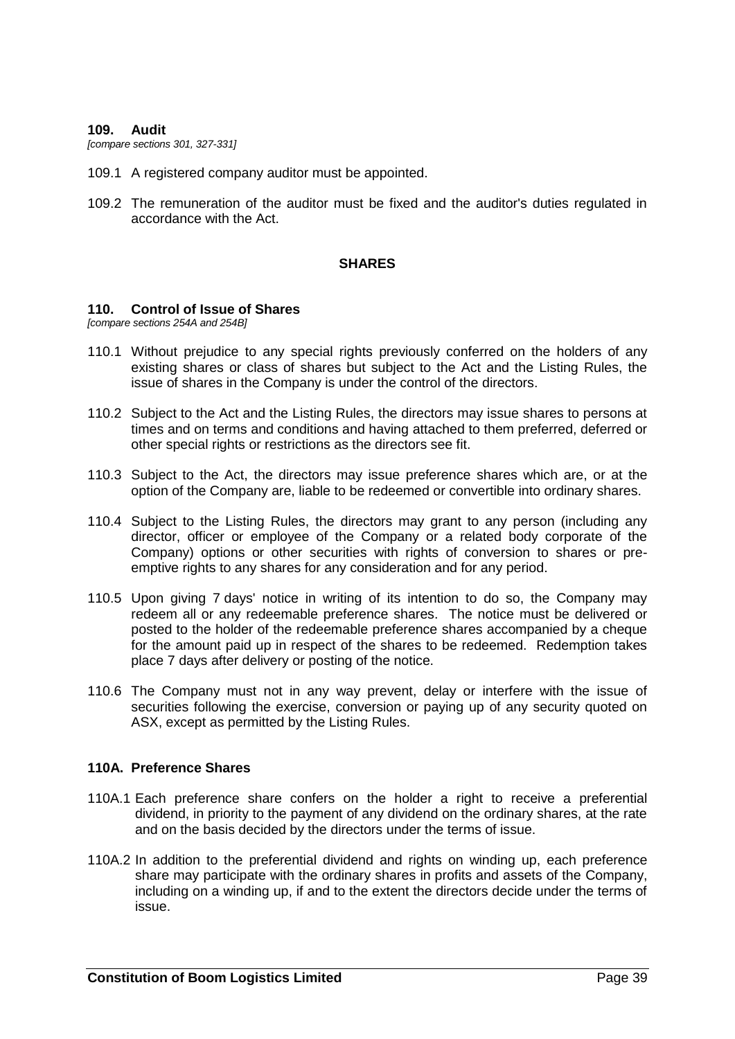## 109. Audit

*[compare sections 301, 327-331]*

109.1 A registered company auditor must be appointed.

109.2 The remuneration of the auditor must be fixed and the auditor's duties regulated in accordance with the Act.

# SHARES

## 110. Control of Issue of Shares

*[compare sections 254A and 254B]*

110.1 Without prejudice to any special rights previously conferred on the holders of any existing shares or class of shares but subject to the Act and the Listing Rules, the issue of shares in the Company is under the control of the directors.

110.2 Subject to the Act and the Listing Rules, the directors may issue shares to persons at times and on terms and conditions and having attached to them preferred, deferred or other special rights or restrictions as the directors see fit.

110.3 Subject to the Act, the directors may issue preference shares which are, or at the option of the Company are, liable to be redeemed or convertible into ordinary shares.

110.4 Subject to the Listing Rules, the directors may grant to any person (including any director, officer or employee of the Company or a related body corporate of the Company) options or other securities with rights of conversion to shares or pre-emptive rights to any shares for any consideration and for any period.

110.5 Upon giving 7 days' notice in writing of its intention to do so, the Company may redeem all or any redeemable preference shares. The notice must be delivered or posted to the holder of the redeemable preference shares accompanied by a cheque for the amount paid up in respect of the shares to be redeemed. Redemption takes place 7 days after delivery or posting of the notice.

110.6 The Company must not in any way prevent, delay or interfere with the issue of securities following the exercise, conversion or paying up of any security quoted on ASX, except as permitted by the Listing Rules.

## 110A. Preference Shares

110A.1 Each preference share confers on the holder a right to receive a preferential dividend, in priority to the payment of any dividend on the ordinary shares, at the rate and on the basis decided by the directors under the terms of issue.

110A.2 In addition to the preferential dividend and rights on winding up, each preference share may participate with the ordinary shares in profits and assets of the Company, including on a winding up, if and to the extent the directors decide under the terms of issue.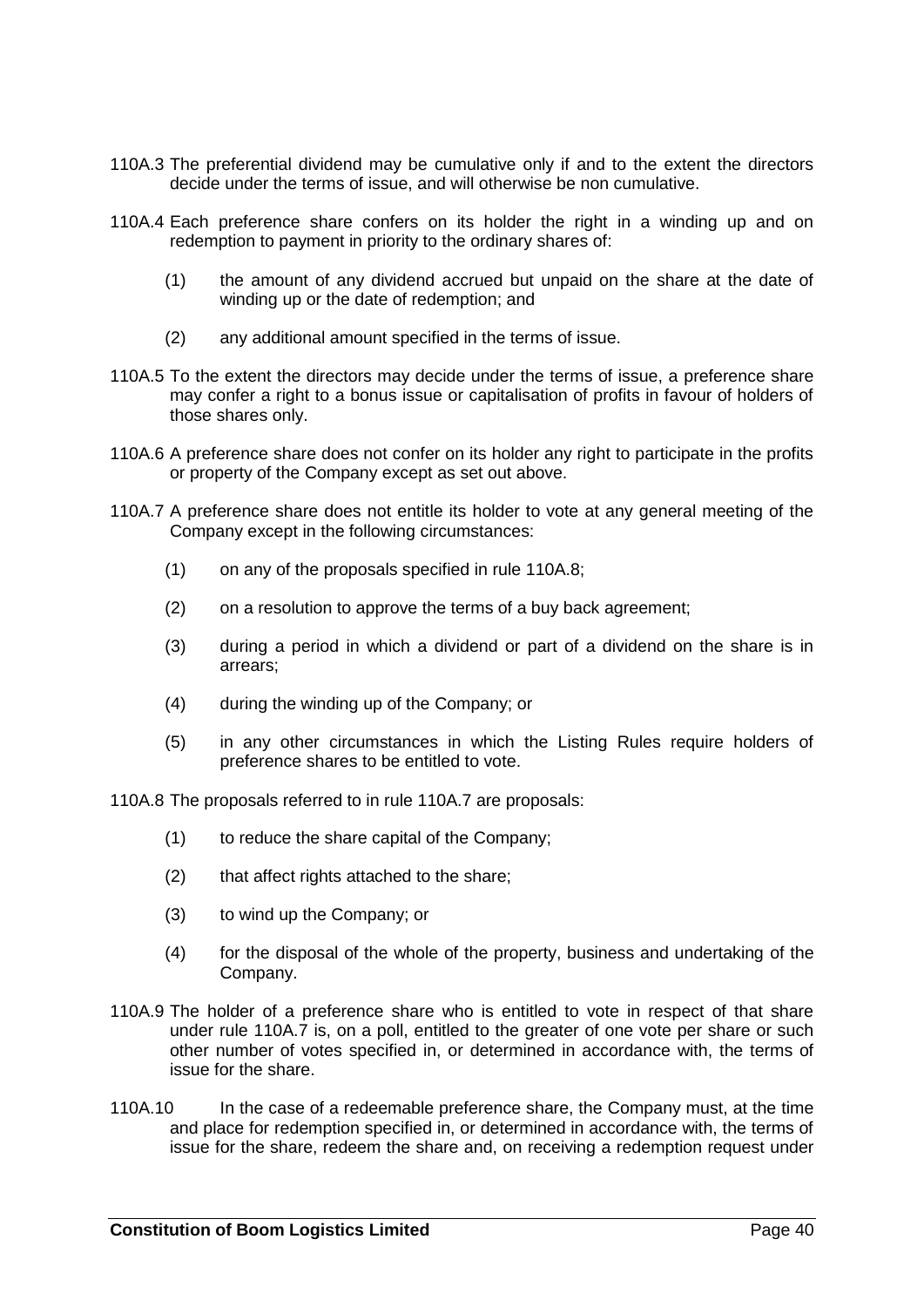110A.3 The preferential dividend may be cumulative only if and to the extent the directors decide under the terms of issue, and will otherwise be non cumulative.

110A.4 Each preference share confers on its holder the right in a winding up and on redemption to payment in priority to the ordinary shares of:

(1) the amount of any dividend accrued but unpaid on the share at the date of winding up or the date of redemption; and

(2) any additional amount specified in the terms of issue.

110A.5 To the extent the directors may decide under the terms of issue, a preference share may confer a right to a bonus issue or capitalisation of profits in favour of holders of those shares only.

110A.6 A preference share does not confer on its holder any right to participate in the profits or property of the Company except as set out above.

110A.7 A preference share does not entitle its holder to vote at any general meeting of the Company except in the following circumstances:

(1) on any of the proposals specified in rule 110A.8;

(2) on a resolution to approve the terms of a buy back agreement;

(3) during a period in which a dividend or part of a dividend on the share is in arrears;

(4) during the winding up of the Company; or

(5) in any other circumstances in which the Listing Rules require holders of preference shares to be entitled to vote.

110A.8 The proposals referred to in rule 110A.7 are proposals:

(1) to reduce the share capital of the Company;

(2) that affect rights attached to the share;

(3) to wind up the Company; or

(4) for the disposal of the whole of the property, business and undertaking of the Company.

110A.9 The holder of a preference share who is entitled to vote in respect of that share under rule 110A.7 is, on a poll, entitled to the greater of one vote per share or such other number of votes specified in, or determined in accordance with, the terms of issue for the share.

110A.10 In the case of a redeemable preference share, the Company must, at the time and place for redemption specified in, or determined in accordance with, the terms of issue for the share, redeem the share and, on receiving a redemption request under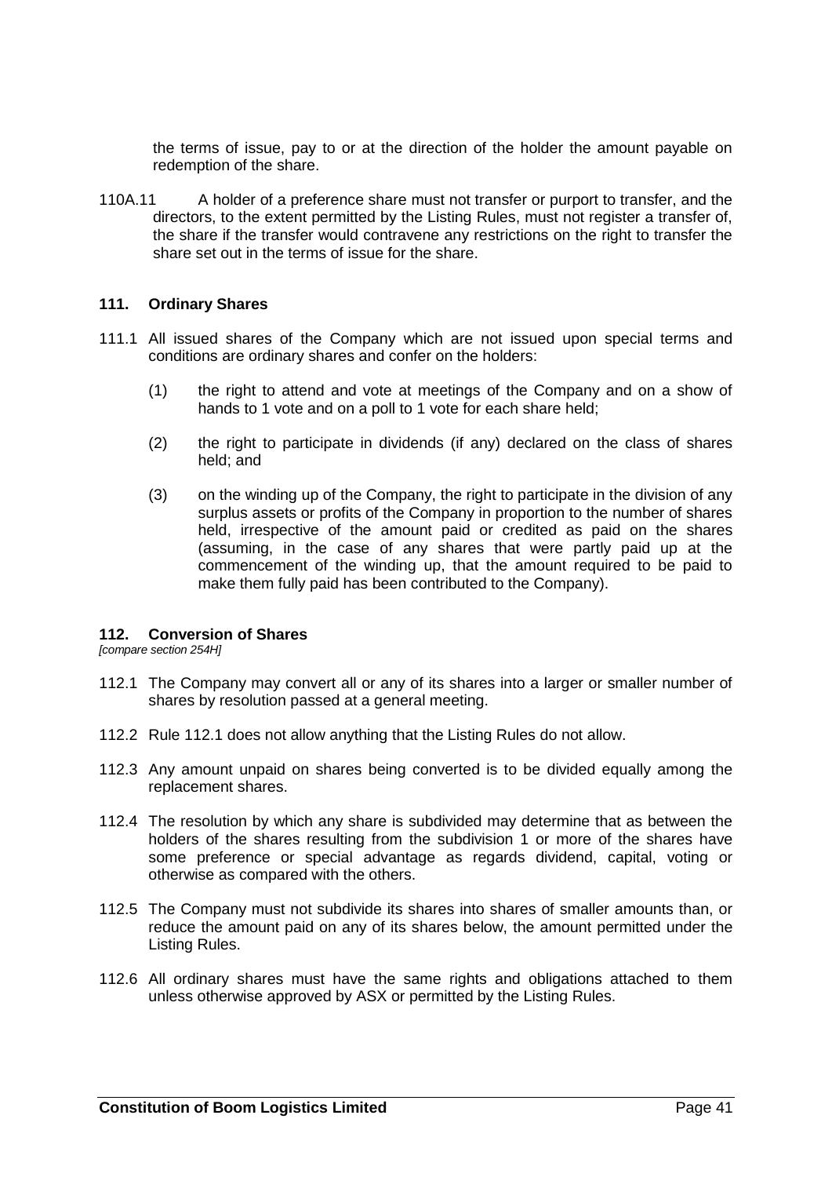the terms of issue, pay to or at the direction of the holder the amount payable on redemption of the share.

110A.11 A holder of a preference share must not transfer or purport to transfer, and the directors, to the extent permitted by the Listing Rules, must not register a transfer of, the share if the transfer would contravene any restrictions on the right to transfer the share set out in the terms of issue for the share.

## 111. Ordinary Shares

111.1 All issued shares of the Company which are not issued upon special terms and conditions are ordinary shares and confer on the holders:

(1) the right to attend and vote at meetings of the Company and on a show of hands to 1 vote and on a poll to 1 vote for each share held;

(2) the right to participate in dividends (if any) declared on the class of shares held; and

(3) on the winding up of the Company, the right to participate in the division of any surplus assets or profits of the Company in proportion to the number of shares held, irrespective of the amount paid or credited as paid on the shares (assuming, in the case of any shares that were partly paid up at the commencement of the winding up, that the amount required to be paid to make them fully paid has been contributed to the Company).

## 112. Conversion of Shares

*[compare section 254H]*

112.1 The Company may convert all or any of its shares into a larger or smaller number of shares by resolution passed at a general meeting.

112.2 Rule 112.1 does not allow anything that the Listing Rules do not allow.

112.3 Any amount unpaid on shares being converted is to be divided equally among the replacement shares.

112.4 The resolution by which any share is subdivided may determine that as between the holders of the shares resulting from the subdivision 1 or more of the shares have some preference or special advantage as regards dividend, capital, voting or otherwise as compared with the others.

112.5 The Company must not subdivide its shares into shares of smaller amounts than, or reduce the amount paid on any of its shares below, the amount permitted under the Listing Rules.

112.6 All ordinary shares must have the same rights and obligations attached to them unless otherwise approved by ASX or permitted by the Listing Rules.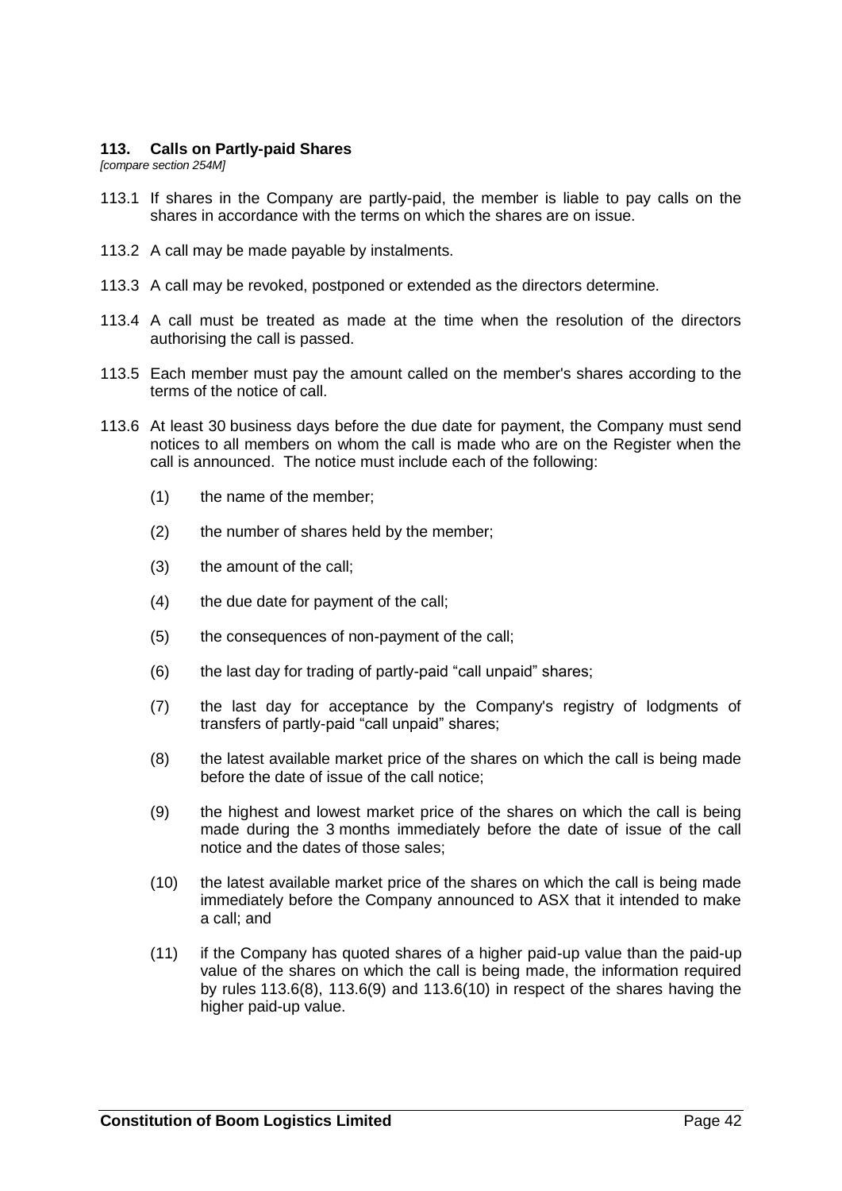## 113. Calls on Partly-paid Shares

*[compare section 254M]*

113.1 If shares in the Company are partly-paid, the member is liable to pay calls on the shares in accordance with the terms on which the shares are on issue.

113.2 A call may be made payable by instalments.

113.3 A call may be revoked, postponed or extended as the directors determine.

113.4 A call must be treated as made at the time when the resolution of the directors authorising the call is passed.

113.5 Each member must pay the amount called on the member's shares according to the terms of the notice of call.

113.6 At least 30 business days before the due date for payment, the Company must send notices to all members on whom the call is made who are on the Register when the call is announced. The notice must include each of the following:

(1) the name of the member;

(2) the number of shares held by the member;

(3) the amount of the call;

(4) the due date for payment of the call;

(5) the consequences of non-payment of the call;

(6) the last day for trading of partly-paid "call unpaid" shares;

(7) the last day for acceptance by the Company's registry of lodgments of transfers of partly-paid "call unpaid" shares;

(8) the latest available market price of the shares on which the call is being made before the date of issue of the call notice;

(9) the highest and lowest market price of the shares on which the call is being made during the 3 months immediately before the date of issue of the call notice and the dates of those sales;

(10) the latest available market price of the shares on which the call is being made immediately before the Company announced to ASX that it intended to make a call; and

(11) if the Company has quoted shares of a higher paid-up value than the paid-up value of the shares on which the call is being made, the information required by rules 113.6(8), 113.6(9) and 113.6(10) in respect of the shares having the higher paid-up value.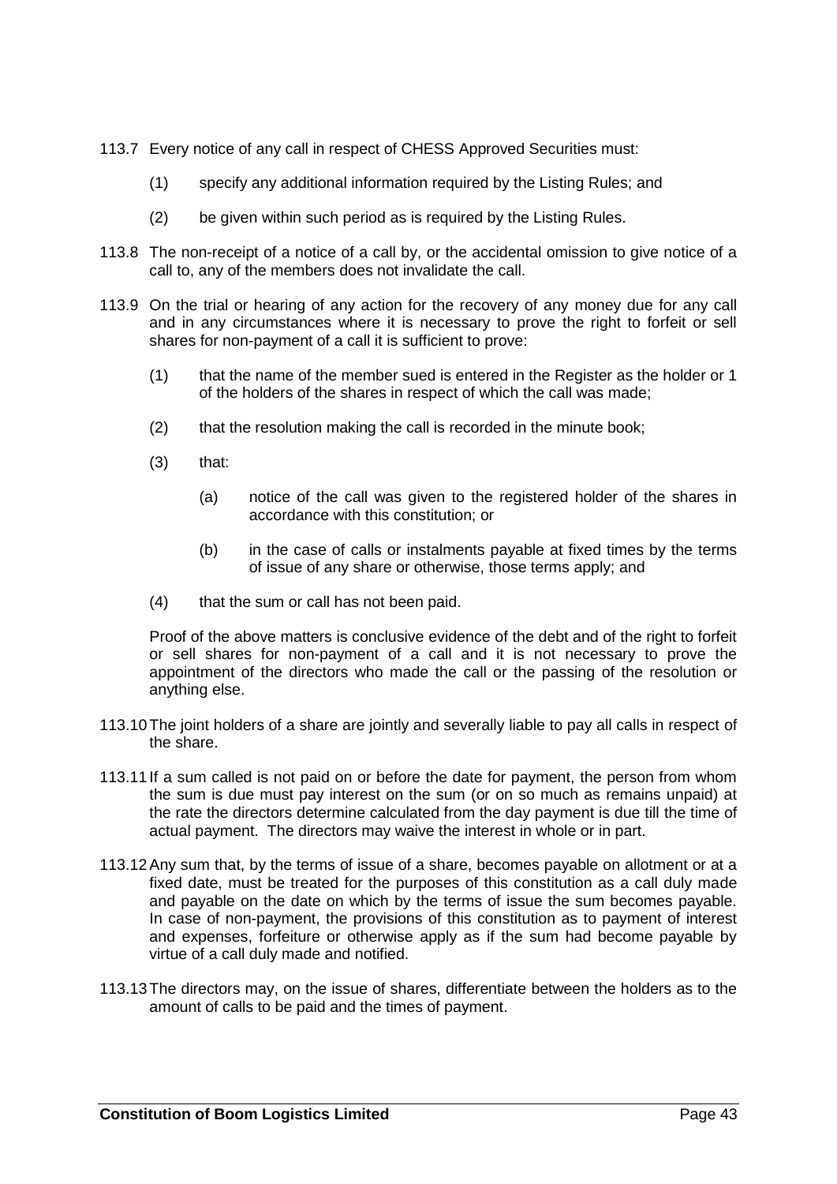113.7 Every notice of any call in respect of CHESS Approved Securities must:

(1) specify any additional information required by the Listing Rules; and

(2) be given within such period as is required by the Listing Rules.

113.8 The non-receipt of a notice of a call by, or the accidental omission to give notice of a call to, any of the members does not invalidate the call.

113.9 On the trial or hearing of any action for the recovery of any money due for any call and in any circumstances where it is necessary to prove the right to forfeit or sell shares for non-payment of a call it is sufficient to prove:

(1) that the name of the member sued is entered in the Register as the holder or 1 of the holders of the shares in respect of which the call was made;

(2) that the resolution making the call is recorded in the minute book;

(3) that:

(a) notice of the call was given to the registered holder of the shares in accordance with this constitution; or

(b) in the case of calls or instalments payable at fixed times by the terms of issue of any share or otherwise, those terms apply; and

(4) that the sum or call has not been paid.

Proof of the above matters is conclusive evidence of the debt and of the right to forfeit or sell shares for non-payment of a call and it is not necessary to prove the appointment of the directors who made the call or the passing of the resolution or anything else.

113.10 The joint holders of a share are jointly and severally liable to pay all calls in respect of the share.

113.11 If a sum called is not paid on or before the date for payment, the person from whom the sum is due must pay interest on the sum (or on so much as remains unpaid) at the rate the directors determine calculated from the day payment is due till the time of actual payment. The directors may waive the interest in whole or in part.

113.12 Any sum that, by the terms of issue of a share, becomes payable on allotment or at a fixed date, must be treated for the purposes of this constitution as a call duly made and payable on the date on which by the terms of issue the sum becomes payable. In case of non-payment, the provisions of this constitution as to payment of interest and expenses, forfeiture or otherwise apply as if the sum had become payable by virtue of a call duly made and notified.

113.13 The directors may, on the issue of shares, differentiate between the holders as to the amount of calls to be paid and the times of payment.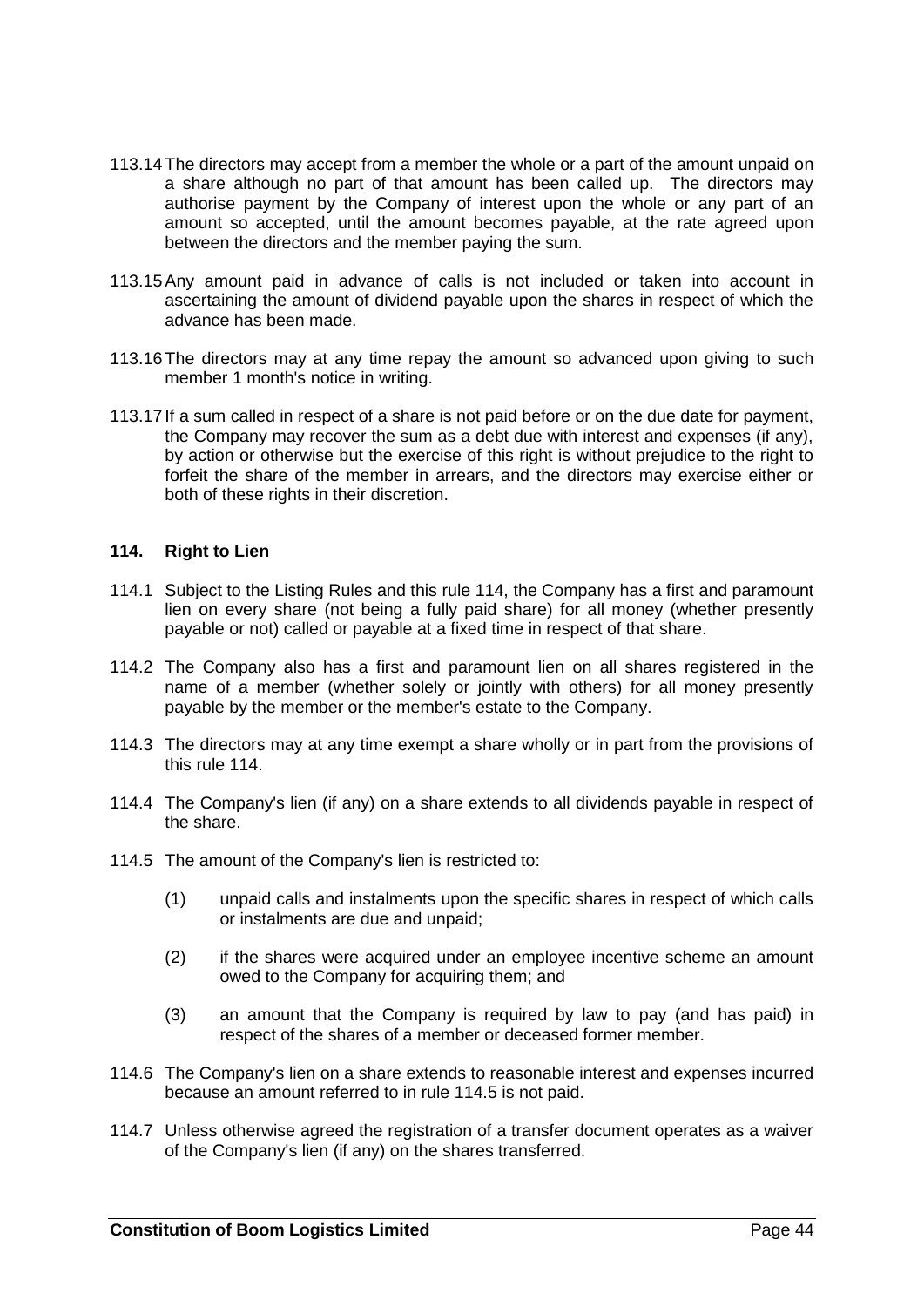113.14 The directors may accept from a member the whole or a part of the amount unpaid on a share although no part of that amount has been called up. The directors may authorise payment by the Company of interest upon the whole or any part of an amount so accepted, until the amount becomes payable, at the rate agreed upon between the directors and the member paying the sum.

113.15 Any amount paid in advance of calls is not included or taken into account in ascertaining the amount of dividend payable upon the shares in respect of which the advance has been made.

113.16 The directors may at any time repay the amount so advanced upon giving to such member 1 month's notice in writing.

113.17 If a sum called in respect of a share is not paid before or on the due date for payment, the Company may recover the sum as a debt due with interest and expenses (if any), by action or otherwise but the exercise of this right is without prejudice to the right to forfeit the share of the member in arrears, and the directors may exercise either or both of these rights in their discretion.

## 114. Right to Lien

114.1 Subject to the Listing Rules and this rule 114, the Company has a first and paramount lien on every share (not being a fully paid share) for all money (whether presently payable or not) called or payable at a fixed time in respect of that share.

114.2 The Company also has a first and paramount lien on all shares registered in the name of a member (whether solely or jointly with others) for all money presently payable by the member or the member's estate to the Company.

114.3 The directors may at any time exempt a share wholly or in part from the provisions of this rule 114.

114.4 The Company's lien (if any) on a share extends to all dividends payable in respect of the share.

114.5 The amount of the Company's lien is restricted to:

(1) unpaid calls and instalments upon the specific shares in respect of which calls or instalments are due and unpaid;

(2) if the shares were acquired under an employee incentive scheme an amount owed to the Company for acquiring them; and

(3) an amount that the Company is required by law to pay (and has paid) in respect of the shares of a member or deceased former member.

114.6 The Company's lien on a share extends to reasonable interest and expenses incurred because an amount referred to in rule 114.5 is not paid.

114.7 Unless otherwise agreed the registration of a transfer document operates as a waiver of the Company's lien (if any) on the shares transferred.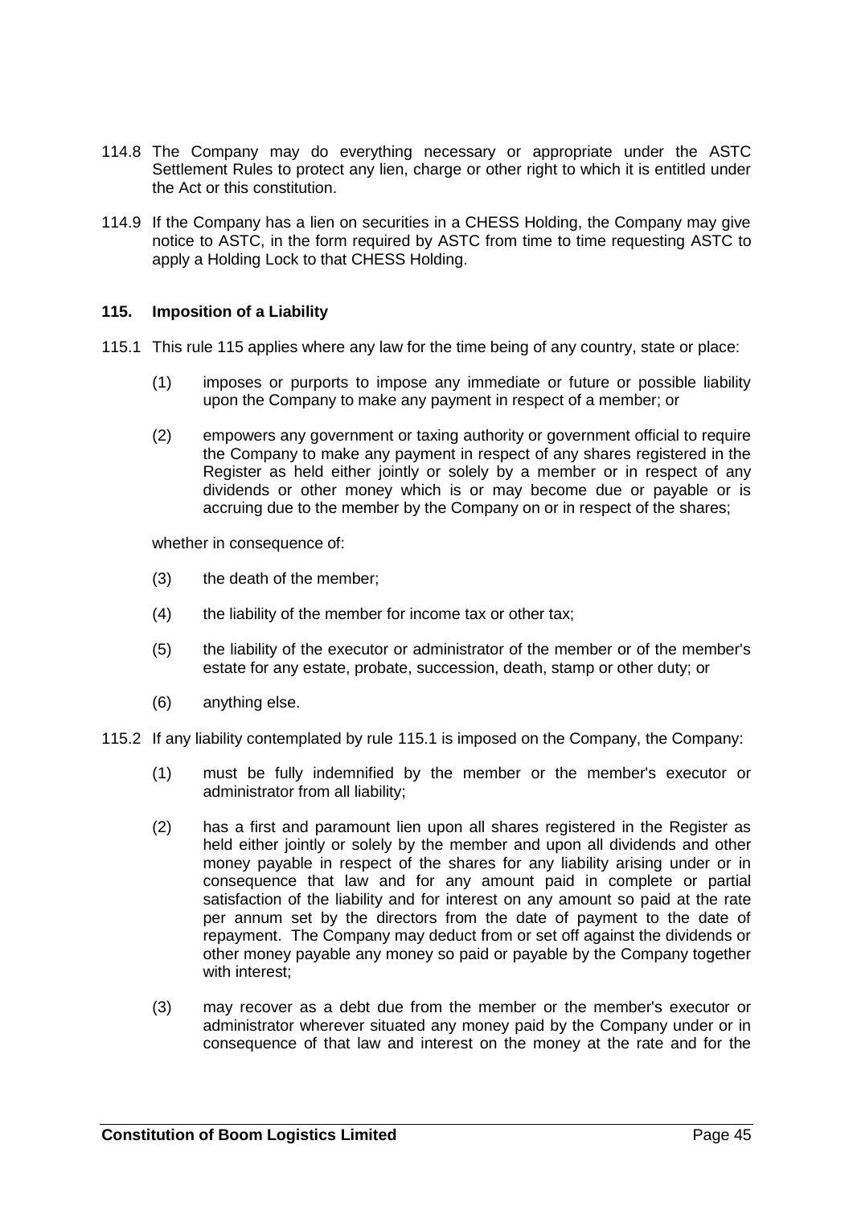114.8 The Company may do everything necessary or appropriate under the ASTC Settlement Rules to protect any lien, charge or other right to which it is entitled under the Act or this constitution.

114.9 If the Company has a lien on securities in a CHESS Holding, the Company may give notice to ASTC, in the form required by ASTC from time to time requesting ASTC to apply a Holding Lock to that CHESS Holding.

**115. Imposition of a Liability**

115.1 This rule 115 applies where any law for the time being of any country, state or place:

(1) imposes or purports to impose any immediate or future or possible liability upon the Company to make any payment in respect of a member; or

(2) empowers any government or taxing authority or government official to require the Company to make any payment in respect of any shares registered in the Register as held either jointly or solely by a member or in respect of any dividends or other money which is or may become due or payable or is accruing due to the member by the Company on or in respect of the shares;

whether in consequence of:

(3) the death of the member;

(4) the liability of the member for income tax or other tax;

(5) the liability of the executor or administrator of the member or of the member's estate for any estate, probate, succession, death, stamp or other duty; or

(6) anything else.

115.2 If any liability contemplated by rule 115.1 is imposed on the Company, the Company:

(1) must be fully indemnified by the member or the member's executor or administrator from all liability;

(2) has a first and paramount lien upon all shares registered in the Register as held either jointly or solely by the member and upon all dividends and other money payable in respect of the shares for any liability arising under or in consequence that law and for any amount paid in complete or partial satisfaction of the liability and for interest on any amount so paid at the rate per annum set by the directors from the date of payment to the date of repayment. The Company may deduct from or set off against the dividends or other money payable any money so paid or payable by the Company together with interest;

(3) may recover as a debt due from the member or the member's executor or administrator wherever situated any money paid by the Company under or in consequence of that law and interest on the money at the rate and for the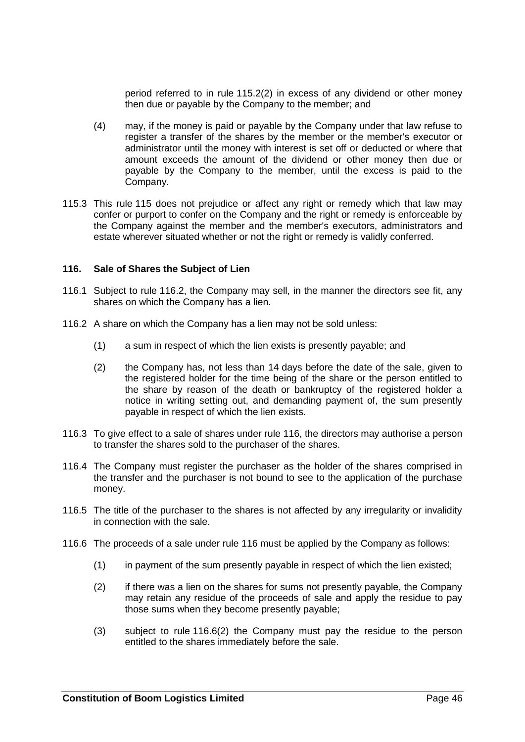period referred to in rule 115.2(2) in excess of any dividend or other money then due or payable by the Company to the member; and

(4) may, if the money is paid or payable by the Company under that law refuse to register a transfer of the shares by the member or the member's executor or administrator until the money with interest is set off or deducted or where that amount exceeds the amount of the dividend or other money then due or payable by the Company to the member, until the excess is paid to the Company.

115.3 This rule 115 does not prejudice or affect any right or remedy which that law may confer or purport to confer on the Company and the right or remedy is enforceable by the Company against the member and the member's executors, administrators and estate wherever situated whether or not the right or remedy is validly conferred.

### 116. Sale of Shares the Subject of Lien

116.1 Subject to rule 116.2, the Company may sell, in the manner the directors see fit, any shares on which the Company has a lien.

116.2 A share on which the Company has a lien may not be sold unless:

(1) a sum in respect of which the lien exists is presently payable; and

(2) the Company has, not less than 14 days before the date of the sale, given to the registered holder for the time being of the share or the person entitled to the share by reason of the death or bankruptcy of the registered holder a notice in writing setting out, and demanding payment of, the sum presently payable in respect of which the lien exists.

116.3 To give effect to a sale of shares under rule 116, the directors may authorise a person to transfer the shares sold to the purchaser of the shares.

116.4 The Company must register the purchaser as the holder of the shares comprised in the transfer and the purchaser is not bound to see to the application of the purchase money.

116.5 The title of the purchaser to the shares is not affected by any irregularity or invalidity in connection with the sale.

116.6 The proceeds of a sale under rule 116 must be applied by the Company as follows:

(1) in payment of the sum presently payable in respect of which the lien existed;

(2) if there was a lien on the shares for sums not presently payable, the Company may retain any residue of the proceeds of sale and apply the residue to pay those sums when they become presently payable;

(3) subject to rule 116.6(2) the Company must pay the residue to the person entitled to the shares immediately before the sale.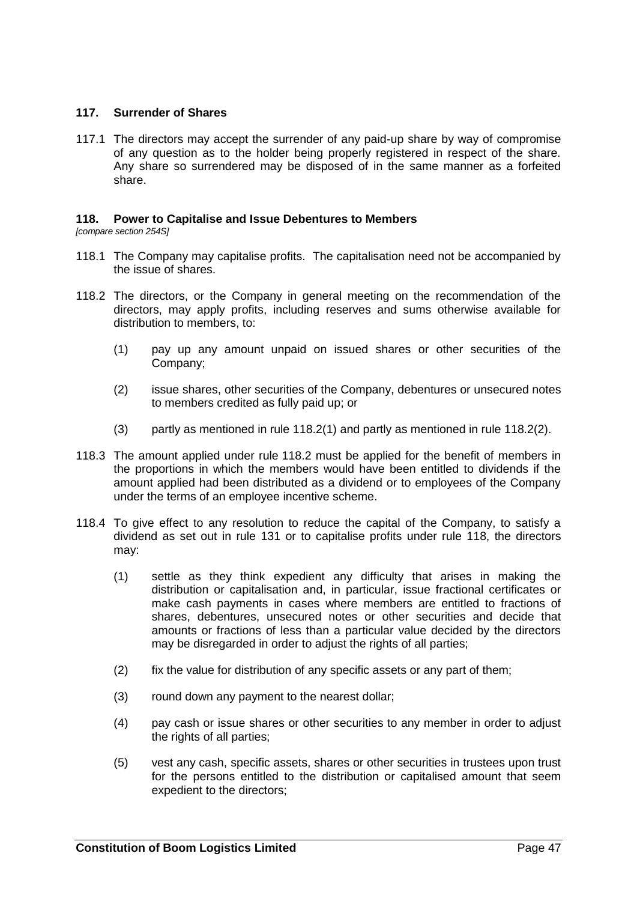## 117. Surrender of Shares

117.1 The directors may accept the surrender of any paid-up share by way of compromise of any question as to the holder being properly registered in respect of the share. Any share so surrendered may be disposed of in the same manner as a forfeited share.

## 118. Power to Capitalise and Issue Debentures to Members

*[compare section 254S]*

118.1 The Company may capitalise profits. The capitalisation need not be accompanied by the issue of shares.

118.2 The directors, or the Company in general meeting on the recommendation of the directors, may apply profits, including reserves and sums otherwise available for distribution to members, to:

(1) pay up any amount unpaid on issued shares or other securities of the Company;

(2) issue shares, other securities of the Company, debentures or unsecured notes to members credited as fully paid up; or

(3) partly as mentioned in rule 118.2(1) and partly as mentioned in rule 118.2(2).

118.3 The amount applied under rule 118.2 must be applied for the benefit of members in the proportions in which the members would have been entitled to dividends if the amount applied had been distributed as a dividend or to employees of the Company under the terms of an employee incentive scheme.

118.4 To give effect to any resolution to reduce the capital of the Company, to satisfy a dividend as set out in rule 131 or to capitalise profits under rule 118, the directors may:

(1) settle as they think expedient any difficulty that arises in making the distribution or capitalisation and, in particular, issue fractional certificates or make cash payments in cases where members are entitled to fractions of shares, debentures, unsecured notes or other securities and decide that amounts or fractions of less than a particular value decided by the directors may be disregarded in order to adjust the rights of all parties;

(2) fix the value for distribution of any specific assets or any part of them;

(3) round down any payment to the nearest dollar;

(4) pay cash or issue shares or other securities to any member in order to adjust the rights of all parties;

(5) vest any cash, specific assets, shares or other securities in trustees upon trust for the persons entitled to the distribution or capitalised amount that seem expedient to the directors;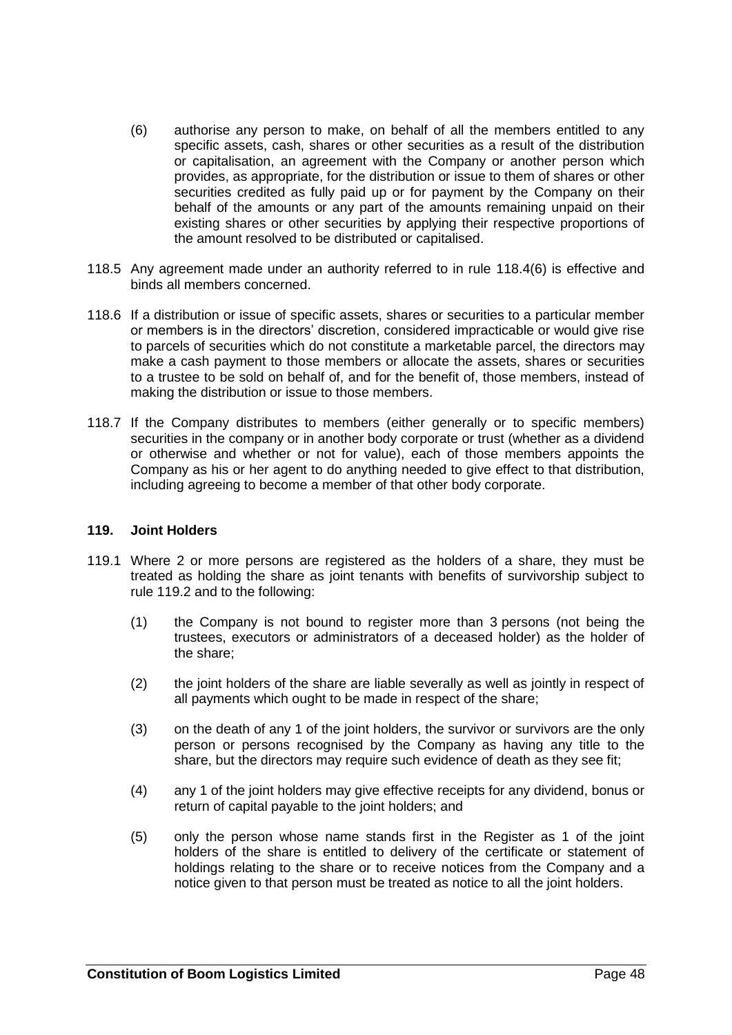(6) authorise any person to make, on behalf of all the members entitled to any specific assets, cash, shares or other securities as a result of the distribution or capitalisation, an agreement with the Company or another person which provides, as appropriate, for the distribution or issue to them of shares or other securities credited as fully paid up or for payment by the Company on their behalf of the amounts or any part of the amounts remaining unpaid on their existing shares or other securities by applying their respective proportions of the amount resolved to be distributed or capitalised.

118.5 Any agreement made under an authority referred to in rule 118.4(6) is effective and binds all members concerned.

118.6 If a distribution or issue of specific assets, shares or securities to a particular member or members is in the directors' discretion, considered impracticable or would give rise to parcels of securities which do not constitute a marketable parcel, the directors may make a cash payment to those members or allocate the assets, shares or securities to a trustee to be sold on behalf of, and for the benefit of, those members, instead of making the distribution or issue to those members.

118.7 If the Company distributes to members (either generally or to specific members) securities in the company or in another body corporate or trust (whether as a dividend or otherwise and whether or not for value), each of those members appoints the Company as his or her agent to do anything needed to give effect to that distribution, including agreeing to become a member of that other body corporate.

**119. Joint Holders**

119.1 Where 2 or more persons are registered as the holders of a share, they must be treated as holding the share as joint tenants with benefits of survivorship subject to rule 119.2 and to the following:

(1) the Company is not bound to register more than 3 persons (not being the trustees, executors or administrators of a deceased holder) as the holder of the share;

(2) the joint holders of the share are liable severally as well as jointly in respect of all payments which ought to be made in respect of the share;

(3) on the death of any 1 of the joint holders, the survivor or survivors are the only person or persons recognised by the Company as having any title to the share, but the directors may require such evidence of death as they see fit;

(4) any 1 of the joint holders may give effective receipts for any dividend, bonus or return of capital payable to the joint holders; and

(5) only the person whose name stands first in the Register as 1 of the joint holders of the share is entitled to delivery of the certificate or statement of holdings relating to the share or to receive notices from the Company and a notice given to that person must be treated as notice to all the joint holders.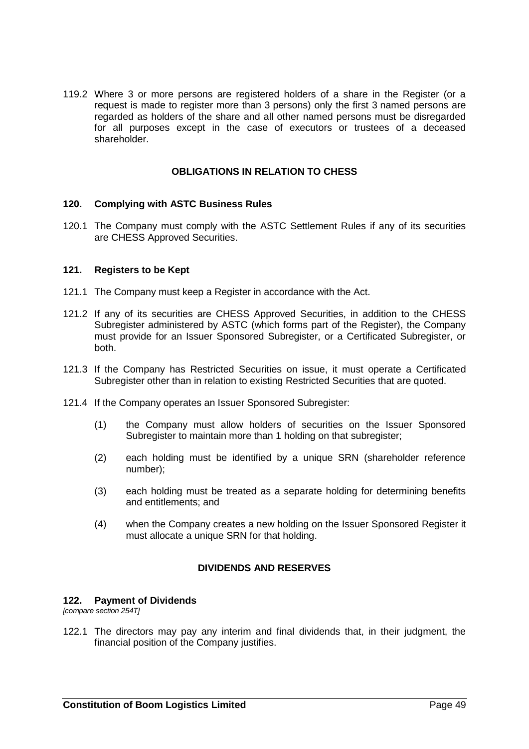119.2 Where 3 or more persons are registered holders of a share in the Register (or a request is made to register more than 3 persons) only the first 3 named persons are regarded as holders of the share and all other named persons must be disregarded for all purposes except in the case of executors or trustees of a deceased shareholder.

## OBLIGATIONS IN RELATION TO CHESS

### 120. Complying with ASTC Business Rules

120.1 The Company must comply with the ASTC Settlement Rules if any of its securities are CHESS Approved Securities.

### 121. Registers to be Kept

121.1 The Company must keep a Register in accordance with the Act.

121.2 If any of its securities are CHESS Approved Securities, in addition to the CHESS Subregister administered by ASTC (which forms part of the Register), the Company must provide for an Issuer Sponsored Subregister, or a Certificated Subregister, or both.

121.3 If the Company has Restricted Securities on issue, it must operate a Certificated Subregister other than in relation to existing Restricted Securities that are quoted.

121.4 If the Company operates an Issuer Sponsored Subregister:

(1) the Company must allow holders of securities on the Issuer Sponsored Subregister to maintain more than 1 holding on that subregister;

(2) each holding must be identified by a unique SRN (shareholder reference number);

(3) each holding must be treated as a separate holding for determining benefits and entitlements; and

(4) when the Company creates a new holding on the Issuer Sponsored Register it must allocate a unique SRN for that holding.

## DIVIDENDS AND RESERVES

### 122. Payment of Dividends

*[compare section 254T]*

122.1 The directors may pay any interim and final dividends that, in their judgment, the financial position of the Company justifies.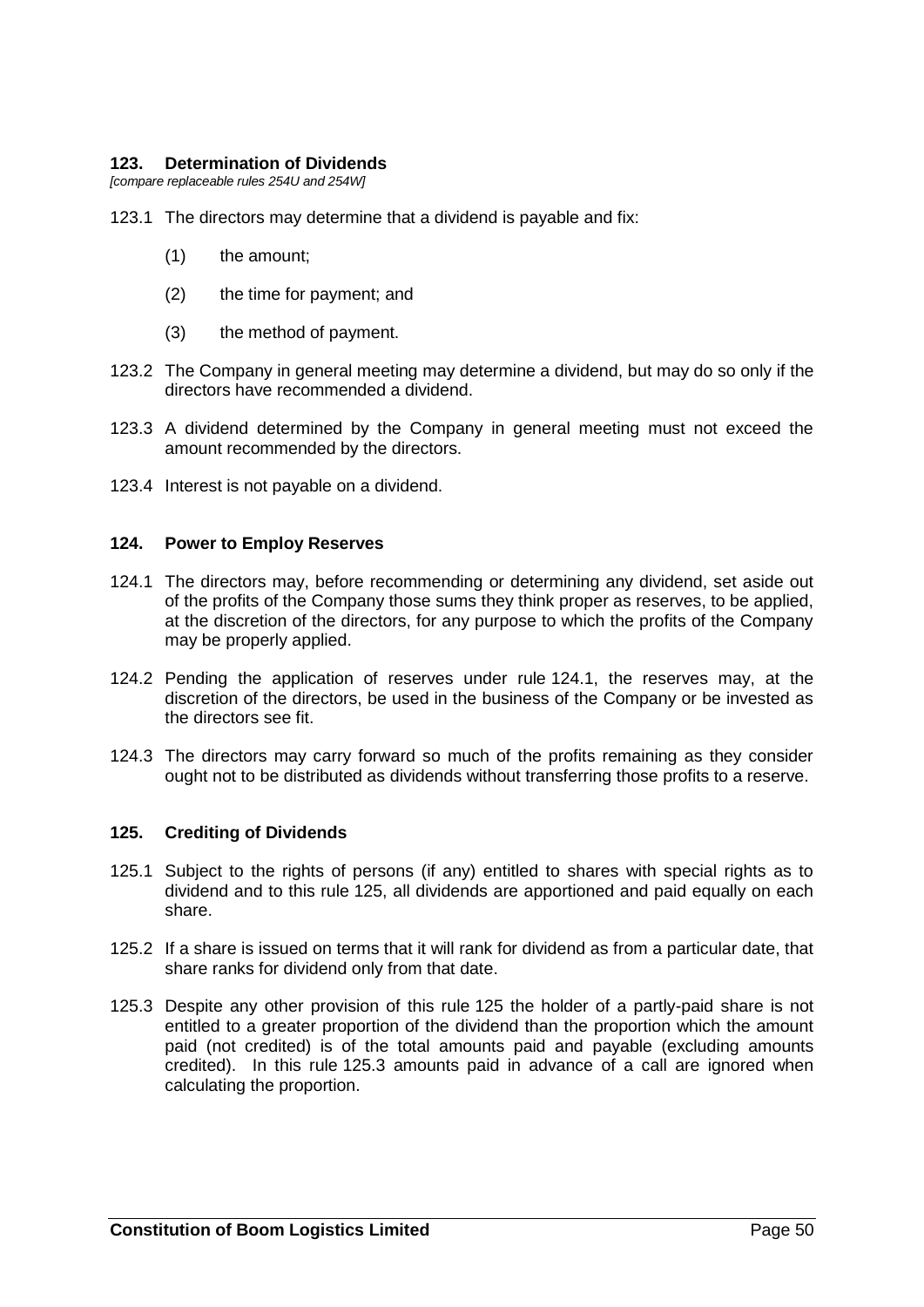## 123. Determination of Dividends

*[compare replaceable rules 254U and 254W]*

123.1 The directors may determine that a dividend is payable and fix:

(1) the amount;

(2) the time for payment; and

(3) the method of payment.

123.2 The Company in general meeting may determine a dividend, but may do so only if the directors have recommended a dividend.

123.3 A dividend determined by the Company in general meeting must not exceed the amount recommended by the directors.

123.4 Interest is not payable on a dividend.

## 124. Power to Employ Reserves

124.1 The directors may, before recommending or determining any dividend, set aside out of the profits of the Company those sums they think proper as reserves, to be applied, at the discretion of the directors, for any purpose to which the profits of the Company may be properly applied.

124.2 Pending the application of reserves under rule 124.1, the reserves may, at the discretion of the directors, be used in the business of the Company or be invested as the directors see fit.

124.3 The directors may carry forward so much of the profits remaining as they consider ought not to be distributed as dividends without transferring those profits to a reserve.

## 125. Crediting of Dividends

125.1 Subject to the rights of persons (if any) entitled to shares with special rights as to dividend and to this rule 125, all dividends are apportioned and paid equally on each share.

125.2 If a share is issued on terms that it will rank for dividend as from a particular date, that share ranks for dividend only from that date.

125.3 Despite any other provision of this rule 125 the holder of a partly-paid share is not entitled to a greater proportion of the dividend than the proportion which the amount paid (not credited) is of the total amounts paid and payable (excluding amounts credited). In this rule 125.3 amounts paid in advance of a call are ignored when calculating the proportion.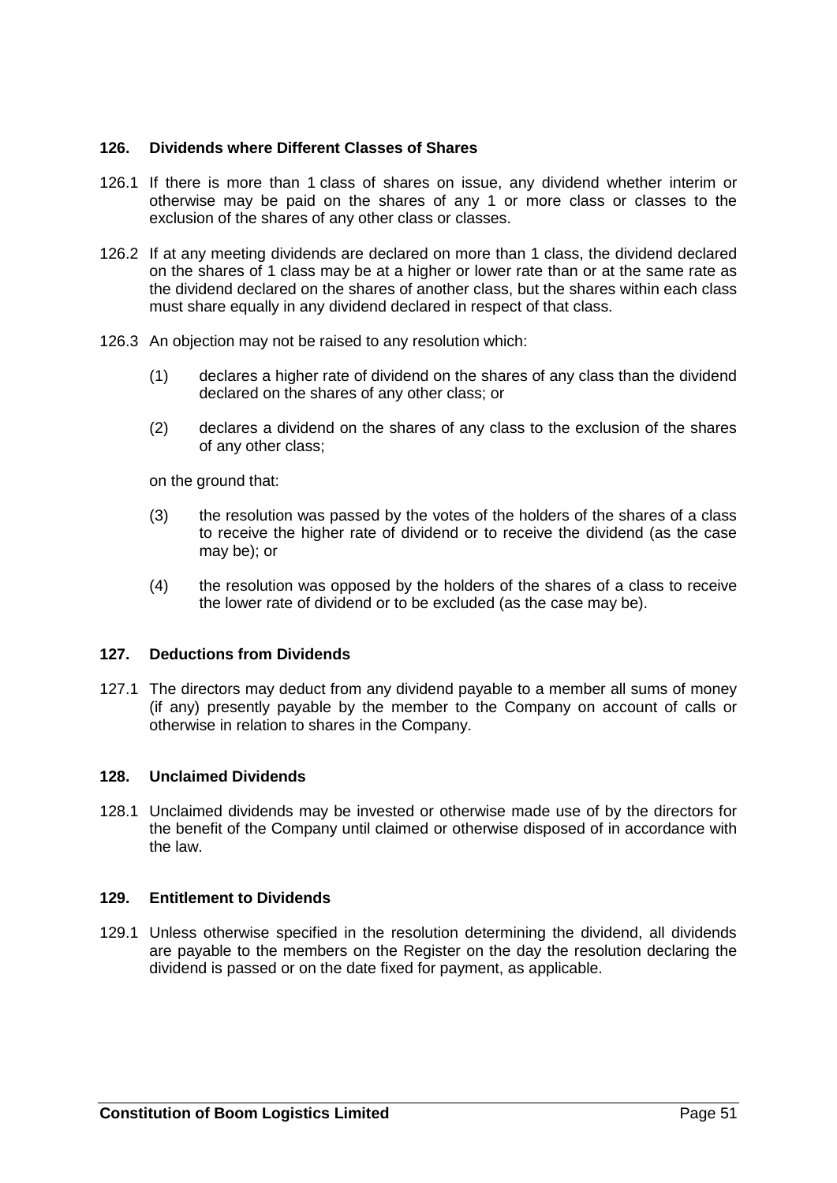## 126. Dividends where Different Classes of Shares

126.1 If there is more than 1 class of shares on issue, any dividend whether interim or otherwise may be paid on the shares of any 1 or more class or classes to the exclusion of the shares of any other class or classes.

126.2 If at any meeting dividends are declared on more than 1 class, the dividend declared on the shares of 1 class may be at a higher or lower rate than or at the same rate as the dividend declared on the shares of another class, but the shares within each class must share equally in any dividend declared in respect of that class.

126.3 An objection may not be raised to any resolution which:

(1) declares a higher rate of dividend on the shares of any class than the dividend declared on the shares of any other class; or

(2) declares a dividend on the shares of any class to the exclusion of the shares of any other class;

on the ground that:

(3) the resolution was passed by the votes of the holders of the shares of a class to receive the higher rate of dividend or to receive the dividend (as the case may be); or

(4) the resolution was opposed by the holders of the shares of a class to receive the lower rate of dividend or to be excluded (as the case may be).

## 127. Deductions from Dividends

127.1 The directors may deduct from any dividend payable to a member all sums of money (if any) presently payable by the member to the Company on account of calls or otherwise in relation to shares in the Company.

## 128. Unclaimed Dividends

128.1 Unclaimed dividends may be invested or otherwise made use of by the directors for the benefit of the Company until claimed or otherwise disposed of in accordance with the law.

## 129. Entitlement to Dividends

129.1 Unless otherwise specified in the resolution determining the dividend, all dividends are payable to the members on the Register on the day the resolution declaring the dividend is passed or on the date fixed for payment, as applicable.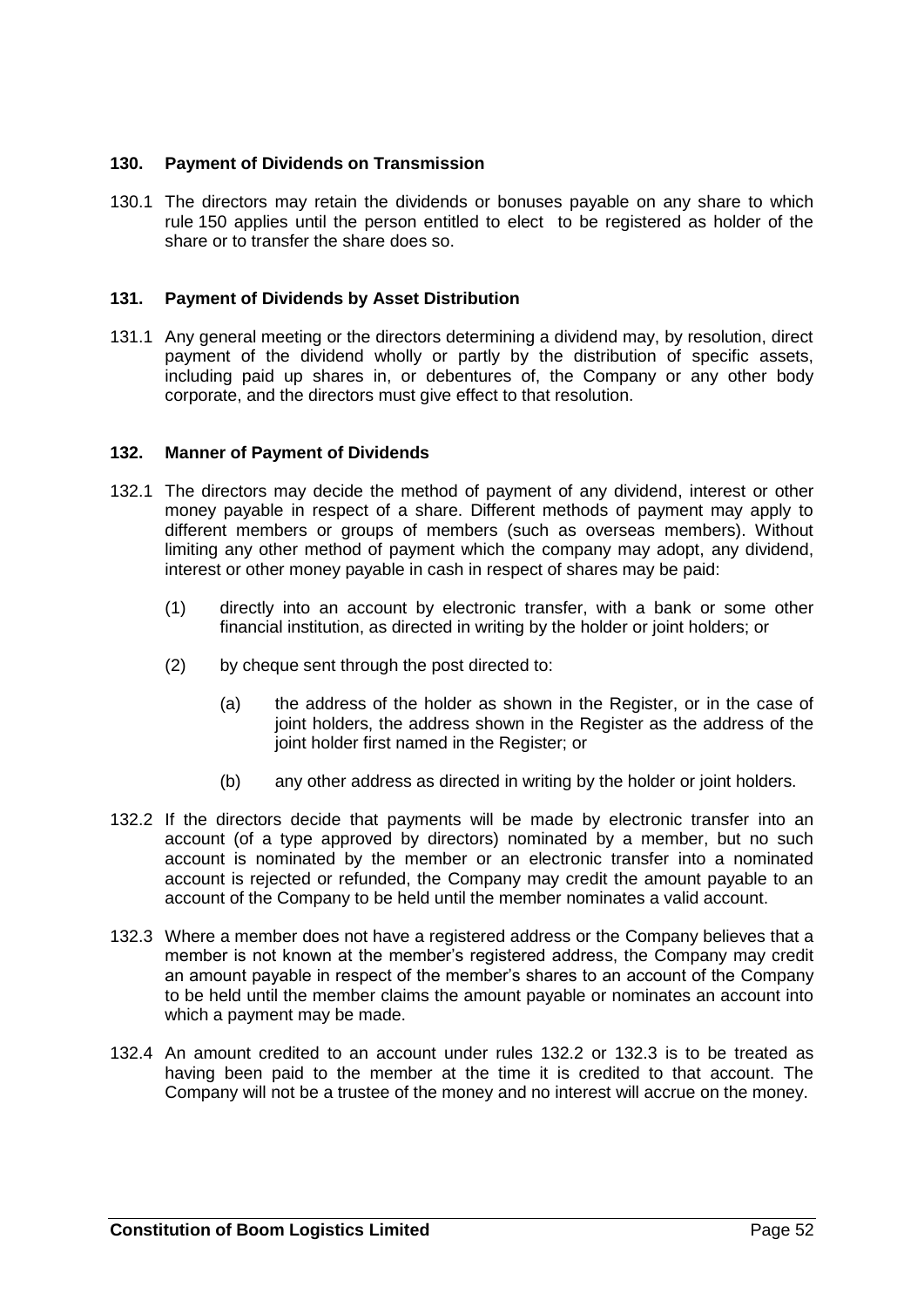## 130. Payment of Dividends on Transmission

130.1 The directors may retain the dividends or bonuses payable on any share to which rule 150 applies until the person entitled to elect to be registered as holder of the share or to transfer the share does so.

## 131. Payment of Dividends by Asset Distribution

131.1 Any general meeting or the directors determining a dividend may, by resolution, direct payment of the dividend wholly or partly by the distribution of specific assets, including paid up shares in, or debentures of, the Company or any other body corporate, and the directors must give effect to that resolution.

## 132. Manner of Payment of Dividends

132.1 The directors may decide the method of payment of any dividend, interest or other money payable in respect of a share. Different methods of payment may apply to different members or groups of members (such as overseas members). Without limiting any other method of payment which the company may adopt, any dividend, interest or other money payable in cash in respect of shares may be paid:

(1) directly into an account by electronic transfer, with a bank or some other financial institution, as directed in writing by the holder or joint holders; or

(2) by cheque sent through the post directed to:

(a) the address of the holder as shown in the Register, or in the case of joint holders, the address shown in the Register as the address of the joint holder first named in the Register; or

(b) any other address as directed in writing by the holder or joint holders.

132.2 If the directors decide that payments will be made by electronic transfer into an account (of a type approved by directors) nominated by a member, but no such account is nominated by the member or an electronic transfer into a nominated account is rejected or refunded, the Company may credit the amount payable to an account of the Company to be held until the member nominates a valid account.

132.3 Where a member does not have a registered address or the Company believes that a member is not known at the member's registered address, the Company may credit an amount payable in respect of the member's shares to an account of the Company to be held until the member claims the amount payable or nominates an account into which a payment may be made.

132.4 An amount credited to an account under rules 132.2 or 132.3 is to be treated as having been paid to the member at the time it is credited to that account. The Company will not be a trustee of the money and no interest will accrue on the money.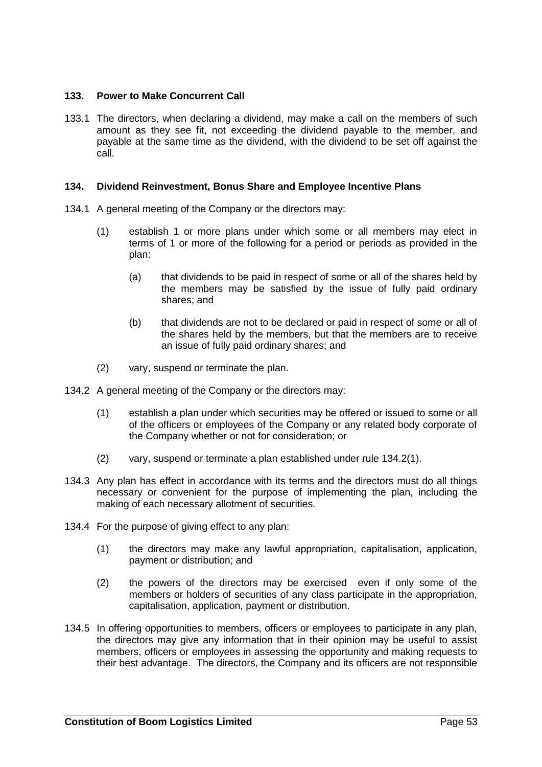### 133. Power to Make Concurrent Call

133.1 The directors, when declaring a dividend, may make a call on the members of such amount as they see fit, not exceeding the dividend payable to the member, and payable at the same time as the dividend, with the dividend to be set off against the call.

### 134. Dividend Reinvestment, Bonus Share and Employee Incentive Plans

134.1 A general meeting of the Company or the directors may:

(1) establish 1 or more plans under which some or all members may elect in terms of 1 or more of the following for a period or periods as provided in the plan:

(a) that dividends to be paid in respect of some or all of the shares held by the members may be satisfied by the issue of fully paid ordinary shares; and

(b) that dividends are not to be declared or paid in respect of some or all of the shares held by the members, but that the members are to receive an issue of fully paid ordinary shares; and

(2) vary, suspend or terminate the plan.

134.2 A general meeting of the Company or the directors may:

(1) establish a plan under which securities may be offered or issued to some or all of the officers or employees of the Company or any related body corporate of the Company whether or not for consideration; or

(2) vary, suspend or terminate a plan established under rule 134.2(1).

134.3 Any plan has effect in accordance with its terms and the directors must do all things necessary or convenient for the purpose of implementing the plan, including the making of each necessary allotment of securities.

134.4 For the purpose of giving effect to any plan:

(1) the directors may make any lawful appropriation, capitalisation, application, payment or distribution; and

(2) the powers of the directors may be exercised even if only some of the members or holders of securities of any class participate in the appropriation, capitalisation, application, payment or distribution.

134.5 In offering opportunities to members, officers or employees to participate in any plan, the directors may give any information that in their opinion may be useful to assist members, officers or employees in assessing the opportunity and making requests to their best advantage. The directors, the Company and its officers are not responsible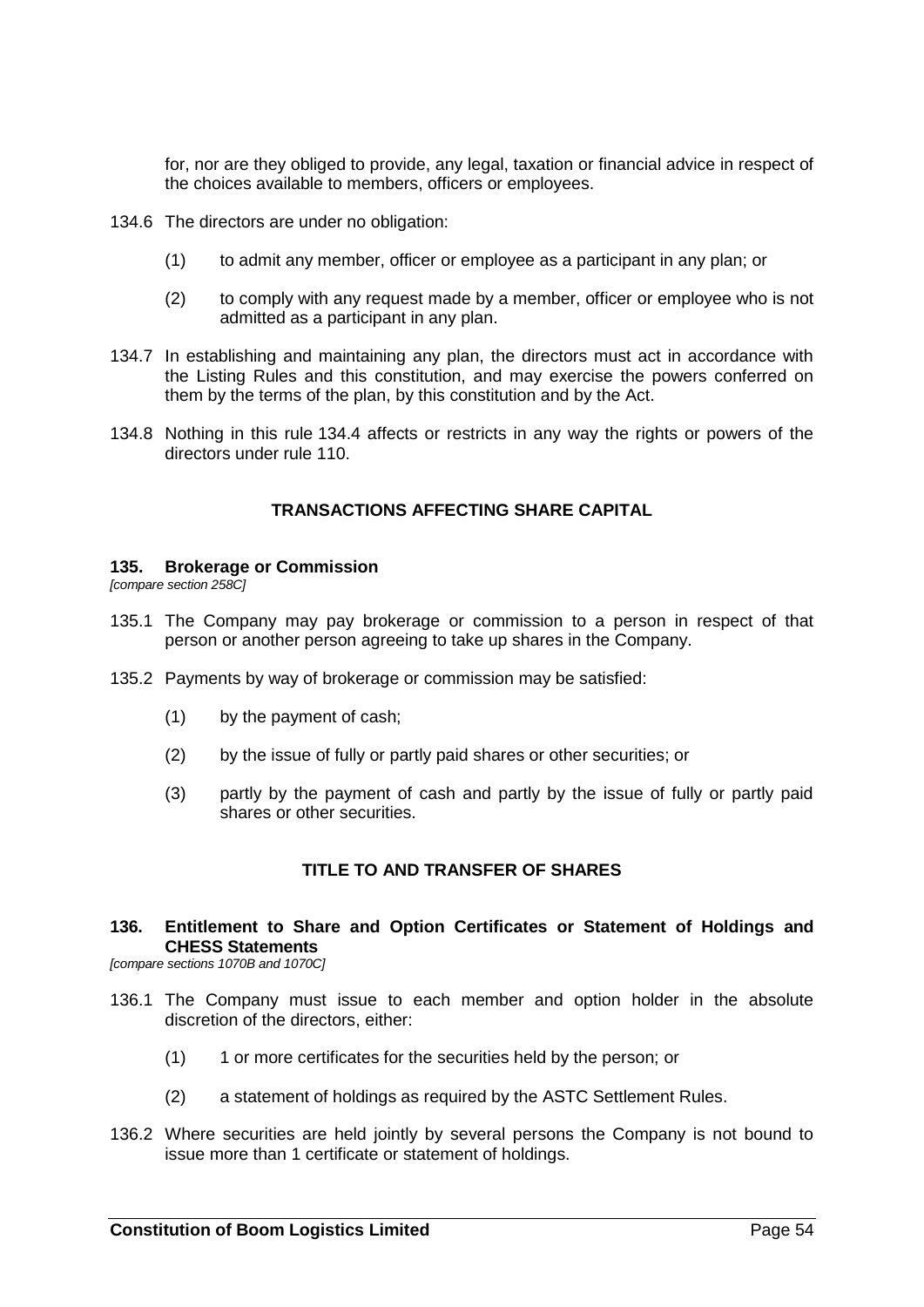for, nor are they obliged to provide, any legal, taxation or financial advice in respect of the choices available to members, officers or employees.

134.6 The directors are under no obligation:

(1) to admit any member, officer or employee as a participant in any plan; or

(2) to comply with any request made by a member, officer or employee who is not admitted as a participant in any plan.

134.7 In establishing and maintaining any plan, the directors must act in accordance with the Listing Rules and this constitution, and may exercise the powers conferred on them by the terms of the plan, by this constitution and by the Act.

134.8 Nothing in this rule 134.4 affects or restricts in any way the rights or powers of the directors under rule 110.

## TRANSACTIONS AFFECTING SHARE CAPITAL

### 135. Brokerage or Commission

*[compare section 258C]*

135.1 The Company may pay brokerage or commission to a person in respect of that person or another person agreeing to take up shares in the Company.

135.2 Payments by way of brokerage or commission may be satisfied:

(1) by the payment of cash;

(2) by the issue of fully or partly paid shares or other securities; or

(3) partly by the payment of cash and partly by the issue of fully or partly paid shares or other securities.

## TITLE TO AND TRANSFER OF SHARES

### 136. Entitlement to Share and Option Certificates or Statement of Holdings and CHESS Statements

*[compare sections 1070B and 1070C]*

136.1 The Company must issue to each member and option holder in the absolute discretion of the directors, either:

(1) 1 or more certificates for the securities held by the person; or

(2) a statement of holdings as required by the ASTC Settlement Rules.

136.2 Where securities are held jointly by several persons the Company is not bound to issue more than 1 certificate or statement of holdings.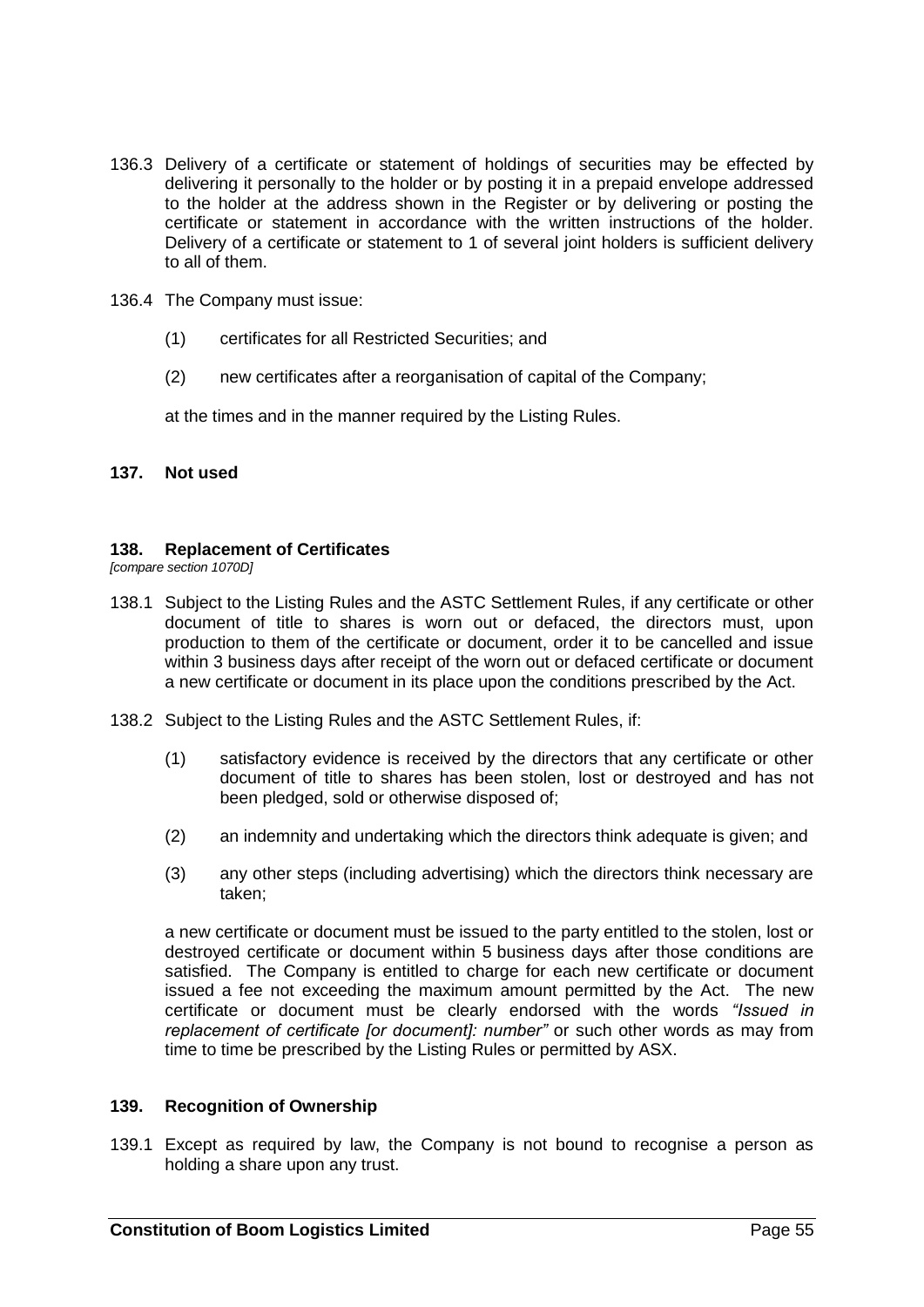136.3 Delivery of a certificate or statement of holdings of securities may be effected by delivering it personally to the holder or by posting it in a prepaid envelope addressed to the holder at the address shown in the Register or by delivering or posting the certificate or statement in accordance with the written instructions of the holder. Delivery of a certificate or statement to 1 of several joint holders is sufficient delivery to all of them.

136.4 The Company must issue:

(1) certificates for all Restricted Securities; and

(2) new certificates after a reorganisation of capital of the Company;

at the times and in the manner required by the Listing Rules.

### 137. Not used

### 138. Replacement of Certificates

*[compare section 1070D]*

138.1 Subject to the Listing Rules and the ASTC Settlement Rules, if any certificate or other document of title to shares is worn out or defaced, the directors must, upon production to them of the certificate or document, order it to be cancelled and issue within 3 business days after receipt of the worn out or defaced certificate or document a new certificate or document in its place upon the conditions prescribed by the Act.

138.2 Subject to the Listing Rules and the ASTC Settlement Rules, if:

(1) satisfactory evidence is received by the directors that any certificate or other document of title to shares has been stolen, lost or destroyed and has not been pledged, sold or otherwise disposed of;

(2) an indemnity and undertaking which the directors think adequate is given; and

(3) any other steps (including advertising) which the directors think necessary are taken;

a new certificate or document must be issued to the party entitled to the stolen, lost or destroyed certificate or document within 5 business days after those conditions are satisfied. The Company is entitled to charge for each new certificate or document issued a fee not exceeding the maximum amount permitted by the Act. The new certificate or document must be clearly endorsed with the words *"Issued in replacement of certificate [or document]: number"* or such other words as may from time to time be prescribed by the Listing Rules or permitted by ASX.

### 139. Recognition of Ownership

139.1 Except as required by law, the Company is not bound to recognise a person as holding a share upon any trust.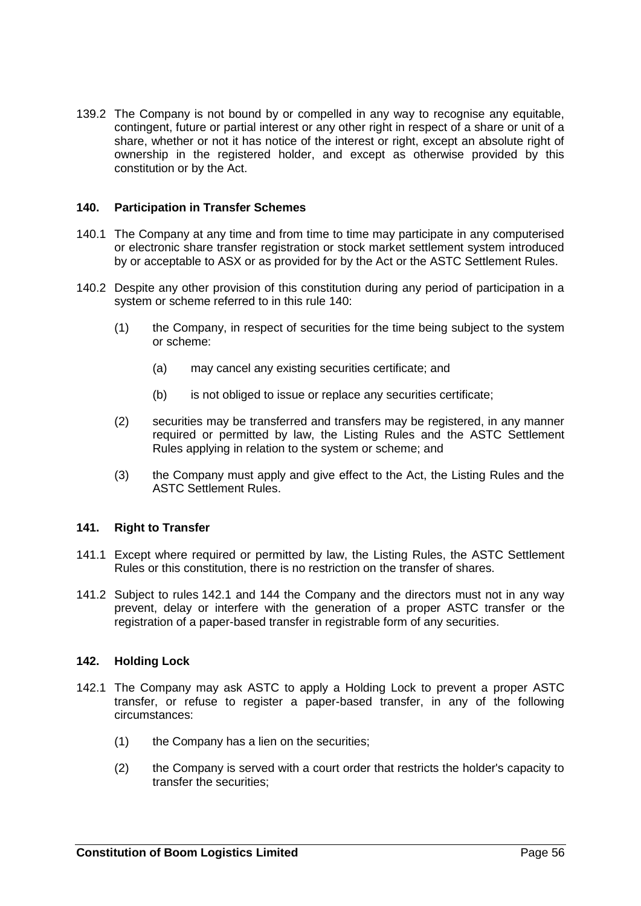139.2 The Company is not bound by or compelled in any way to recognise any equitable, contingent, future or partial interest or any other right in respect of a share or unit of a share, whether or not it has notice of the interest or right, except an absolute right of ownership in the registered holder, and except as otherwise provided by this constitution or by the Act.

### 140. Participation in Transfer Schemes

140.1 The Company at any time and from time to time may participate in any computerised or electronic share transfer registration or stock market settlement system introduced by or acceptable to ASX or as provided for by the Act or the ASTC Settlement Rules.

140.2 Despite any other provision of this constitution during any period of participation in a system or scheme referred to in this rule 140:

(1) the Company, in respect of securities for the time being subject to the system or scheme:

(a) may cancel any existing securities certificate; and

(b) is not obliged to issue or replace any securities certificate;

(2) securities may be transferred and transfers may be registered, in any manner required or permitted by law, the Listing Rules and the ASTC Settlement Rules applying in relation to the system or scheme; and

(3) the Company must apply and give effect to the Act, the Listing Rules and the ASTC Settlement Rules.

### 141. Right to Transfer

141.1 Except where required or permitted by law, the Listing Rules, the ASTC Settlement Rules or this constitution, there is no restriction on the transfer of shares.

141.2 Subject to rules 142.1 and 144 the Company and the directors must not in any way prevent, delay or interfere with the generation of a proper ASTC transfer or the registration of a paper-based transfer in registrable form of any securities.

### 142. Holding Lock

142.1 The Company may ask ASTC to apply a Holding Lock to prevent a proper ASTC transfer, or refuse to register a paper-based transfer, in any of the following circumstances:

(1) the Company has a lien on the securities;

(2) the Company is served with a court order that restricts the holder's capacity to transfer the securities;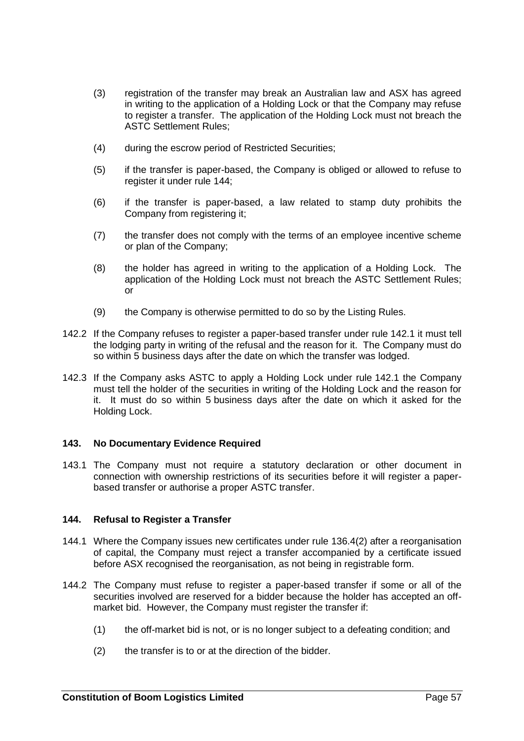(3) registration of the transfer may break an Australian law and ASX has agreed in writing to the application of a Holding Lock or that the Company may refuse to register a transfer. The application of the Holding Lock must not breach the ASTC Settlement Rules;

(4) during the escrow period of Restricted Securities;

(5) if the transfer is paper-based, the Company is obliged or allowed to refuse to register it under rule 144;

(6) if the transfer is paper-based, a law related to stamp duty prohibits the Company from registering it;

(7) the transfer does not comply with the terms of an employee incentive scheme or plan of the Company;

(8) the holder has agreed in writing to the application of a Holding Lock. The application of the Holding Lock must not breach the ASTC Settlement Rules; or

(9) the Company is otherwise permitted to do so by the Listing Rules.

142.2 If the Company refuses to register a paper-based transfer under rule 142.1 it must tell the lodging party in writing of the refusal and the reason for it. The Company must do so within 5 business days after the date on which the transfer was lodged.

142.3 If the Company asks ASTC to apply a Holding Lock under rule 142.1 the Company must tell the holder of the securities in writing of the Holding Lock and the reason for it. It must do so within 5 business days after the date on which it asked for the Holding Lock.

### 143. No Documentary Evidence Required

143.1 The Company must not require a statutory declaration or other document in connection with ownership restrictions of its securities before it will register a paper-based transfer or authorise a proper ASTC transfer.

### 144. Refusal to Register a Transfer

144.1 Where the Company issues new certificates under rule 136.4(2) after a reorganisation of capital, the Company must reject a transfer accompanied by a certificate issued before ASX recognised the reorganisation, as not being in registrable form.

144.2 The Company must refuse to register a paper-based transfer if some or all of the securities involved are reserved for a bidder because the holder has accepted an off-market bid. However, the Company must register the transfer if:

(1) the off-market bid is not, or is no longer subject to a defeating condition; and

(2) the transfer is to or at the direction of the bidder.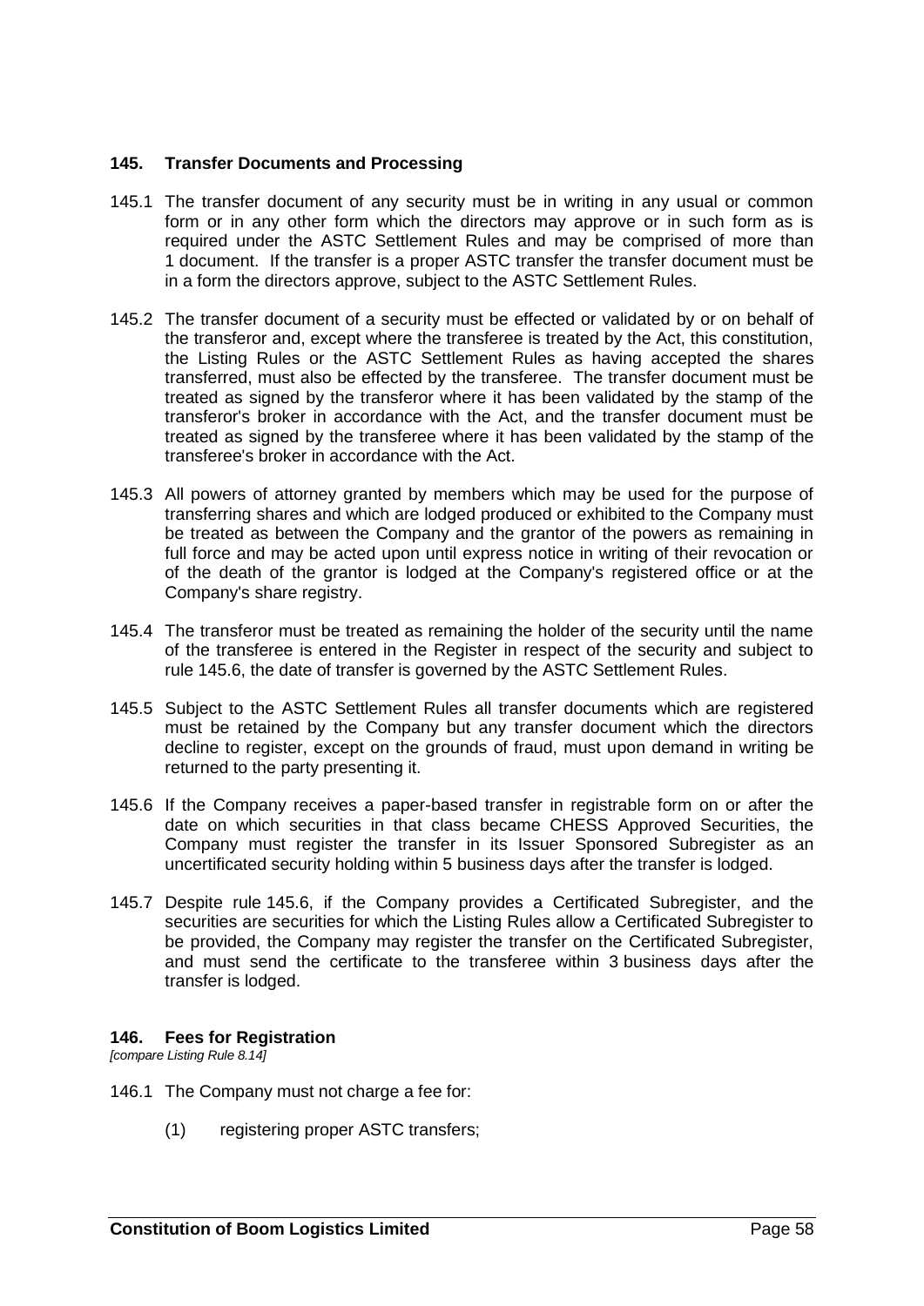## 145. Transfer Documents and Processing

145.1 The transfer document of any security must be in writing in any usual or common form or in any other form which the directors may approve or in such form as is required under the ASTC Settlement Rules and may be comprised of more than 1 document. If the transfer is a proper ASTC transfer the transfer document must be in a form the directors approve, subject to the ASTC Settlement Rules.

145.2 The transfer document of a security must be effected or validated by or on behalf of the transferor and, except where the transferee is treated by the Act, this constitution, the Listing Rules or the ASTC Settlement Rules as having accepted the shares transferred, must also be effected by the transferee. The transfer document must be treated as signed by the transferor where it has been validated by the stamp of the transferor's broker in accordance with the Act, and the transfer document must be treated as signed by the transferee where it has been validated by the stamp of the transferee's broker in accordance with the Act.

145.3 All powers of attorney granted by members which may be used for the purpose of transferring shares and which are lodged produced or exhibited to the Company must be treated as between the Company and the grantor of the powers as remaining in full force and may be acted upon until express notice in writing of their revocation or of the death of the grantor is lodged at the Company's registered office or at the Company's share registry.

145.4 The transferor must be treated as remaining the holder of the security until the name of the transferee is entered in the Register in respect of the security and subject to rule 145.6, the date of transfer is governed by the ASTC Settlement Rules.

145.5 Subject to the ASTC Settlement Rules all transfer documents which are registered must be retained by the Company but any transfer document which the directors decline to register, except on the grounds of fraud, must upon demand in writing be returned to the party presenting it.

145.6 If the Company receives a paper-based transfer in registrable form on or after the date on which securities in that class became CHESS Approved Securities, the Company must register the transfer in its Issuer Sponsored Subregister as an uncertificated security holding within 5 business days after the transfer is lodged.

145.7 Despite rule 145.6, if the Company provides a Certificated Subregister, and the securities are securities for which the Listing Rules allow a Certificated Subregister to be provided, the Company may register the transfer on the Certificated Subregister, and must send the certificate to the transferee within 3 business days after the transfer is lodged.

## 146. Fees for Registration

*[compare Listing Rule 8.14]*

146.1 The Company must not charge a fee for:

(1) registering proper ASTC transfers;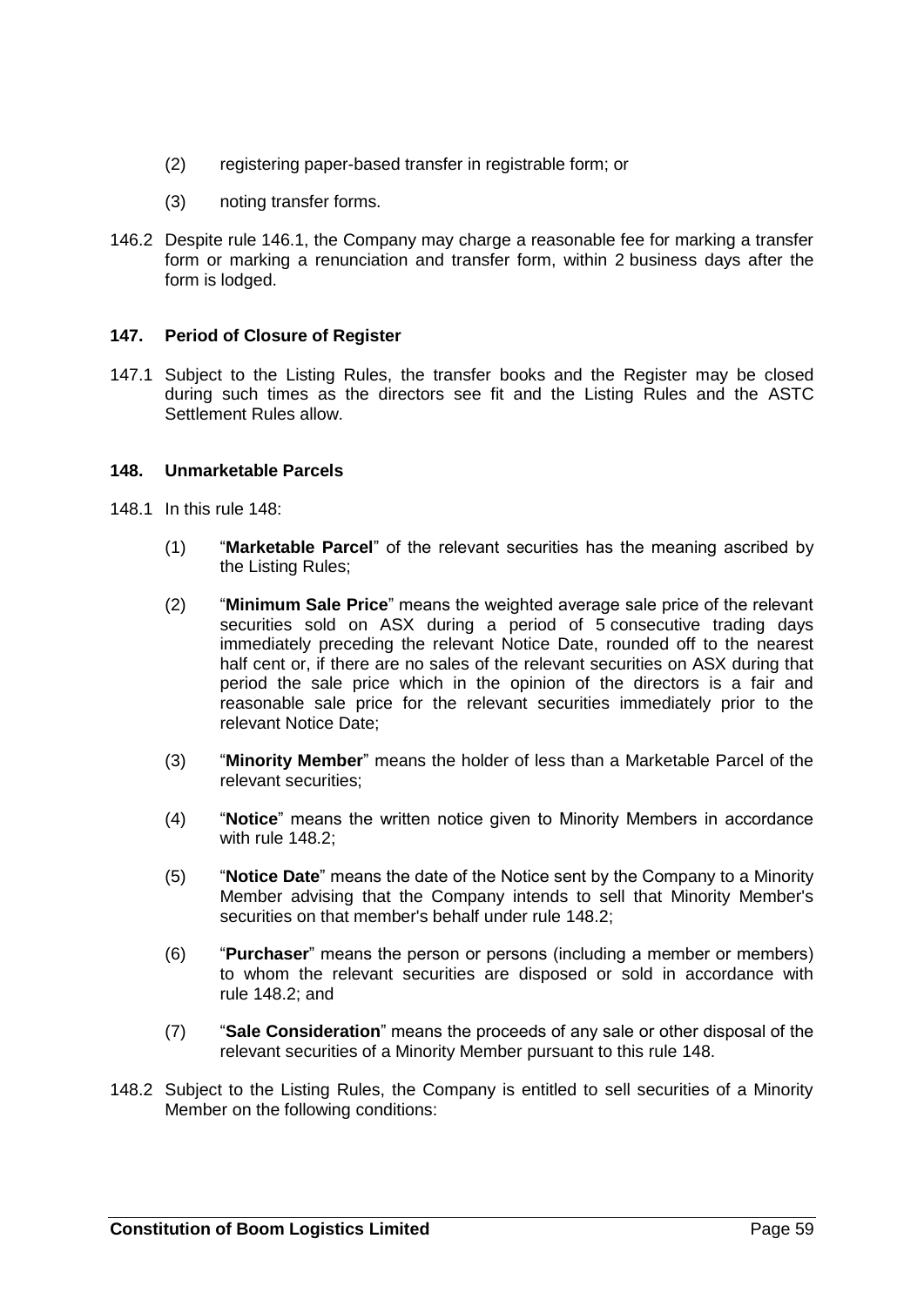(2) registering paper-based transfer in registrable form; or

(3) noting transfer forms.

146.2 Despite rule 146.1, the Company may charge a reasonable fee for marking a transfer form or marking a renunciation and transfer form, within 2 business days after the form is lodged.

### 147. Period of Closure of Register

147.1 Subject to the Listing Rules, the transfer books and the Register may be closed during such times as the directors see fit and the Listing Rules and the ASTC Settlement Rules allow.

### 148. Unmarketable Parcels

148.1 In this rule 148:

(1) "**Marketable Parcel**" of the relevant securities has the meaning ascribed by the Listing Rules;

(2) "**Minimum Sale Price**" means the weighted average sale price of the relevant securities sold on ASX during a period of 5 consecutive trading days immediately preceding the relevant Notice Date, rounded off to the nearest half cent or, if there are no sales of the relevant securities on ASX during that period the sale price which in the opinion of the directors is a fair and reasonable sale price for the relevant securities immediately prior to the relevant Notice Date;

(3) "**Minority Member**" means the holder of less than a Marketable Parcel of the relevant securities;

(4) "**Notice**" means the written notice given to Minority Members in accordance with rule 148.2;

(5) "**Notice Date**" means the date of the Notice sent by the Company to a Minority Member advising that the Company intends to sell that Minority Member's securities on that member's behalf under rule 148.2;

(6) "**Purchaser**" means the person or persons (including a member or members) to whom the relevant securities are disposed or sold in accordance with rule 148.2; and

(7) "**Sale Consideration**" means the proceeds of any sale or other disposal of the relevant securities of a Minority Member pursuant to this rule 148.

148.2 Subject to the Listing Rules, the Company is entitled to sell securities of a Minority Member on the following conditions: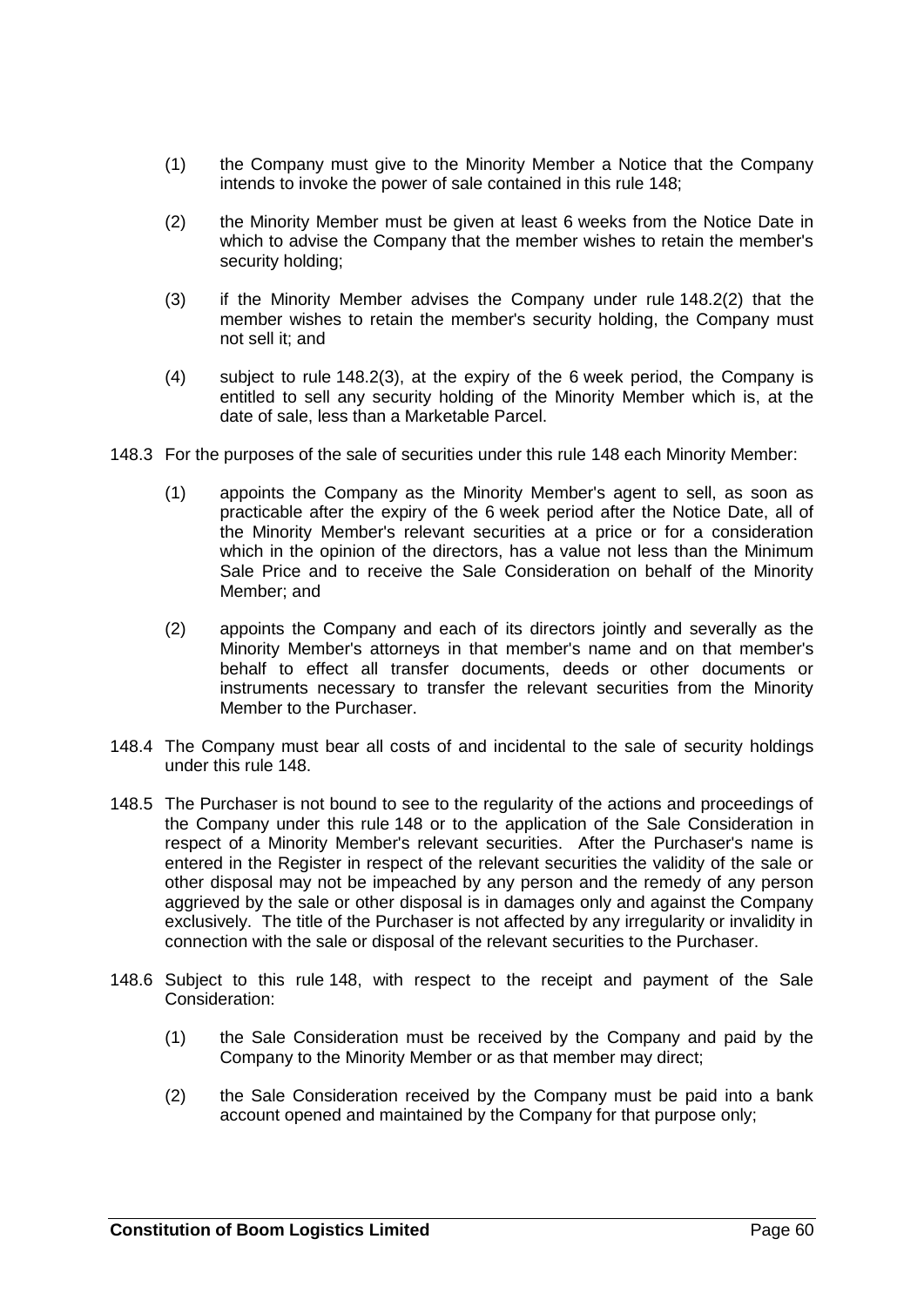(1) the Company must give to the Minority Member a Notice that the Company intends to invoke the power of sale contained in this rule 148;

(2) the Minority Member must be given at least 6 weeks from the Notice Date in which to advise the Company that the member wishes to retain the member's security holding;

(3) if the Minority Member advises the Company under rule 148.2(2) that the member wishes to retain the member's security holding, the Company must not sell it; and

(4) subject to rule 148.2(3), at the expiry of the 6 week period, the Company is entitled to sell any security holding of the Minority Member which is, at the date of sale, less than a Marketable Parcel.

148.3 For the purposes of the sale of securities under this rule 148 each Minority Member:

(1) appoints the Company as the Minority Member's agent to sell, as soon as practicable after the expiry of the 6 week period after the Notice Date, all of the Minority Member's relevant securities at a price or for a consideration which in the opinion of the directors, has a value not less than the Minimum Sale Price and to receive the Sale Consideration on behalf of the Minority Member; and

(2) appoints the Company and each of its directors jointly and severally as the Minority Member's attorneys in that member's name and on that member's behalf to effect all transfer documents, deeds or other documents or instruments necessary to transfer the relevant securities from the Minority Member to the Purchaser.

148.4 The Company must bear all costs of and incidental to the sale of security holdings under this rule 148.

148.5 The Purchaser is not bound to see to the regularity of the actions and proceedings of the Company under this rule 148 or to the application of the Sale Consideration in respect of a Minority Member's relevant securities. After the Purchaser's name is entered in the Register in respect of the relevant securities the validity of the sale or other disposal may not be impeached by any person and the remedy of any person aggrieved by the sale or other disposal is in damages only and against the Company exclusively. The title of the Purchaser is not affected by any irregularity or invalidity in connection with the sale or disposal of the relevant securities to the Purchaser.

148.6 Subject to this rule 148, with respect to the receipt and payment of the Sale Consideration:

(1) the Sale Consideration must be received by the Company and paid by the Company to the Minority Member or as that member may direct;

(2) the Sale Consideration received by the Company must be paid into a bank account opened and maintained by the Company for that purpose only;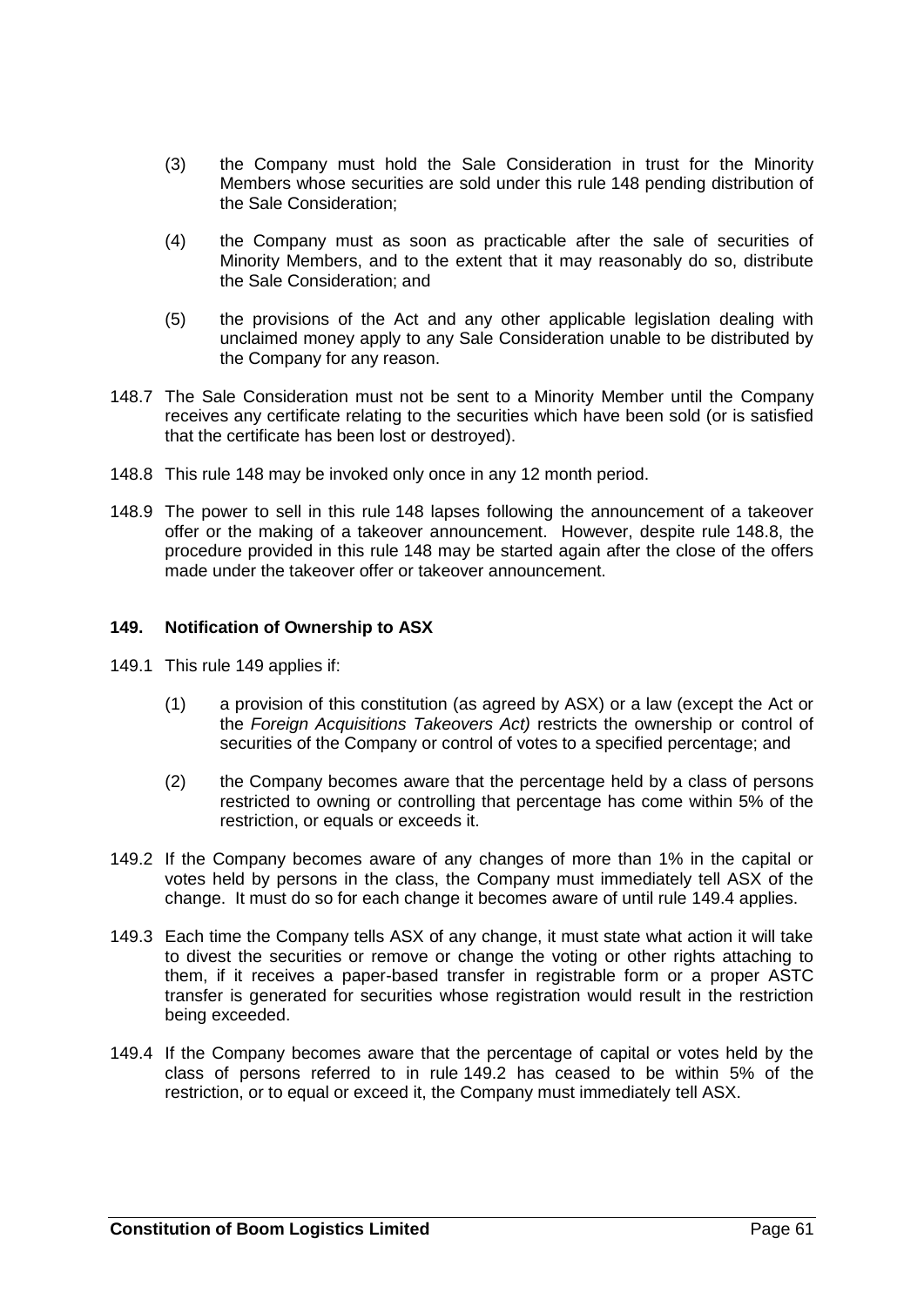(3) the Company must hold the Sale Consideration in trust for the Minority Members whose securities are sold under this rule 148 pending distribution of the Sale Consideration;

(4) the Company must as soon as practicable after the sale of securities of Minority Members, and to the extent that it may reasonably do so, distribute the Sale Consideration; and

(5) the provisions of the Act and any other applicable legislation dealing with unclaimed money apply to any Sale Consideration unable to be distributed by the Company for any reason.

148.7 The Sale Consideration must not be sent to a Minority Member until the Company receives any certificate relating to the securities which have been sold (or is satisfied that the certificate has been lost or destroyed).

148.8 This rule 148 may be invoked only once in any 12 month period.

148.9 The power to sell in this rule 148 lapses following the announcement of a takeover offer or the making of a takeover announcement. However, despite rule 148.8, the procedure provided in this rule 148 may be started again after the close of the offers made under the takeover offer or takeover announcement.

**149. Notification of Ownership to ASX**

149.1 This rule 149 applies if:

(1) a provision of this constitution (as agreed by ASX) or a law (except the Act or the *Foreign Acquisitions Takeovers Act)* restricts the ownership or control of securities of the Company or control of votes to a specified percentage; and

(2) the Company becomes aware that the percentage held by a class of persons restricted to owning or controlling that percentage has come within 5% of the restriction, or equals or exceeds it.

149.2 If the Company becomes aware of any changes of more than 1% in the capital or votes held by persons in the class, the Company must immediately tell ASX of the change. It must do so for each change it becomes aware of until rule 149.4 applies.

149.3 Each time the Company tells ASX of any change, it must state what action it will take to divest the securities or remove or change the voting or other rights attaching to them, if it receives a paper-based transfer in registrable form or a proper ASTC transfer is generated for securities whose registration would result in the restriction being exceeded.

149.4 If the Company becomes aware that the percentage of capital or votes held by the class of persons referred to in rule 149.2 has ceased to be within 5% of the restriction, or to equal or exceed it, the Company must immediately tell ASX.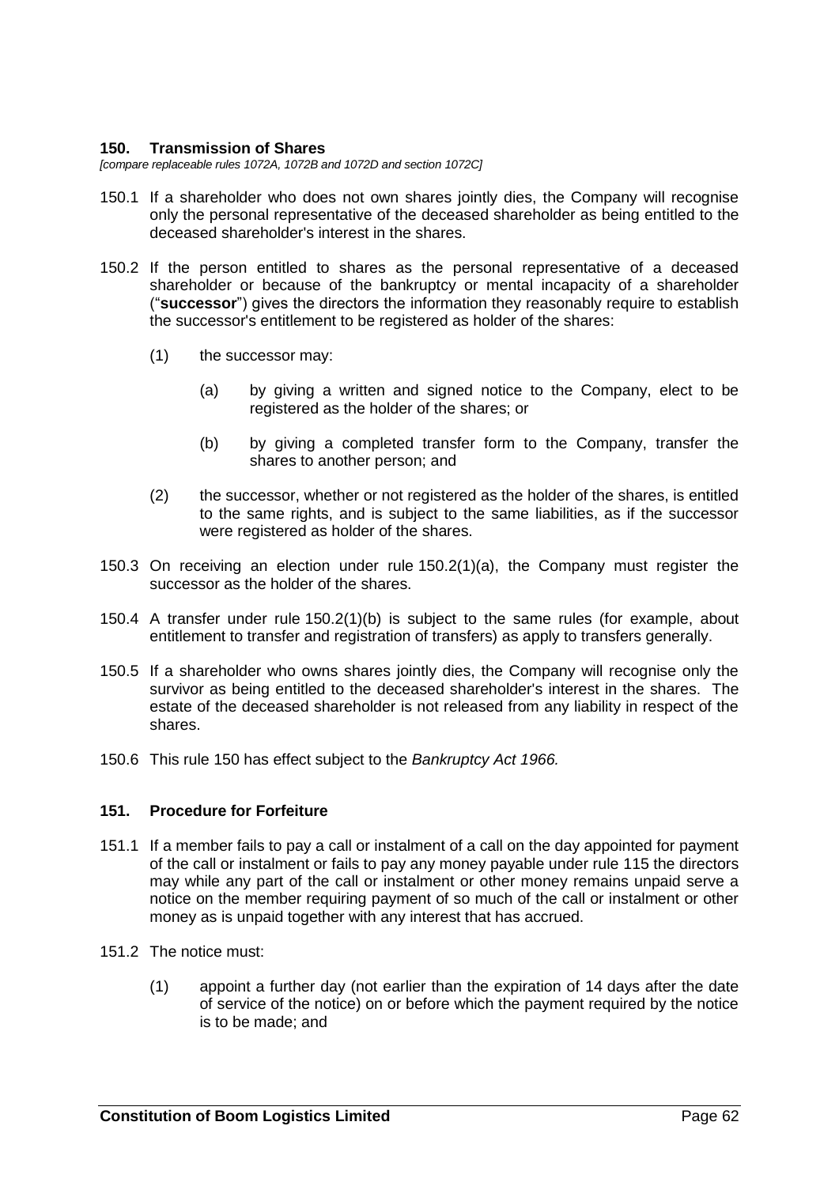## 150. Transmission of Shares

*[compare replaceable rules 1072A, 1072B and 1072D and section 1072C]*

150.1 If a shareholder who does not own shares jointly dies, the Company will recognise only the personal representative of the deceased shareholder as being entitled to the deceased shareholder's interest in the shares.

150.2 If the person entitled to shares as the personal representative of a deceased shareholder or because of the bankruptcy or mental incapacity of a shareholder ("**successor**") gives the directors the information they reasonably require to establish the successor's entitlement to be registered as holder of the shares:

(1) the successor may:

(a) by giving a written and signed notice to the Company, elect to be registered as the holder of the shares; or

(b) by giving a completed transfer form to the Company, transfer the shares to another person; and

(2) the successor, whether or not registered as the holder of the shares, is entitled to the same rights, and is subject to the same liabilities, as if the successor were registered as holder of the shares.

150.3 On receiving an election under rule 150.2(1)(a), the Company must register the successor as the holder of the shares.

150.4 A transfer under rule 150.2(1)(b) is subject to the same rules (for example, about entitlement to transfer and registration of transfers) as apply to transfers generally.

150.5 If a shareholder who owns shares jointly dies, the Company will recognise only the survivor as being entitled to the deceased shareholder's interest in the shares. The estate of the deceased shareholder is not released from any liability in respect of the shares.

150.6 This rule 150 has effect subject to the *Bankruptcy Act 1966.*

## 151. Procedure for Forfeiture

151.1 If a member fails to pay a call or instalment of a call on the day appointed for payment of the call or instalment or fails to pay any money payable under rule 115 the directors may while any part of the call or instalment or other money remains unpaid serve a notice on the member requiring payment of so much of the call or instalment or other money as is unpaid together with any interest that has accrued.

151.2 The notice must:

(1) appoint a further day (not earlier than the expiration of 14 days after the date of service of the notice) on or before which the payment required by the notice is to be made; and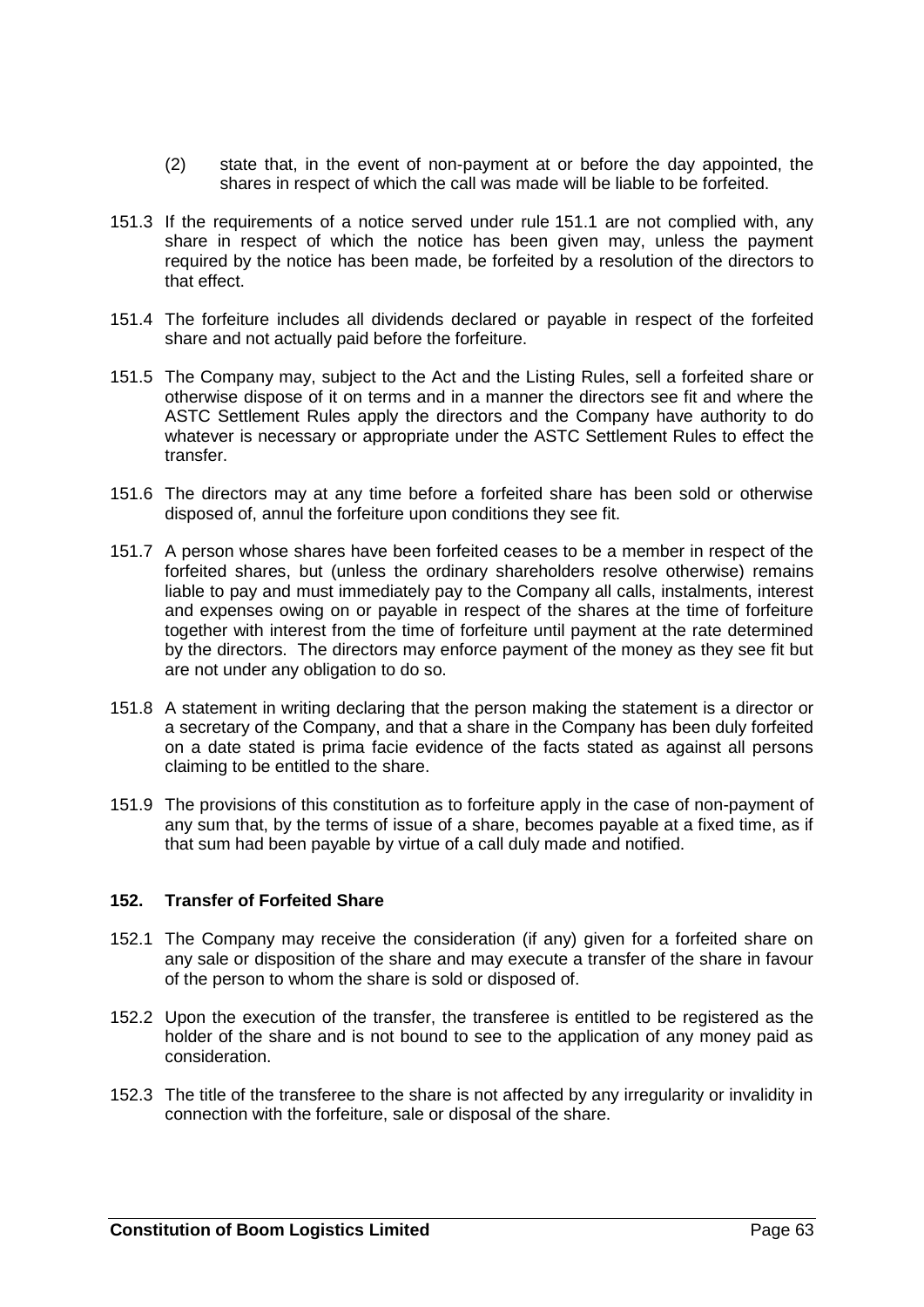(2) state that, in the event of non-payment at or before the day appointed, the shares in respect of which the call was made will be liable to be forfeited.

151.3 If the requirements of a notice served under rule 151.1 are not complied with, any share in respect of which the notice has been given may, unless the payment required by the notice has been made, be forfeited by a resolution of the directors to that effect.

151.4 The forfeiture includes all dividends declared or payable in respect of the forfeited share and not actually paid before the forfeiture.

151.5 The Company may, subject to the Act and the Listing Rules, sell a forfeited share or otherwise dispose of it on terms and in a manner the directors see fit and where the ASTC Settlement Rules apply the directors and the Company have authority to do whatever is necessary or appropriate under the ASTC Settlement Rules to effect the transfer.

151.6 The directors may at any time before a forfeited share has been sold or otherwise disposed of, annul the forfeiture upon conditions they see fit.

151.7 A person whose shares have been forfeited ceases to be a member in respect of the forfeited shares, but (unless the ordinary shareholders resolve otherwise) remains liable to pay and must immediately pay to the Company all calls, instalments, interest and expenses owing on or payable in respect of the shares at the time of forfeiture together with interest from the time of forfeiture until payment at the rate determined by the directors. The directors may enforce payment of the money as they see fit but are not under any obligation to do so.

151.8 A statement in writing declaring that the person making the statement is a director or a secretary of the Company, and that a share in the Company has been duly forfeited on a date stated is prima facie evidence of the facts stated as against all persons claiming to be entitled to the share.

151.9 The provisions of this constitution as to forfeiture apply in the case of non-payment of any sum that, by the terms of issue of a share, becomes payable at a fixed time, as if that sum had been payable by virtue of a call duly made and notified.

## 152. Transfer of Forfeited Share

152.1 The Company may receive the consideration (if any) given for a forfeited share on any sale or disposition of the share and may execute a transfer of the share in favour of the person to whom the share is sold or disposed of.

152.2 Upon the execution of the transfer, the transferee is entitled to be registered as the holder of the share and is not bound to see to the application of any money paid as consideration.

152.3 The title of the transferee to the share is not affected by any irregularity or invalidity in connection with the forfeiture, sale or disposal of the share.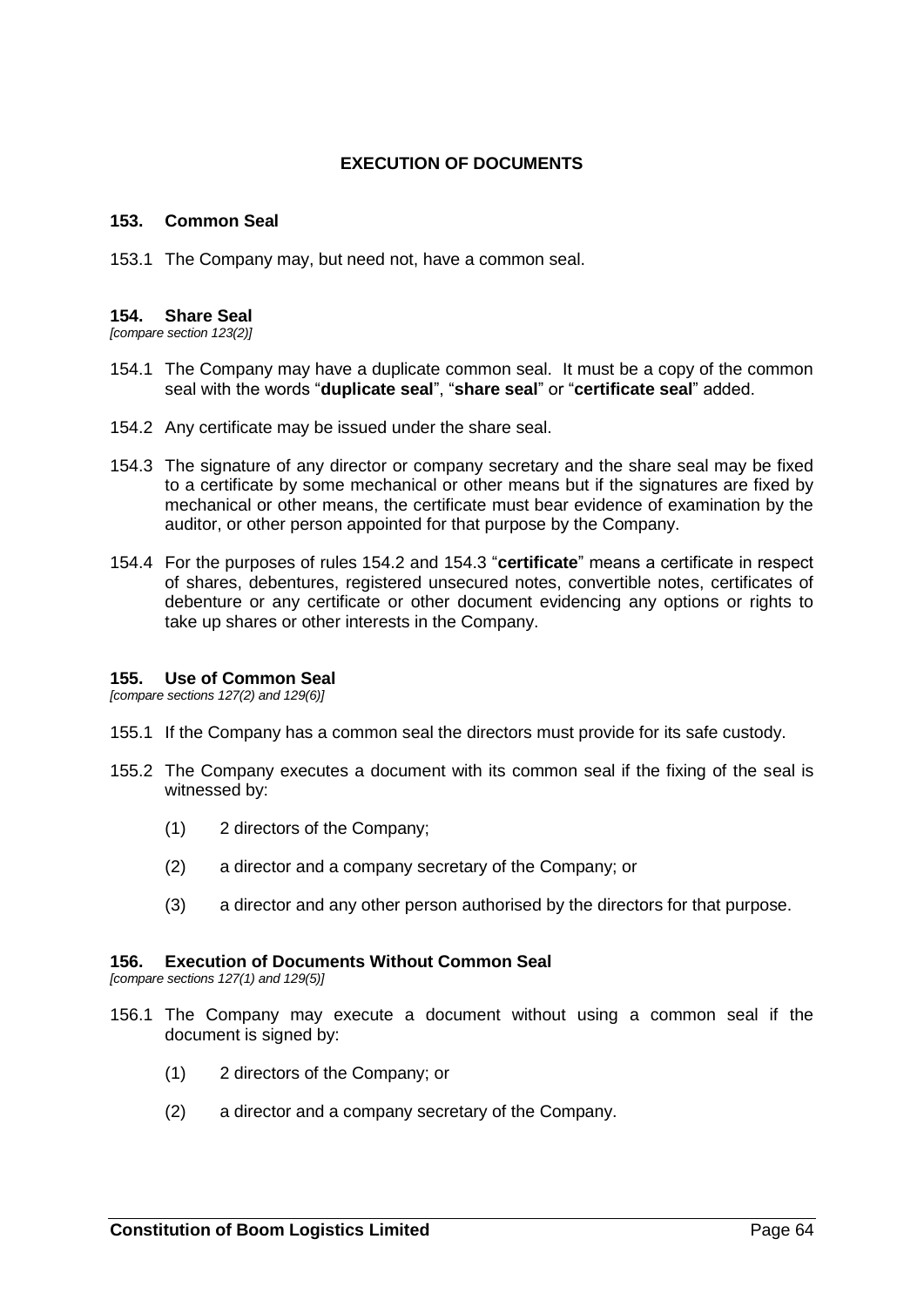## EXECUTION OF DOCUMENTS

### 153. Common Seal

153.1 The Company may, but need not, have a common seal.

### 154. Share Seal

*[compare section 123(2)]*

154.1 The Company may have a duplicate common seal. It must be a copy of the common seal with the words "**duplicate seal**", "**share seal**" or "**certificate seal**" added.

154.2 Any certificate may be issued under the share seal.

154.3 The signature of any director or company secretary and the share seal may be fixed to a certificate by some mechanical or other means but if the signatures are fixed by mechanical or other means, the certificate must bear evidence of examination by the auditor, or other person appointed for that purpose by the Company.

154.4 For the purposes of rules 154.2 and 154.3 "**certificate**" means a certificate in respect of shares, debentures, registered unsecured notes, convertible notes, certificates of debenture or any certificate or other document evidencing any options or rights to take up shares or other interests in the Company.

### 155. Use of Common Seal

*[compare sections 127(2) and 129(6)]*

155.1 If the Company has a common seal the directors must provide for its safe custody.

155.2 The Company executes a document with its common seal if the fixing of the seal is witnessed by:

(1) 2 directors of the Company;

(2) a director and a company secretary of the Company; or

(3) a director and any other person authorised by the directors for that purpose.

### 156. Execution of Documents Without Common Seal

*[compare sections 127(1) and 129(5)]*

156.1 The Company may execute a document without using a common seal if the document is signed by:

(1) 2 directors of the Company; or

(2) a director and a company secretary of the Company.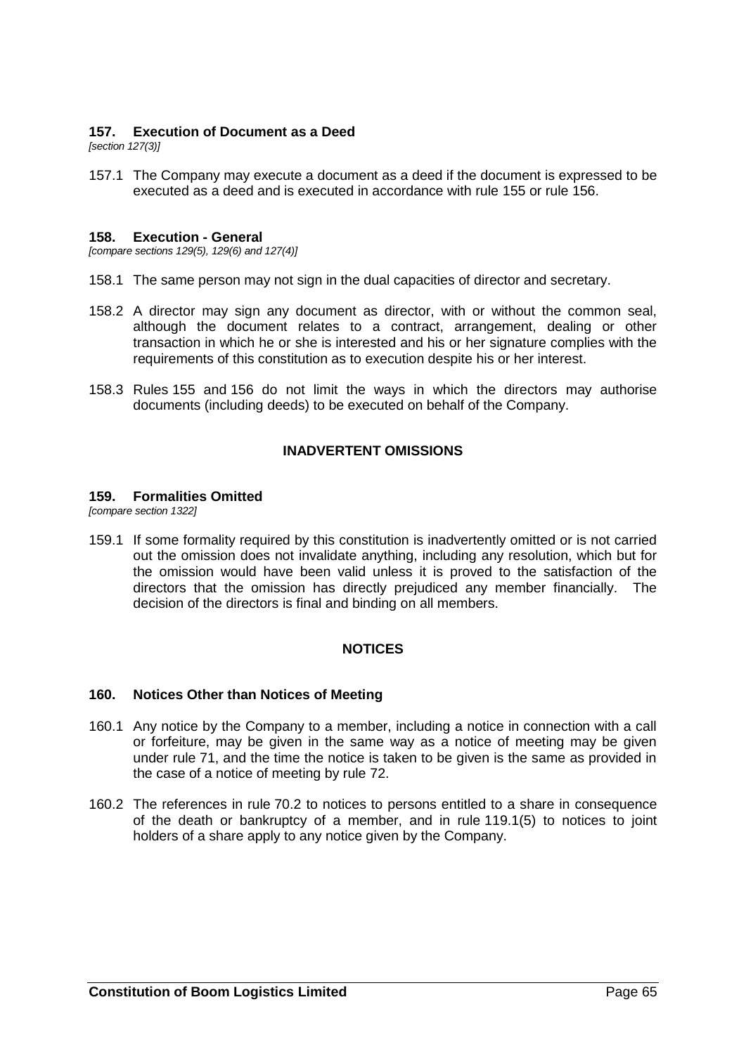### 157. Execution of Document as a Deed

*[section 127(3)]*

157.1 The Company may execute a document as a deed if the document is expressed to be executed as a deed and is executed in accordance with rule 155 or rule 156.

### 158. Execution - General

*[compare sections 129(5), 129(6) and 127(4)]*

158.1 The same person may not sign in the dual capacities of director and secretary.

158.2 A director may sign any document as director, with or without the common seal, although the document relates to a contract, arrangement, dealing or other transaction in which he or she is interested and his or her signature complies with the requirements of this constitution as to execution despite his or her interest.

158.3 Rules 155 and 156 do not limit the ways in which the directors may authorise documents (including deeds) to be executed on behalf of the Company.

## INADVERTENT OMISSIONS

### 159. Formalities Omitted

*[compare section 1322]*

159.1 If some formality required by this constitution is inadvertently omitted or is not carried out the omission does not invalidate anything, including any resolution, which but for the omission would have been valid unless it is proved to the satisfaction of the directors that the omission has directly prejudiced any member financially. The decision of the directors is final and binding on all members.

## NOTICES

### 160. Notices Other than Notices of Meeting

160.1 Any notice by the Company to a member, including a notice in connection with a call or forfeiture, may be given in the same way as a notice of meeting may be given under rule 71, and the time the notice is taken to be given is the same as provided in the case of a notice of meeting by rule 72.

160.2 The references in rule 70.2 to notices to persons entitled to a share in consequence of the death or bankruptcy of a member, and in rule 119.1(5) to notices to joint holders of a share apply to any notice given by the Company.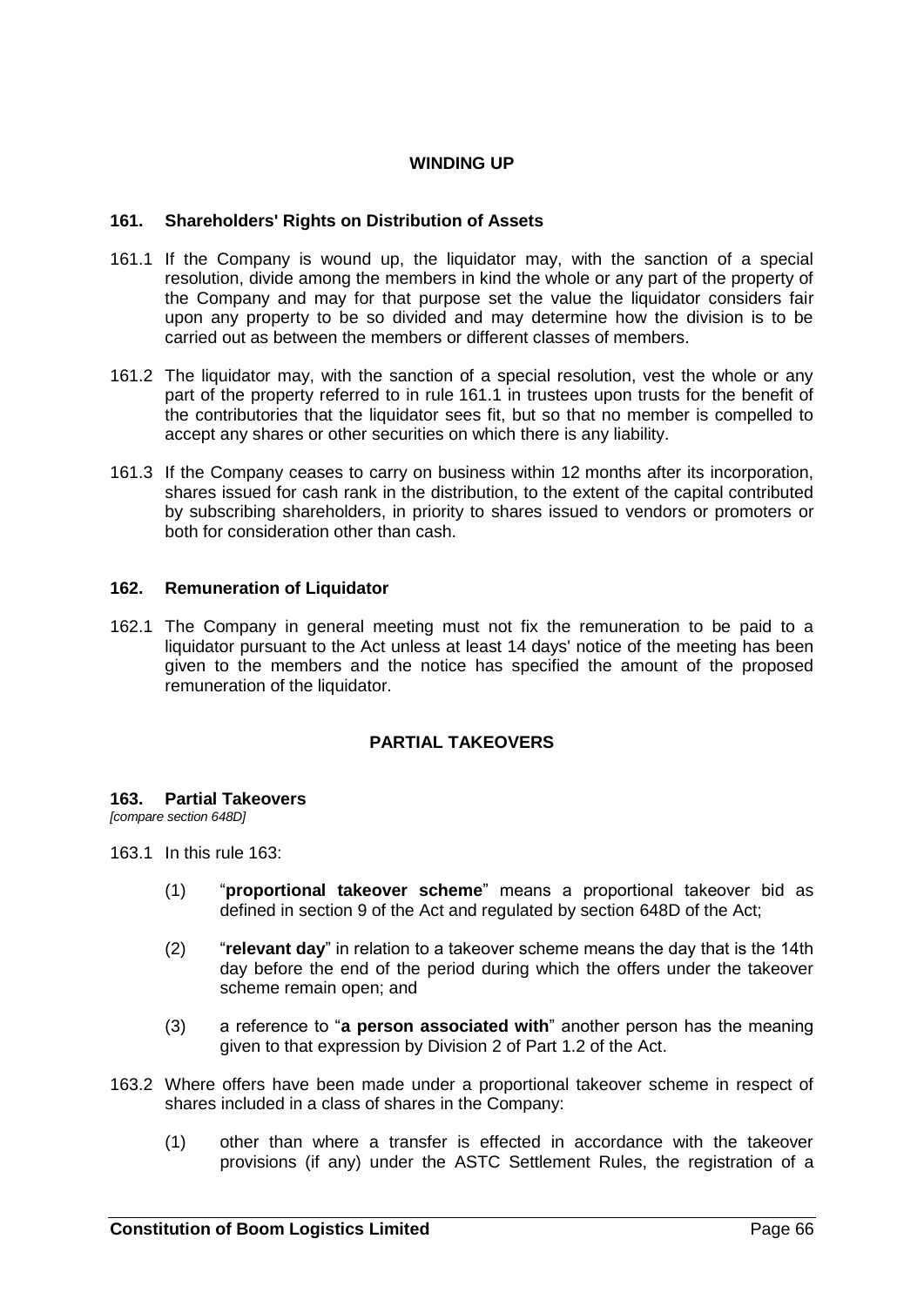## WINDING UP

### 161. Shareholders' Rights on Distribution of Assets

161.1 If the Company is wound up, the liquidator may, with the sanction of a special resolution, divide among the members in kind the whole or any part of the property of the Company and may for that purpose set the value the liquidator considers fair upon any property to be so divided and may determine how the division is to be carried out as between the members or different classes of members.

161.2 The liquidator may, with the sanction of a special resolution, vest the whole or any part of the property referred to in rule 161.1 in trustees upon trusts for the benefit of the contributories that the liquidator sees fit, but so that no member is compelled to accept any shares or other securities on which there is any liability.

161.3 If the Company ceases to carry on business within 12 months after its incorporation, shares issued for cash rank in the distribution, to the extent of the capital contributed by subscribing shareholders, in priority to shares issued to vendors or promoters or both for consideration other than cash.

### 162. Remuneration of Liquidator

162.1 The Company in general meeting must not fix the remuneration to be paid to a liquidator pursuant to the Act unless at least 14 days' notice of the meeting has been given to the members and the notice has specified the amount of the proposed remuneration of the liquidator.

## PARTIAL TAKEOVERS

### 163. Partial Takeovers

*[compare section 648D]*

163.1 In this rule 163:

(1) "**proportional takeover scheme**" means a proportional takeover bid as defined in section 9 of the Act and regulated by section 648D of the Act;

(2) "**relevant day**" in relation to a takeover scheme means the day that is the 14th day before the end of the period during which the offers under the takeover scheme remain open; and

(3) a reference to "**a person associated with**" another person has the meaning given to that expression by Division 2 of Part 1.2 of the Act.

163.2 Where offers have been made under a proportional takeover scheme in respect of shares included in a class of shares in the Company:

(1) other than where a transfer is effected in accordance with the takeover provisions (if any) under the ASTC Settlement Rules, the registration of a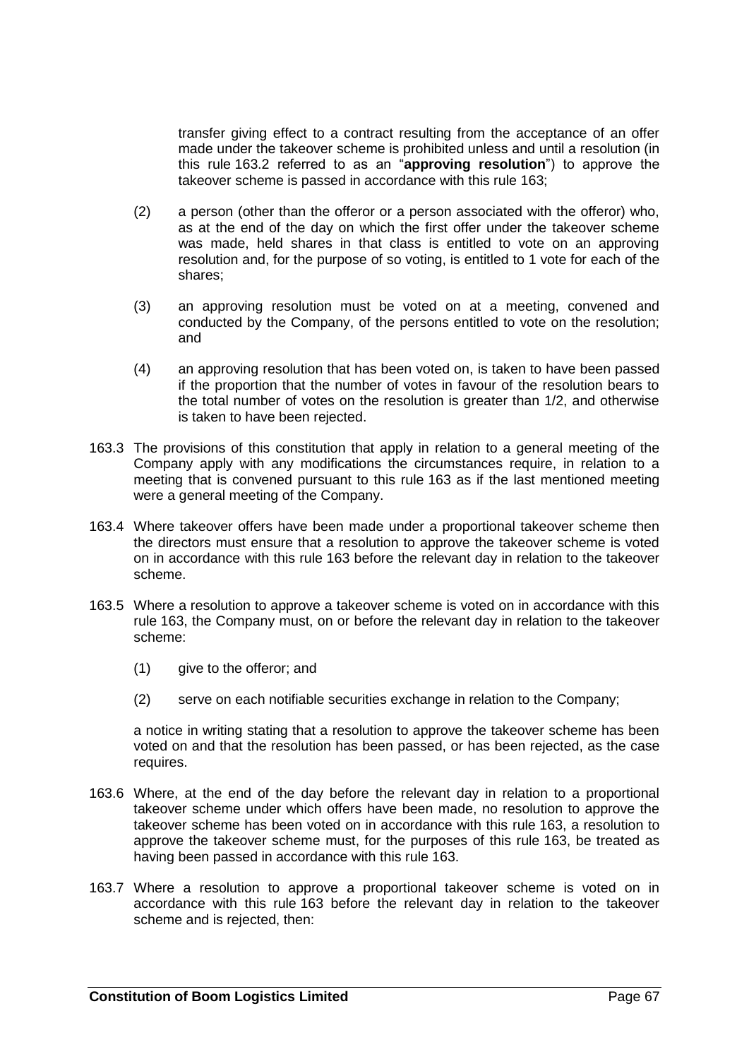transfer giving effect to a contract resulting from the acceptance of an offer made under the takeover scheme is prohibited unless and until a resolution (in this rule 163.2 referred to as an "**approving resolution**") to approve the takeover scheme is passed in accordance with this rule 163;

(2) a person (other than the offeror or a person associated with the offeror) who, as at the end of the day on which the first offer under the takeover scheme was made, held shares in that class is entitled to vote on an approving resolution and, for the purpose of so voting, is entitled to 1 vote for each of the shares;

(3) an approving resolution must be voted on at a meeting, convened and conducted by the Company, of the persons entitled to vote on the resolution; and

(4) an approving resolution that has been voted on, is taken to have been passed if the proportion that the number of votes in favour of the resolution bears to the total number of votes on the resolution is greater than 1/2, and otherwise is taken to have been rejected.

163.3 The provisions of this constitution that apply in relation to a general meeting of the Company apply with any modifications the circumstances require, in relation to a meeting that is convened pursuant to this rule 163 as if the last mentioned meeting were a general meeting of the Company.

163.4 Where takeover offers have been made under a proportional takeover scheme then the directors must ensure that a resolution to approve the takeover scheme is voted on in accordance with this rule 163 before the relevant day in relation to the takeover scheme.

163.5 Where a resolution to approve a takeover scheme is voted on in accordance with this rule 163, the Company must, on or before the relevant day in relation to the takeover scheme:

(1) give to the offeror; and

(2) serve on each notifiable securities exchange in relation to the Company;

a notice in writing stating that a resolution to approve the takeover scheme has been voted on and that the resolution has been passed, or has been rejected, as the case requires.

163.6 Where, at the end of the day before the relevant day in relation to a proportional takeover scheme under which offers have been made, no resolution to approve the takeover scheme has been voted on in accordance with this rule 163, a resolution to approve the takeover scheme must, for the purposes of this rule 163, be treated as having been passed in accordance with this rule 163.

163.7 Where a resolution to approve a proportional takeover scheme is voted on in accordance with this rule 163 before the relevant day in relation to the takeover scheme and is rejected, then: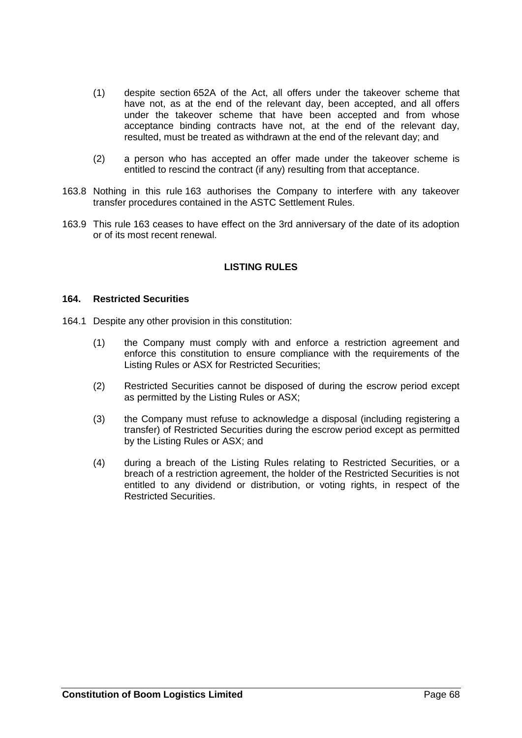(1) despite section 652A of the Act, all offers under the takeover scheme that have not, as at the end of the relevant day, been accepted, and all offers under the takeover scheme that have been accepted and from whose acceptance binding contracts have not, at the end of the relevant day, resulted, must be treated as withdrawn at the end of the relevant day; and

(2) a person who has accepted an offer made under the takeover scheme is entitled to rescind the contract (if any) resulting from that acceptance.

163.8 Nothing in this rule 163 authorises the Company to interfere with any takeover transfer procedures contained in the ASTC Settlement Rules.

163.9 This rule 163 ceases to have effect on the 3rd anniversary of the date of its adoption or of its most recent renewal.

## LISTING RULES

### 164. Restricted Securities

164.1 Despite any other provision in this constitution:

(1) the Company must comply with and enforce a restriction agreement and enforce this constitution to ensure compliance with the requirements of the Listing Rules or ASX for Restricted Securities;

(2) Restricted Securities cannot be disposed of during the escrow period except as permitted by the Listing Rules or ASX;

(3) the Company must refuse to acknowledge a disposal (including registering a transfer) of Restricted Securities during the escrow period except as permitted by the Listing Rules or ASX; and

(4) during a breach of the Listing Rules relating to Restricted Securities, or a breach of a restriction agreement, the holder of the Restricted Securities is not entitled to any dividend or distribution, or voting rights, in respect of the Restricted Securities.